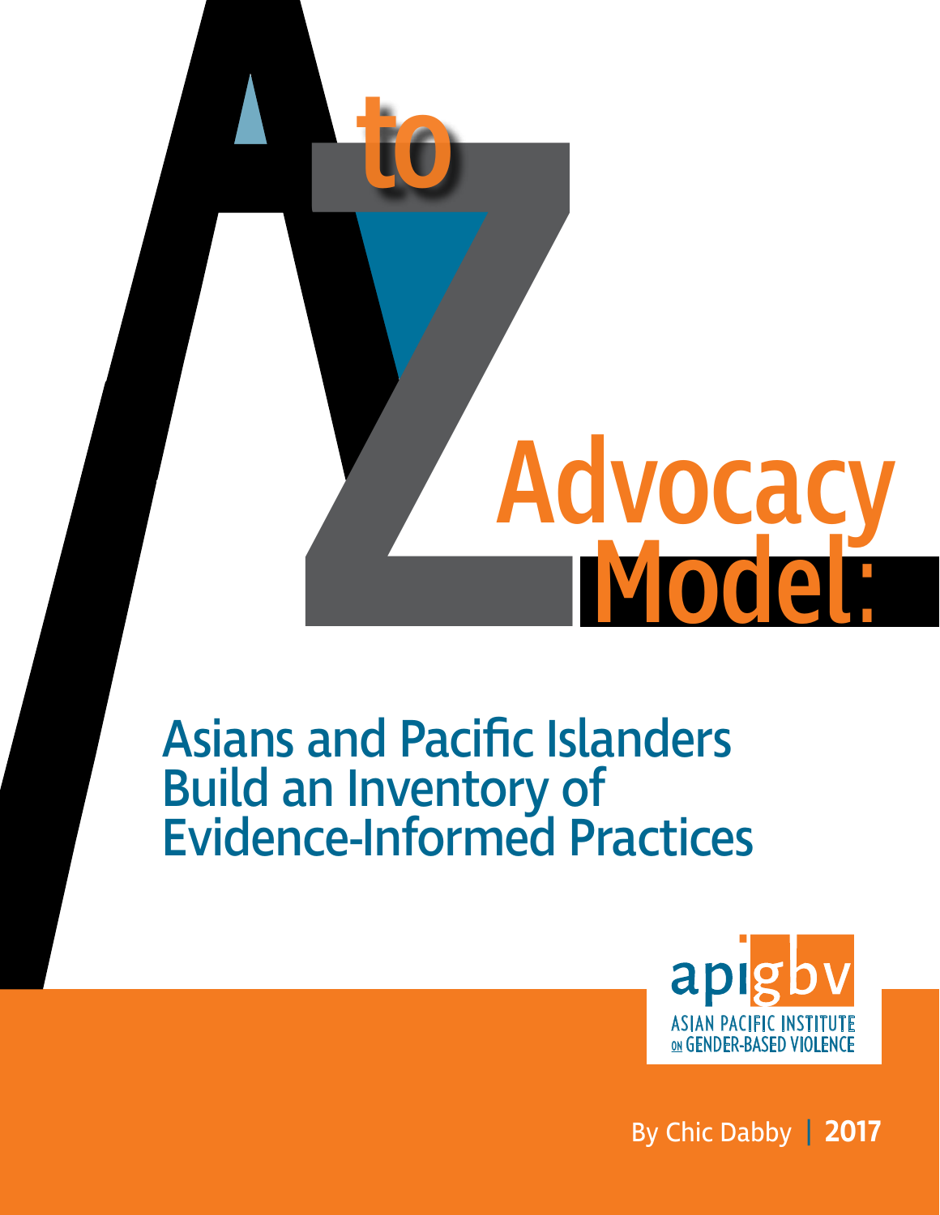# A to Z Advocacy Model:

## Asians and Pacific Islanders Build an Inventory of Evidence-Informed Practices

api gbv

ASIAN PACIFIC INSTITUTE ON GENDER-BASED VIOLENCE

By Chic Dabby | 2017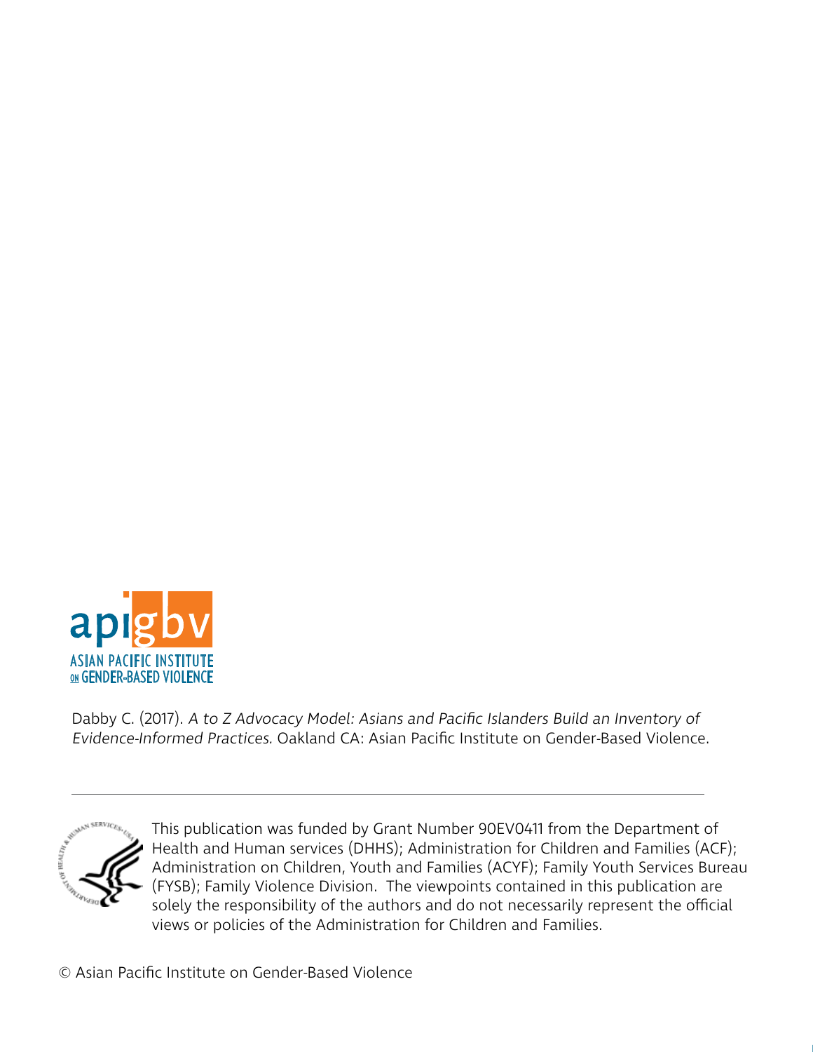apigbv

ASIAN PACIFIC INSTITUTE ON GENDER-BASED VIOLENCE

Dabby C. (2017). *A to Z Advocacy Model: Asians and Pacific Islanders Build an Inventory of Evidence-Informed Practices.* Oakland CA: Asian Pacific Institute on Gender-Based Violence.

---

This publication was funded by Grant Number 90EV0411 from the Department of Health and Human services (DHHS); Administration for Children and Families (ACF); Administration on Children, Youth and Families (ACYF); Family Youth Services Bureau (FYSB); Family Violence Division. The viewpoints contained in this publication are solely the responsibility of the authors and do not necessarily represent the official views or policies of the Administration for Children and Families.

© Asian Pacific Institute on Gender-Based Violence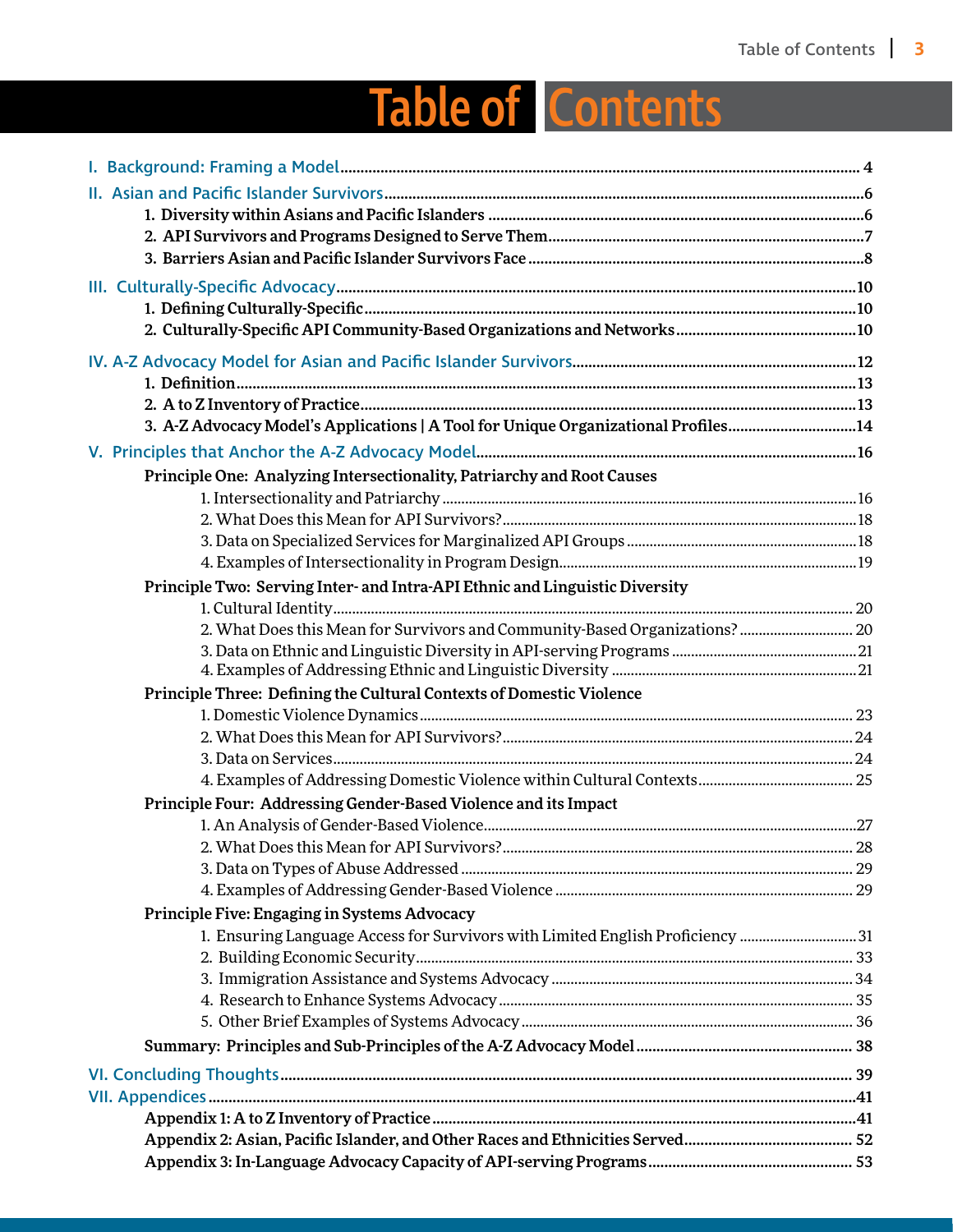# Table of Contents

I. Background: Framing a Model .......... 4

II. Asian and Pacific Islander Survivors .......... 6

- 1. **Diversity within Asians and Pacific Islanders** .......... 6
- 2. **API Survivors and Programs Designed to Serve Them** .......... 7
- 3. **Barriers Asian and Pacific Islander Survivors Face** .......... 8

III. Culturally-Specific Advocacy .......... 10

- 1. **Defining Culturally-Specific** .......... 10
- 2. **Culturally-Specific API Community-Based Organizations and Networks** .......... 10

IV. A-Z Advocacy Model for Asian and Pacific Islander Survivors .......... 12

- 1. **Definition** .......... 13
- 2. **A to Z Inventory of Practice** .......... 13
- 3. **A-Z Advocacy Model's Applications | A Tool for Unique Organizational Profiles** .......... 14

V. Principles that Anchor the A-Z Advocacy Model .......... 16

**Principle One: Analyzing Intersectionality, Patriarchy and Root Causes**

1. Intersectionality and Patriarchy .......... 16
2. What Does this Mean for API Survivors? .......... 18
3. Data on Specialized Services for Marginalized API Groups .......... 18
4. Examples of Intersectionality in Program Design .......... 19

**Principle Two: Serving Inter- and Intra-API Ethnic and Linguistic Diversity**

1. Cultural Identity .......... 20
2. What Does this Mean for Survivors and Community-Based Organizations? .......... 20
3. Data on Ethnic and Linguistic Diversity in API-serving Programs .......... 21
4. Examples of Addressing Ethnic and Linguistic Diversity .......... 21

**Principle Three: Defining the Cultural Contexts of Domestic Violence**

1. Domestic Violence Dynamics .......... 23
2. What Does this Mean for API Survivors? .......... 24
3. Data on Services .......... 24
4. Examples of Addressing Domestic Violence within Cultural Contexts .......... 25

**Principle Four: Addressing Gender-Based Violence and its Impact**

1. An Analysis of Gender-Based Violence .......... 27
2. What Does this Mean for API Survivors? .......... 28
3. Data on Types of Abuse Addressed .......... 29
4. Examples of Addressing Gender-Based Violence .......... 29

**Principle Five: Engaging in Systems Advocacy**

1. Ensuring Language Access for Survivors with Limited English Proficiency .......... 31
2. Building Economic Security .......... 33
3. Immigration Assistance and Systems Advocacy .......... 34
4. Research to Enhance Systems Advocacy .......... 35
5. Other Brief Examples of Systems Advocacy .......... 36

**Summary: Principles and Sub-Principles of the A-Z Advocacy Model** .......... 38

VI. Concluding Thoughts .......... 39

VII. Appendices .......... 41

- **Appendix 1: A to Z Inventory of Practice** .......... 41
- **Appendix 2: Asian, Pacific Islander, and Other Races and Ethnicities Served** .......... 52
- **Appendix 3: In-Language Advocacy Capacity of API-serving Programs** .......... 53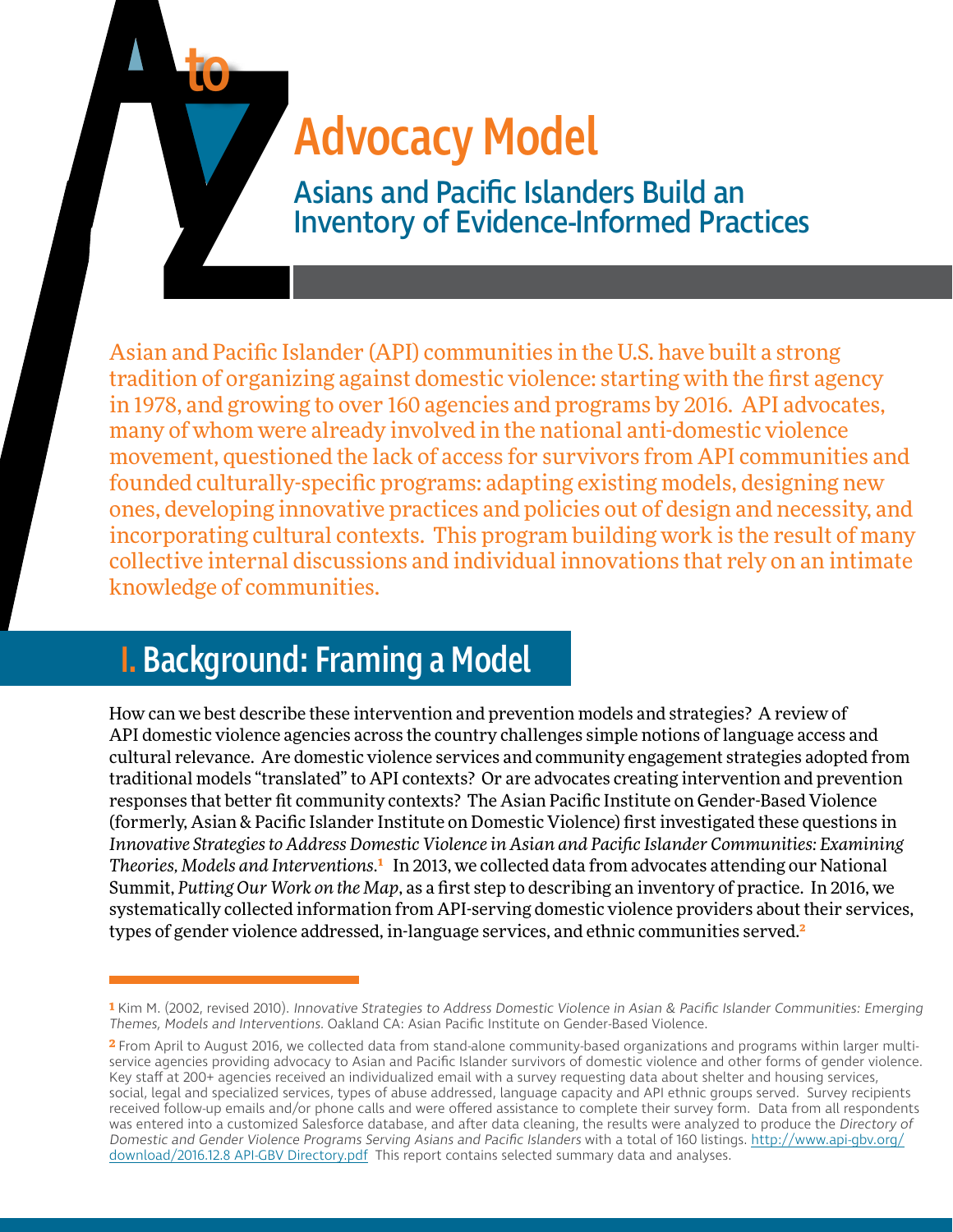# A to Z Advocacy Model

## Asians and Pacific Islanders Build an Inventory of Evidence-Informed Practices

Asian and Pacific Islander (API) communities in the U.S. have built a strong tradition of organizing against domestic violence: starting with the first agency in 1978, and growing to over 160 agencies and programs by 2016. API advocates, many of whom were already involved in the national anti-domestic violence movement, questioned the lack of access for survivors from API communities and founded culturally-specific programs: adapting existing models, designing new ones, developing innovative practices and policies out of design and necessity, and incorporating cultural contexts. This program building work is the result of many collective internal discussions and individual innovations that rely on an intimate knowledge of communities.

## I. Background: Framing a Model

How can we best describe these intervention and prevention models and strategies? A review of API domestic violence agencies across the country challenges simple notions of language access and cultural relevance. Are domestic violence services and community engagement strategies adopted from traditional models "translated" to API contexts? Or are advocates creating intervention and prevention responses that better fit community contexts? The Asian Pacific Institute on Gender-Based Violence (formerly, Asian & Pacific Islander Institute on Domestic Violence) first investigated these questions in *Innovative Strategies to Address Domestic Violence in Asian and Pacific Islander Communities: Examining Theories, Models and Interventions*.[1] In 2013, we collected data from advocates attending our National Summit, *Putting Our Work on the Map*, as a first step to describing an inventory of practice. In 2016, we systematically collected information from API-serving domestic violence providers about their services, types of gender violence addressed, in-language services, and ethnic communities served.[2]

---

[1] Kim M. (2002, revised 2010). *Innovative Strategies to Address Domestic Violence in Asian & Pacific Islander Communities: Emerging Themes, Models and Interventions.* Oakland CA: Asian Pacific Institute on Gender-Based Violence.

[2] From April to August 2016, we collected data from stand-alone community-based organizations and programs within larger multi-service agencies providing advocacy to Asian and Pacific Islander survivors of domestic violence and other forms of gender violence. Key staff at 200+ agencies received an individualized email with a survey requesting data about shelter and housing services, social, legal and specialized services, types of abuse addressed, language capacity and API ethnic groups served. Survey recipients received follow-up emails and/or phone calls and were offered assistance to complete their survey form. Data from all respondents was entered into a customized Salesforce database, and after data cleaning, the results were analyzed to produce the *Directory of Domestic and Gender Violence Programs Serving Asians and Pacific Islanders* with a total of 160 listings. http://www.api-gbv.org/download/2016.12.8 API-GBV Directory.pdf This report contains selected summary data and analyses.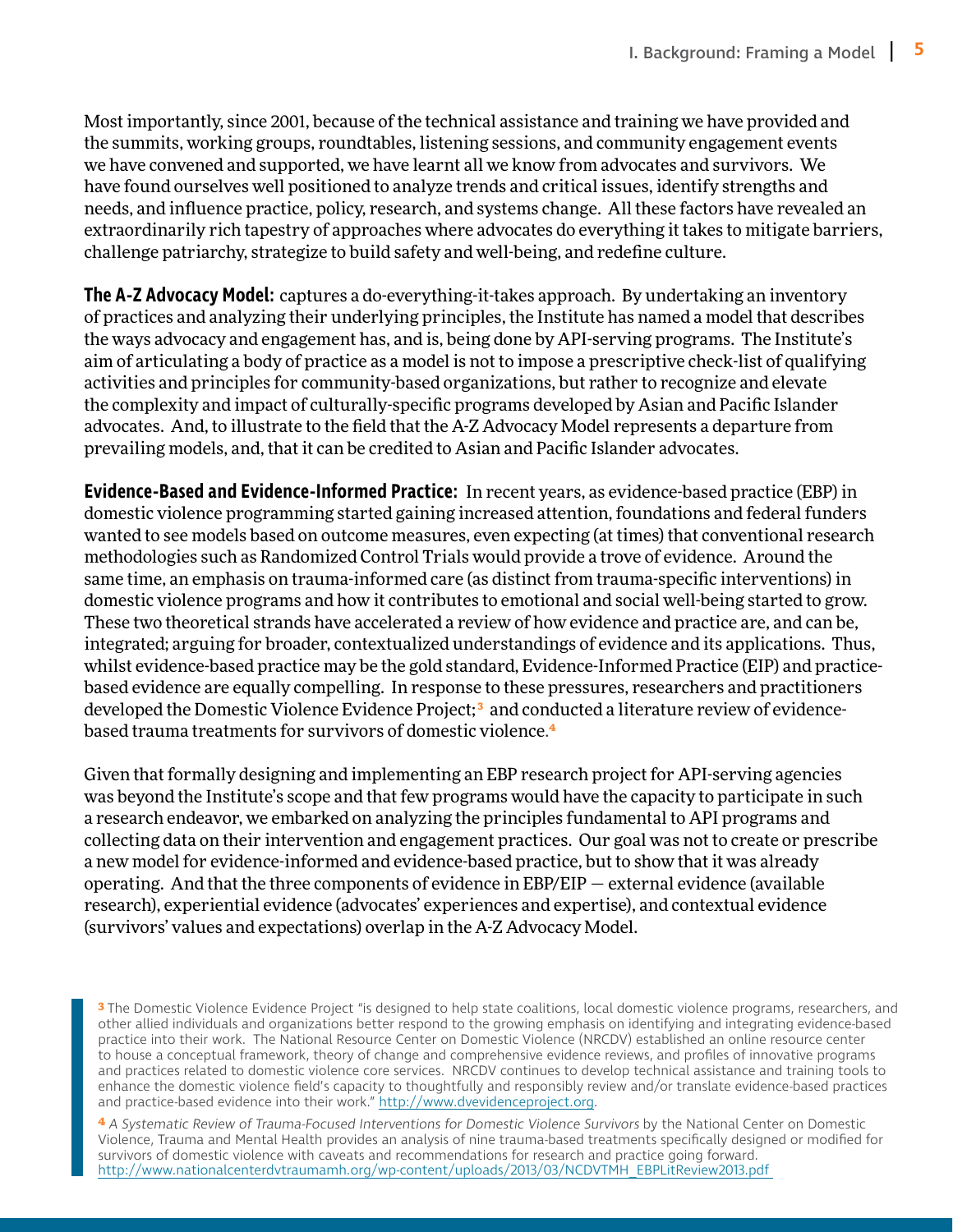Most importantly, since 2001, because of the technical assistance and training we have provided and the summits, working groups, roundtables, listening sessions, and community engagement events we have convened and supported, we have learnt all we know from advocates and survivors. We have found ourselves well positioned to analyze trends and critical issues, identify strengths and needs, and influence practice, policy, research, and systems change. All these factors have revealed an extraordinarily rich tapestry of approaches where advocates do everything it takes to mitigate barriers, challenge patriarchy, strategize to build safety and well-being, and redefine culture.

**The A-Z Advocacy Model:** captures a do-everything-it-takes approach. By undertaking an inventory of practices and analyzing their underlying principles, the Institute has named a model that describes the ways advocacy and engagement has, and is, being done by API-serving programs. The Institute's aim of articulating a body of practice as a model is not to impose a prescriptive check-list of qualifying activities and principles for community-based organizations, but rather to recognize and elevate the complexity and impact of culturally-specific programs developed by Asian and Pacific Islander advocates. And, to illustrate to the field that the A-Z Advocacy Model represents a departure from prevailing models, and, that it can be credited to Asian and Pacific Islander advocates.

**Evidence-Based and Evidence-Informed Practice:** In recent years, as evidence-based practice (EBP) in domestic violence programming started gaining increased attention, foundations and federal funders wanted to see models based on outcome measures, even expecting (at times) that conventional research methodologies such as Randomized Control Trials would provide a trove of evidence. Around the same time, an emphasis on trauma-informed care (as distinct from trauma-specific interventions) in domestic violence programs and how it contributes to emotional and social well-being started to grow. These two theoretical strands have accelerated a review of how evidence and practice are, and can be, integrated; arguing for broader, contextualized understandings of evidence and its applications. Thus, whilst evidence-based practice may be the gold standard, Evidence-Informed Practice (EIP) and practice-based evidence are equally compelling. In response to these pressures, researchers and practitioners developed the Domestic Violence Evidence Project;[3] and conducted a literature review of evidence-based trauma treatments for survivors of domestic violence.[4]

Given that formally designing and implementing an EBP research project for API-serving agencies was beyond the Institute's scope and that few programs would have the capacity to participate in such a research endeavor, we embarked on analyzing the principles fundamental to API programs and collecting data on their intervention and engagement practices. Our goal was not to create or prescribe a new model for evidence-informed and evidence-based practice, but to show that it was already operating. And that the three components of evidence in EBP/EIP — external evidence (available research), experiential evidence (advocates' experiences and expertise), and contextual evidence (survivors' values and expectations) overlap in the A-Z Advocacy Model.

[3] The Domestic Violence Evidence Project "is designed to help state coalitions, local domestic violence programs, researchers, and other allied individuals and organizations better respond to the growing emphasis on identifying and integrating evidence-based practice into their work. The National Resource Center on Domestic Violence (NRCDV) established an online resource center to house a conceptual framework, theory of change and comprehensive evidence reviews, and profiles of innovative programs and practices related to domestic violence core services. NRCDV continues to develop technical assistance and training tools to enhance the domestic violence field's capacity to thoughtfully and responsibly review and/or translate evidence-based practices and practice-based evidence into their work." http://www.dvevidenceproject.org.

[4] *A Systematic Review of Trauma-Focused Interventions for Domestic Violence Survivors* by the National Center on Domestic Violence, Trauma and Mental Health provides an analysis of nine trauma-based treatments specifically designed or modified for survivors of domestic violence with caveats and recommendations for research and practice going forward. http://www.nationalcenterdvtraumamh.org/wp-content/uploads/2013/03/NCDVTMH_EBPLitReview2013.pdf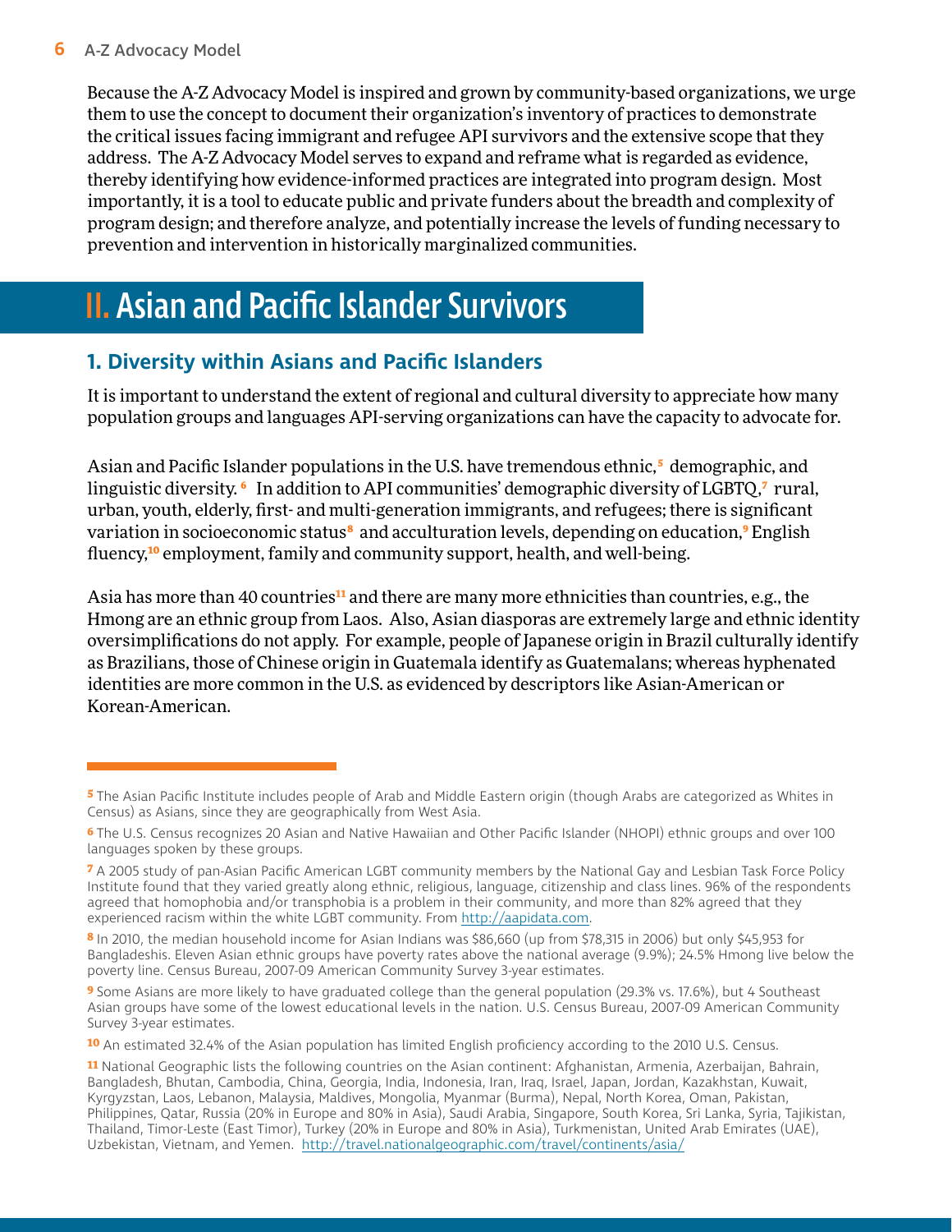Because the A-Z Advocacy Model is inspired and grown by community-based organizations, we urge them to use the concept to document their organization's inventory of practices to demonstrate the critical issues facing immigrant and refugee API survivors and the extensive scope that they address. The A-Z Advocacy Model serves to expand and reframe what is regarded as evidence, thereby identifying how evidence-informed practices are integrated into program design. Most importantly, it is a tool to educate public and private funders about the breadth and complexity of program design; and therefore analyze, and potentially increase the levels of funding necessary to prevention and intervention in historically marginalized communities.

# II. Asian and Pacific Islander Survivors

## 1. Diversity within Asians and Pacific Islanders

It is important to understand the extent of regional and cultural diversity to appreciate how many population groups and languages API-serving organizations can have the capacity to advocate for.

Asian and Pacific Islander populations in the U.S. have tremendous ethnic,[5] demographic, and linguistic diversity.[6] In addition to API communities' demographic diversity of LGBTQ,[7] rural, urban, youth, elderly, first- and multi-generation immigrants, and refugees; there is significant variation in socioeconomic status[8] and acculturation levels, depending on education,[9] English fluency,[10] employment, family and community support, health, and well-being.

Asia has more than 40 countries[11] and there are many more ethnicities than countries, e.g., the Hmong are an ethnic group from Laos. Also, Asian diasporas are extremely large and ethnic identity oversimplifications do not apply. For example, people of Japanese origin in Brazil culturally identify as Brazilians, those of Chinese origin in Guatemala identify as Guatemalans; whereas hyphenated identities are more common in the U.S. as evidenced by descriptors like Asian-American or Korean-American.

---

[5] The Asian Pacific Institute includes people of Arab and Middle Eastern origin (though Arabs are categorized as Whites in Census) as Asians, since they are geographically from West Asia.

[6] The U.S. Census recognizes 20 Asian and Native Hawaiian and Other Pacific Islander (NHOPI) ethnic groups and over 100 languages spoken by these groups.

[7] A 2005 study of pan-Asian Pacific American LGBT community members by the National Gay and Lesbian Task Force Policy Institute found that they varied greatly along ethnic, religious, language, citizenship and class lines. 96% of the respondents agreed that homophobia and/or transphobia is a problem in their community, and more than 82% agreed that they experienced racism within the white LGBT community. From http://aapidata.com.

[8] In 2010, the median household income for Asian Indians was $86,660 (up from $78,315 in 2006) but only $45,953 for Bangladeshis. Eleven Asian ethnic groups have poverty rates above the national average (9.9%); 24.5% Hmong live below the poverty line. Census Bureau, 2007-09 American Community Survey 3-year estimates.

[9] Some Asians are more likely to have graduated college than the general population (29.3% vs. 17.6%), but 4 Southeast Asian groups have some of the lowest educational levels in the nation. U.S. Census Bureau, 2007-09 American Community Survey 3-year estimates.

[10] An estimated 32.4% of the Asian population has limited English proficiency according to the 2010 U.S. Census.

[11] National Geographic lists the following countries on the Asian continent: Afghanistan, Armenia, Azerbaijan, Bahrain, Bangladesh, Bhutan, Cambodia, China, Georgia, India, Indonesia, Iran, Iraq, Israel, Japan, Jordan, Kazakhstan, Kuwait, Kyrgyzstan, Laos, Lebanon, Malaysia, Maldives, Mongolia, Myanmar (Burma), Nepal, North Korea, Oman, Pakistan, Philippines, Qatar, Russia (20% in Europe and 80% in Asia), Saudi Arabia, Singapore, South Korea, Sri Lanka, Syria, Tajikistan, Thailand, Timor-Leste (East Timor), Turkey (20% in Europe and 80% in Asia), Turkmenistan, United Arab Emirates (UAE), Uzbekistan, Vietnam, and Yemen. http://travel.nationalgeographic.com/travel/continents/asia/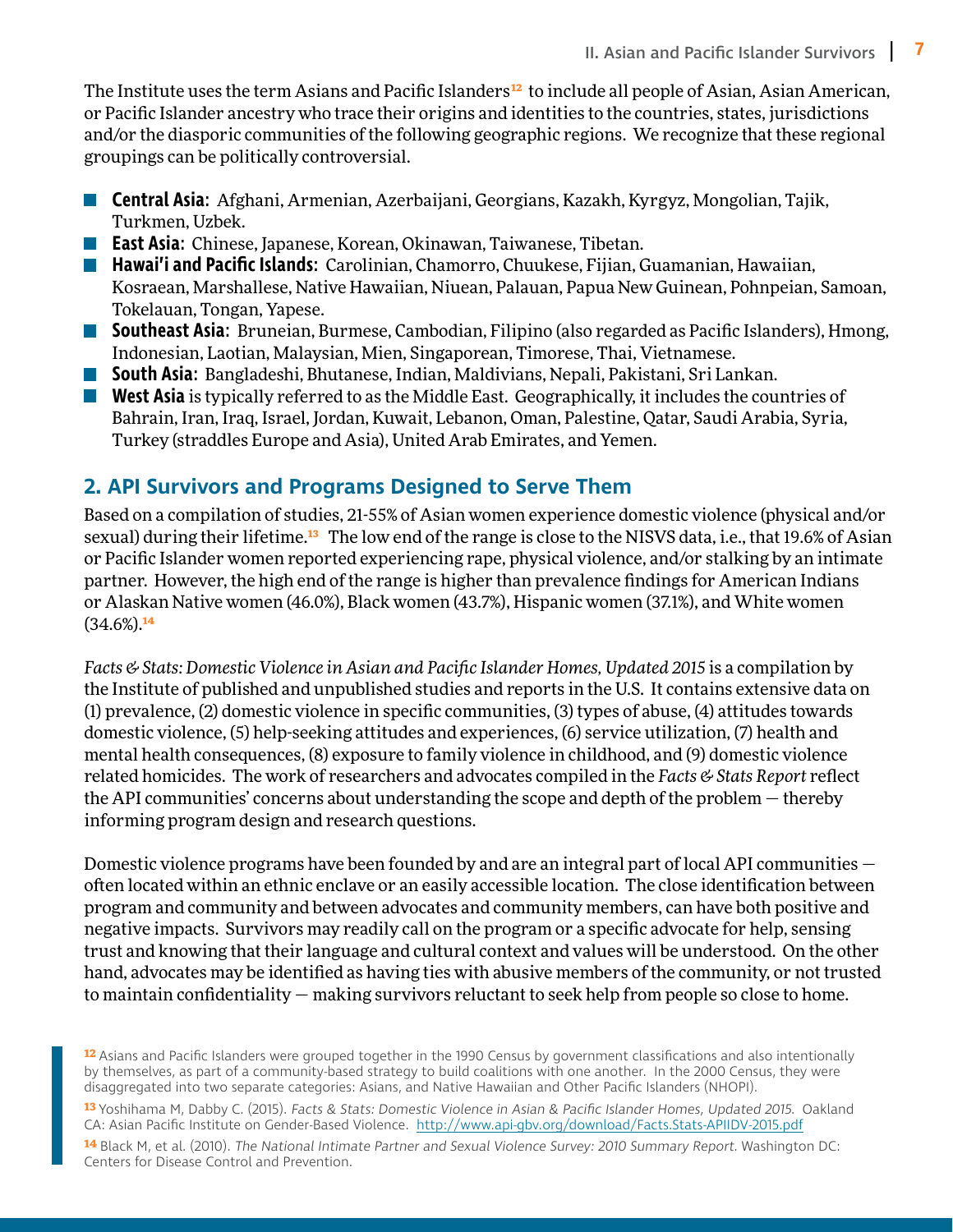The Institute uses the term Asians and Pacific Islanders[12] to include all people of Asian, Asian American, or Pacific Islander ancestry who trace their origins and identities to the countries, states, jurisdictions and/or the diasporic communities of the following geographic regions. We recognize that these regional groupings can be politically controversial.

- **Central Asia**: Afghani, Armenian, Azerbaijani, Georgians, Kazakh, Kyrgyz, Mongolian, Tajik, Turkmen, Uzbek.
- **East Asia**: Chinese, Japanese, Korean, Okinawan, Taiwanese, Tibetan.
- **Hawai'i and Pacific Islands**: Carolinian, Chamorro, Chuukese, Fijian, Guamanian, Hawaiian, Kosraean, Marshallese, Native Hawaiian, Niuean, Palauan, Papua New Guinean, Pohnpeian, Samoan, Tokelauan, Tongan, Yapese.
- **Southeast Asia**: Bruneian, Burmese, Cambodian, Filipino (also regarded as Pacific Islanders), Hmong, Indonesian, Laotian, Malaysian, Mien, Singaporean, Timorese, Thai, Vietnamese.
- **South Asia**: Bangladeshi, Bhutanese, Indian, Maldivians, Nepali, Pakistani, Sri Lankan.
- **West Asia** is typically referred to as the Middle East. Geographically, it includes the countries of Bahrain, Iran, Iraq, Israel, Jordan, Kuwait, Lebanon, Oman, Palestine, Qatar, Saudi Arabia, Syria, Turkey (straddles Europe and Asia), United Arab Emirates, and Yemen.

## 2. API Survivors and Programs Designed to Serve Them

Based on a compilation of studies, 21-55% of Asian women experience domestic violence (physical and/or sexual) during their lifetime.[13] The low end of the range is close to the NISVS data, i.e., that 19.6% of Asian or Pacific Islander women reported experiencing rape, physical violence, and/or stalking by an intimate partner. However, the high end of the range is higher than prevalence findings for American Indians or Alaskan Native women (46.0%), Black women (43.7%), Hispanic women (37.1%), and White women (34.6%).[14]

*Facts & Stats: Domestic Violence in Asian and Pacific Islander Homes, Updated 2015* is a compilation by the Institute of published and unpublished studies and reports in the U.S. It contains extensive data on (1) prevalence, (2) domestic violence in specific communities, (3) types of abuse, (4) attitudes towards domestic violence, (5) help-seeking attitudes and experiences, (6) service utilization, (7) health and mental health consequences, (8) exposure to family violence in childhood, and (9) domestic violence related homicides. The work of researchers and advocates compiled in the *Facts & Stats Report* reflect the API communities' concerns about understanding the scope and depth of the problem — thereby informing program design and research questions.

Domestic violence programs have been founded by and are an integral part of local API communities — often located within an ethnic enclave or an easily accessible location. The close identification between program and community and between advocates and community members, can have both positive and negative impacts. Survivors may readily call on the program or a specific advocate for help, sensing trust and knowing that their language and cultural context and values will be understood. On the other hand, advocates may be identified as having ties with abusive members of the community, or not trusted to maintain confidentiality — making survivors reluctant to seek help from people so close to home.

[12] Asians and Pacific Islanders were grouped together in the 1990 Census by government classifications and also intentionally by themselves, as part of a community-based strategy to build coalitions with one another. In the 2000 Census, they were disaggregated into two separate categories: Asians, and Native Hawaiian and Other Pacific Islanders (NHOPI).

[13] Yoshihama M, Dabby C. (2015). *Facts & Stats: Domestic Violence in Asian & Pacific Islander Homes, Updated 2015.* Oakland CA: Asian Pacific Institute on Gender-Based Violence. http://www.api-gbv.org/download/Facts.Stats-APIIDV-2015.pdf

[14] Black M, et al. (2010). *The National Intimate Partner and Sexual Violence Survey: 2010 Summary Report.* Washington DC: Centers for Disease Control and Prevention.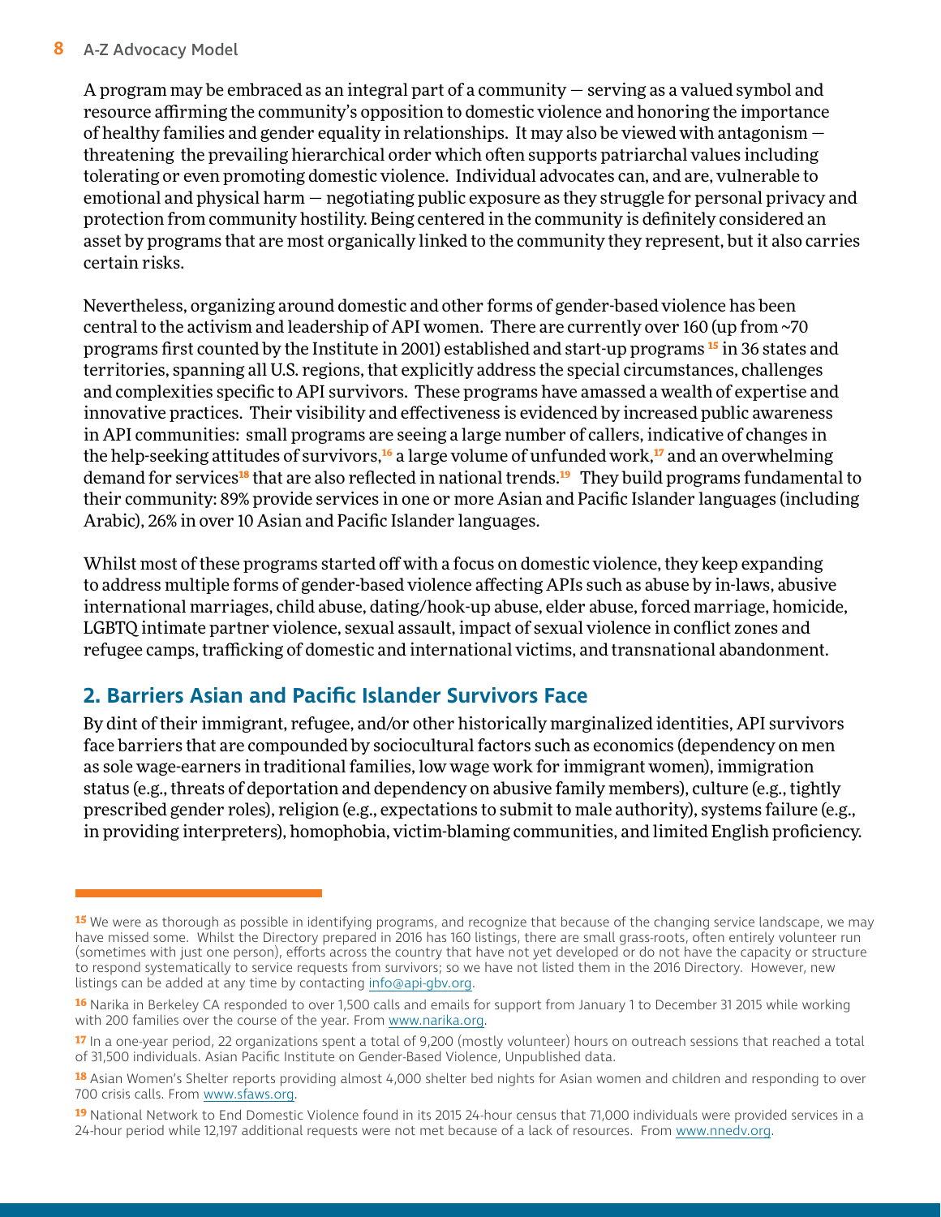A program may be embraced as an integral part of a community — serving as a valued symbol and resource affirming the community's opposition to domestic violence and honoring the importance of healthy families and gender equality in relationships. It may also be viewed with antagonism — threatening the prevailing hierarchical order which often supports patriarchal values including tolerating or even promoting domestic violence. Individual advocates can, and are, vulnerable to emotional and physical harm — negotiating public exposure as they struggle for personal privacy and protection from community hostility. Being centered in the community is definitely considered an asset by programs that are most organically linked to the community they represent, but it also carries certain risks.

Nevertheless, organizing around domestic and other forms of gender-based violence has been central to the activism and leadership of API women. There are currently over 160 (up from ~70 programs first counted by the Institute in 2001) established and start-up programs [15] in 36 states and territories, spanning all U.S. regions, that explicitly address the special circumstances, challenges and complexities specific to API survivors. These programs have amassed a wealth of expertise and innovative practices. Their visibility and effectiveness is evidenced by increased public awareness in API communities: small programs are seeing a large number of callers, indicative of changes in the help-seeking attitudes of survivors,[16] a large volume of unfunded work,[17] and an overwhelming demand for services[18] that are also reflected in national trends.[19] They build programs fundamental to their community: 89% provide services in one or more Asian and Pacific Islander languages (including Arabic), 26% in over 10 Asian and Pacific Islander languages.

Whilst most of these programs started off with a focus on domestic violence, they keep expanding to address multiple forms of gender-based violence affecting APIs such as abuse by in-laws, abusive international marriages, child abuse, dating/hook-up abuse, elder abuse, forced marriage, homicide, LGBTQ intimate partner violence, sexual assault, impact of sexual violence in conflict zones and refugee camps, trafficking of domestic and international victims, and transnational abandonment.

## 2. Barriers Asian and Pacific Islander Survivors Face

By dint of their immigrant, refugee, and/or other historically marginalized identities, API survivors face barriers that are compounded by sociocultural factors such as economics (dependency on men as sole wage-earners in traditional families, low wage work for immigrant women), immigration status (e.g., threats of deportation and dependency on abusive family members), culture (e.g., tightly prescribed gender roles), religion (e.g., expectations to submit to male authority), systems failure (e.g., in providing interpreters), homophobia, victim-blaming communities, and limited English proficiency.

---

[15] We were as thorough as possible in identifying programs, and recognize that because of the changing service landscape, we may have missed some. Whilst the Directory prepared in 2016 has 160 listings, there are small grass-roots, often entirely volunteer run (sometimes with just one person), efforts across the country that have not yet developed or do not have the capacity or structure to respond systematically to service requests from survivors; so we have not listed them in the 2016 Directory. However, new listings can be added at any time by contacting info@api-gbv.org.

[16] Narika in Berkeley CA responded to over 1,500 calls and emails for support from January 1 to December 31 2015 while working with 200 families over the course of the year. From www.narika.org.

[17] In a one-year period, 22 organizations spent a total of 9,200 (mostly volunteer) hours on outreach sessions that reached a total of 31,500 individuals. Asian Pacific Institute on Gender-Based Violence, Unpublished data.

[18] Asian Women's Shelter reports providing almost 4,000 shelter bed nights for Asian women and children and responding to over 700 crisis calls. From www.sfaws.org.

[19] National Network to End Domestic Violence found in its 2015 24-hour census that 71,000 individuals were provided services in a 24-hour period while 12,197 additional requests were not met because of a lack of resources. From www.nnedv.org.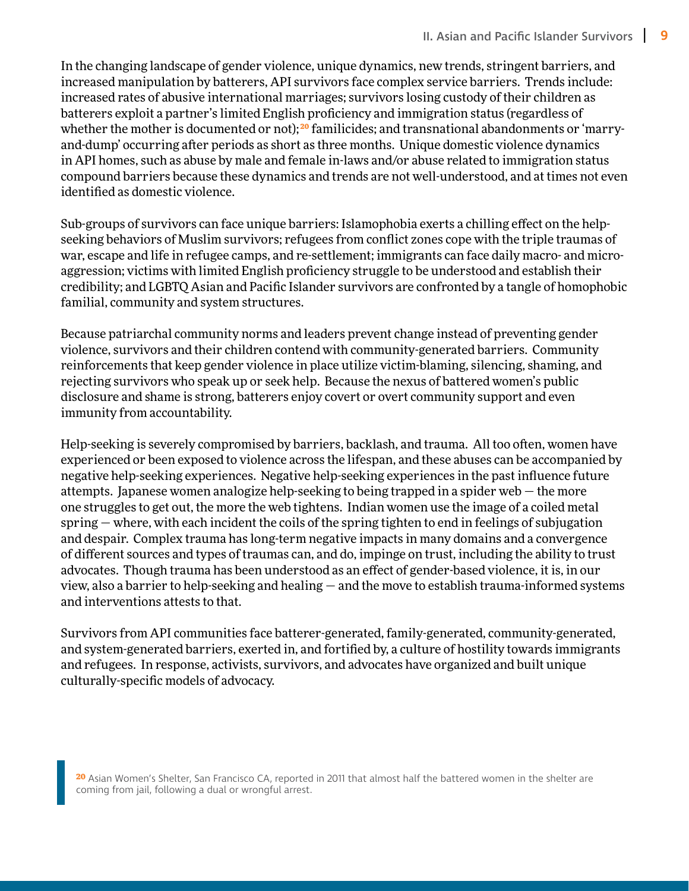In the changing landscape of gender violence, unique dynamics, new trends, stringent barriers, and increased manipulation by batterers, API survivors face complex service barriers. Trends include: increased rates of abusive international marriages; survivors losing custody of their children as batterers exploit a partner's limited English proficiency and immigration status (regardless of whether the mother is documented or not);[20] familicides; and transnational abandonments or 'marry-and-dump' occurring after periods as short as three months. Unique domestic violence dynamics in API homes, such as abuse by male and female in-laws and/or abuse related to immigration status compound barriers because these dynamics and trends are not well-understood, and at times not even identified as domestic violence.

Sub-groups of survivors can face unique barriers: Islamophobia exerts a chilling effect on the help-seeking behaviors of Muslim survivors; refugees from conflict zones cope with the triple traumas of war, escape and life in refugee camps, and re-settlement; immigrants can face daily macro- and micro-aggression; victims with limited English proficiency struggle to be understood and establish their credibility; and LGBTQ Asian and Pacific Islander survivors are confronted by a tangle of homophobic familial, community and system structures.

Because patriarchal community norms and leaders prevent change instead of preventing gender violence, survivors and their children contend with community-generated barriers. Community reinforcements that keep gender violence in place utilize victim-blaming, silencing, shaming, and rejecting survivors who speak up or seek help. Because the nexus of battered women's public disclosure and shame is strong, batterers enjoy covert or overt community support and even immunity from accountability.

Help-seeking is severely compromised by barriers, backlash, and trauma. All too often, women have experienced or been exposed to violence across the lifespan, and these abuses can be accompanied by negative help-seeking experiences. Negative help-seeking experiences in the past influence future attempts. Japanese women analogize help-seeking to being trapped in a spider web — the more one struggles to get out, the more the web tightens. Indian women use the image of a coiled metal spring — where, with each incident the coils of the spring tighten to end in feelings of subjugation and despair. Complex trauma has long-term negative impacts in many domains and a convergence of different sources and types of traumas can, and do, impinge on trust, including the ability to trust advocates. Though trauma has been understood as an effect of gender-based violence, it is, in our view, also a barrier to help-seeking and healing — and the move to establish trauma-informed systems and interventions attests to that.

Survivors from API communities face batterer-generated, family-generated, community-generated, and system-generated barriers, exerted in, and fortified by, a culture of hostility towards immigrants and refugees. In response, activists, survivors, and advocates have organized and built unique culturally-specific models of advocacy.

[20] Asian Women's Shelter, San Francisco CA, reported in 2011 that almost half the battered women in the shelter are coming from jail, following a dual or wrongful arrest.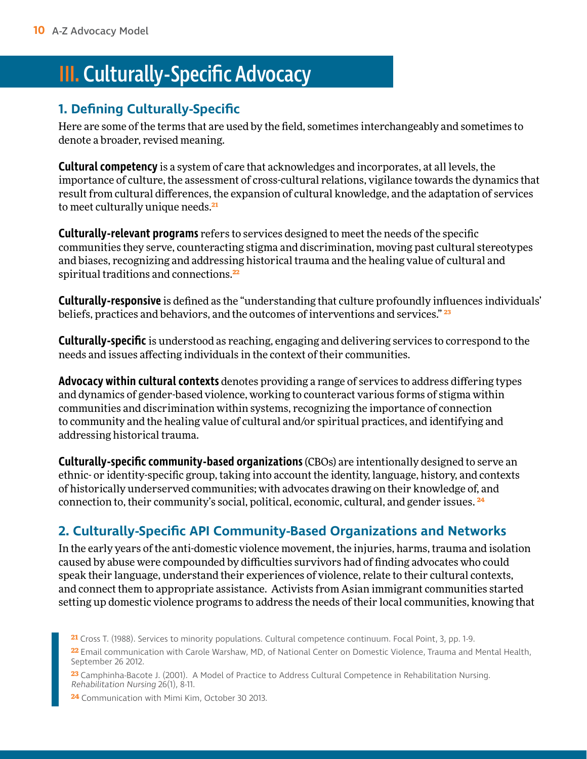# III. Culturally-Specific Advocacy

## 1. Defining Culturally-Specific

Here are some of the terms that are used by the field, sometimes interchangeably and sometimes to denote a broader, revised meaning.

**Cultural competency** is a system of care that acknowledges and incorporates, at all levels, the importance of culture, the assessment of cross-cultural relations, vigilance towards the dynamics that result from cultural differences, the expansion of cultural knowledge, and the adaptation of services to meet culturally unique needs.[21]

**Culturally-relevant programs** refers to services designed to meet the needs of the specific communities they serve, counteracting stigma and discrimination, moving past cultural stereotypes and biases, recognizing and addressing historical trauma and the healing value of cultural and spiritual traditions and connections.[22]

**Culturally-responsive** is defined as the "understanding that culture profoundly influences individuals' beliefs, practices and behaviors, and the outcomes of interventions and services."[23]

**Culturally-specific** is understood as reaching, engaging and delivering services to correspond to the needs and issues affecting individuals in the context of their communities.

**Advocacy within cultural contexts** denotes providing a range of services to address differing types and dynamics of gender-based violence, working to counteract various forms of stigma within communities and discrimination within systems, recognizing the importance of connection to community and the healing value of cultural and/or spiritual practices, and identifying and addressing historical trauma.

**Culturally-specific community-based organizations** (CBOs) are intentionally designed to serve an ethnic- or identity-specific group, taking into account the identity, language, history, and contexts of historically underserved communities; with advocates drawing on their knowledge of, and connection to, their community's social, political, economic, cultural, and gender issues.[24]

## 2. Culturally-Specific API Community-Based Organizations and Networks

In the early years of the anti-domestic violence movement, the injuries, harms, trauma and isolation caused by abuse were compounded by difficulties survivors had of finding advocates who could speak their language, understand their experiences of violence, relate to their cultural contexts, and connect them to appropriate assistance. Activists from Asian immigrant communities started setting up domestic violence programs to address the needs of their local communities, knowing that

[21] Cross T. (1988). Services to minority populations. Cultural competence continuum. Focal Point, 3, pp. 1-9.

[22] Email communication with Carole Warshaw, MD, of National Center on Domestic Violence, Trauma and Mental Health, September 26 2012.

[23] Camphinha-Bacote J. (2001). A Model of Practice to Address Cultural Competence in Rehabilitation Nursing. *Rehabilitation Nursing* 26(1), 8-11.

[24] Communication with Mimi Kim, October 30 2013.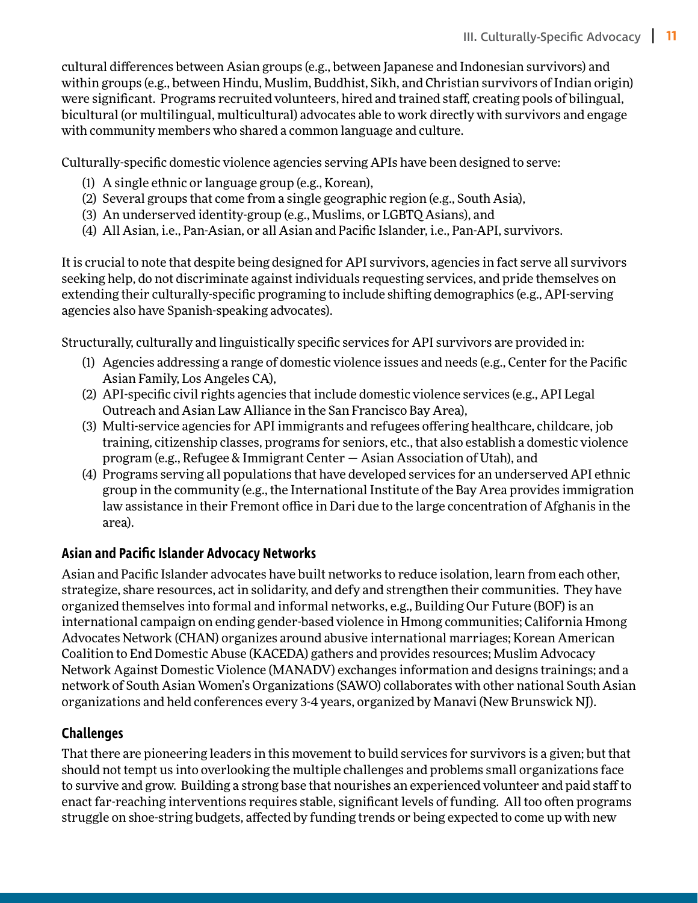cultural differences between Asian groups (e.g., between Japanese and Indonesian survivors) and within groups (e.g., between Hindu, Muslim, Buddhist, Sikh, and Christian survivors of Indian origin) were significant. Programs recruited volunteers, hired and trained staff, creating pools of bilingual, bicultural (or multilingual, multicultural) advocates able to work directly with survivors and engage with community members who shared a common language and culture.

Culturally-specific domestic violence agencies serving APIs have been designed to serve:

(1) A single ethnic or language group (e.g., Korean),
(2) Several groups that come from a single geographic region (e.g., South Asia),
(3) An underserved identity-group (e.g., Muslims, or LGBTQ Asians), and
(4) All Asian, i.e., Pan-Asian, or all Asian and Pacific Islander, i.e., Pan-API, survivors.

It is crucial to note that despite being designed for API survivors, agencies in fact serve all survivors seeking help, do not discriminate against individuals requesting services, and pride themselves on extending their culturally-specific programing to include shifting demographics (e.g., API-serving agencies also have Spanish-speaking advocates).

Structurally, culturally and linguistically specific services for API survivors are provided in:

(1) Agencies addressing a range of domestic violence issues and needs (e.g., Center for the Pacific Asian Family, Los Angeles CA),
(2) API-specific civil rights agencies that include domestic violence services (e.g., API Legal Outreach and Asian Law Alliance in the San Francisco Bay Area),
(3) Multi-service agencies for API immigrants and refugees offering healthcare, childcare, job training, citizenship classes, programs for seniors, etc., that also establish a domestic violence program (e.g., Refugee & Immigrant Center — Asian Association of Utah), and
(4) Programs serving all populations that have developed services for an underserved API ethnic group in the community (e.g., the International Institute of the Bay Area provides immigration law assistance in their Fremont office in Dari due to the large concentration of Afghanis in the area).

### Asian and Pacific Islander Advocacy Networks

Asian and Pacific Islander advocates have built networks to reduce isolation, learn from each other, strategize, share resources, act in solidarity, and defy and strengthen their communities. They have organized themselves into formal and informal networks, e.g., Building Our Future (BOF) is an international campaign on ending gender-based violence in Hmong communities; California Hmong Advocates Network (CHAN) organizes around abusive international marriages; Korean American Coalition to End Domestic Abuse (KACEDA) gathers and provides resources; Muslim Advocacy Network Against Domestic Violence (MANADV) exchanges information and designs trainings; and a network of South Asian Women's Organizations (SAWO) collaborates with other national South Asian organizations and held conferences every 3-4 years, organized by Manavi (New Brunswick NJ).

### Challenges

That there are pioneering leaders in this movement to build services for survivors is a given; but that should not tempt us into overlooking the multiple challenges and problems small organizations face to survive and grow. Building a strong base that nourishes an experienced volunteer and paid staff to enact far-reaching interventions requires stable, significant levels of funding. All too often programs struggle on shoe-string budgets, affected by funding trends or being expected to come up with new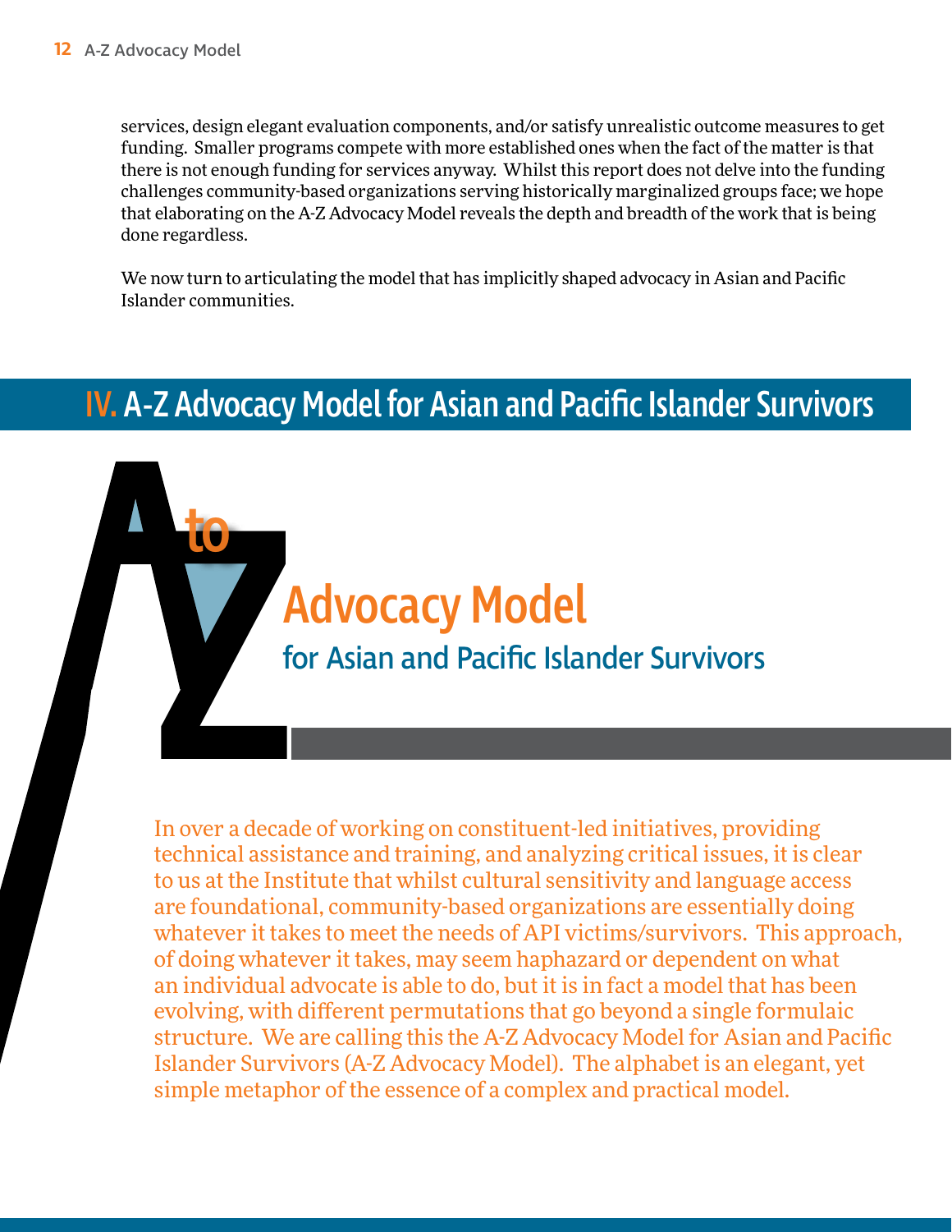services, design elegant evaluation components, and/or satisfy unrealistic outcome measures to get funding. Smaller programs compete with more established ones when the fact of the matter is that there is not enough funding for services anyway. Whilst this report does not delve into the funding challenges community-based organizations serving historically marginalized groups face; we hope that elaborating on the A-Z Advocacy Model reveals the depth and breadth of the work that is being done regardless.

We now turn to articulating the model that has implicitly shaped advocacy in Asian and Pacific Islander communities.

# IV. A-Z Advocacy Model for Asian and Pacific Islander Survivors

## A to Z Advocacy Model

### for Asian and Pacific Islander Survivors

In over a decade of working on constituent-led initiatives, providing technical assistance and training, and analyzing critical issues, it is clear to us at the Institute that whilst cultural sensitivity and language access are foundational, community-based organizations are essentially doing whatever it takes to meet the needs of API victims/survivors. This approach, of doing whatever it takes, may seem haphazard or dependent on what an individual advocate is able to do, but it is in fact a model that has been evolving, with different permutations that go beyond a single formulaic structure. We are calling this the A-Z Advocacy Model for Asian and Pacific Islander Survivors (A-Z Advocacy Model). The alphabet is an elegant, yet simple metaphor of the essence of a complex and practical model.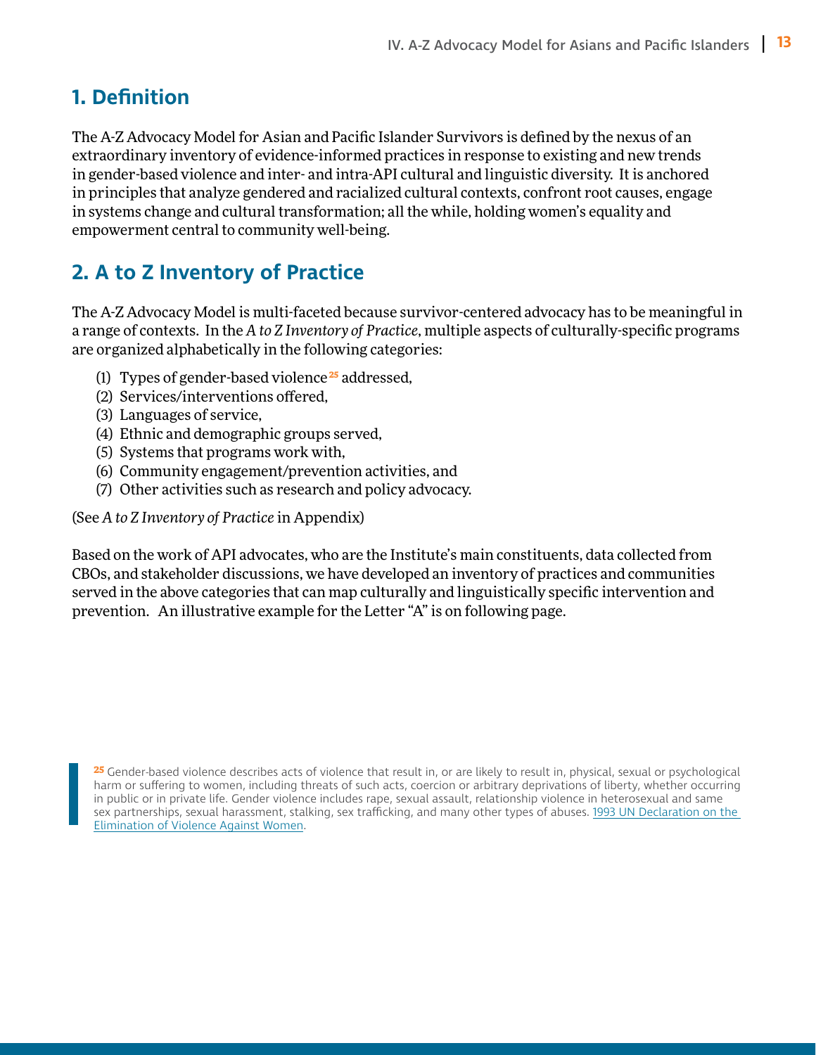## 1. Definition

The A-Z Advocacy Model for Asian and Pacific Islander Survivors is defined by the nexus of an extraordinary inventory of evidence-informed practices in response to existing and new trends in gender-based violence and inter- and intra-API cultural and linguistic diversity. It is anchored in principles that analyze gendered and racialized cultural contexts, confront root causes, engage in systems change and cultural transformation; all the while, holding women's equality and empowerment central to community well-being.

## 2. A to Z Inventory of Practice

The A-Z Advocacy Model is multi-faceted because survivor-centered advocacy has to be meaningful in a range of contexts. In the *A to Z Inventory of Practice*, multiple aspects of culturally-specific programs are organized alphabetically in the following categories:

(1) Types of gender-based violence[25] addressed,
(2) Services/interventions offered,
(3) Languages of service,
(4) Ethnic and demographic groups served,
(5) Systems that programs work with,
(6) Community engagement/prevention activities, and
(7) Other activities such as research and policy advocacy.

(See *A to Z Inventory of Practice* in Appendix)

Based on the work of API advocates, who are the Institute's main constituents, data collected from CBOs, and stakeholder discussions, we have developed an inventory of practices and communities served in the above categories that can map culturally and linguistically specific intervention and prevention. An illustrative example for the Letter "A" is on following page.

[25] Gender-based violence describes acts of violence that result in, or are likely to result in, physical, sexual or psychological harm or suffering to women, including threats of such acts, coercion or arbitrary deprivations of liberty, whether occurring in public or in private life. Gender violence includes rape, sexual assault, relationship violence in heterosexual and same sex partnerships, sexual harassment, stalking, sex trafficking, and many other types of abuses. 1993 UN Declaration on the Elimination of Violence Against Women.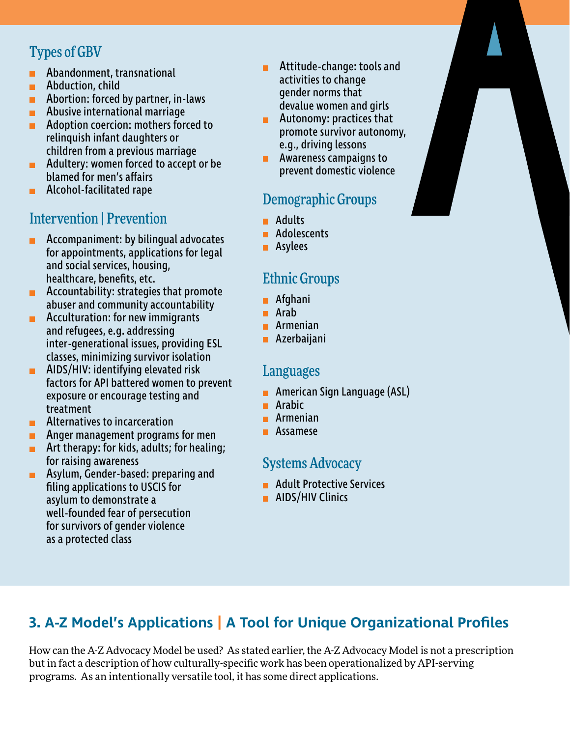### Types of GBV

- Abandonment, transnational
- Abduction, child
- Abortion: forced by partner, in-laws
- Abusive international marriage
- Adoption coercion: mothers forced to relinquish infant daughters or children from a previous marriage
- Adultery: women forced to accept or be blamed for men's affairs
- Alcohol-facilitated rape

### Intervention | Prevention

- Accompaniment: by bilingual advocates for appointments, applications for legal and social services, housing, healthcare, benefits, etc.
- Accountability: strategies that promote abuser and community accountability
- Acculturation: for new immigrants and refugees, e.g. addressing inter-generational issues, providing ESL classes, minimizing survivor isolation
- AIDS/HIV: identifying elevated risk factors for API battered women to prevent exposure or encourage testing and treatment
- Alternatives to incarceration
- Anger management programs for men
- Art therapy: for kids, adults; for healing; for raising awareness
- Asylum, Gender-based: preparing and filing applications to USCIS for asylum to demonstrate a well-founded fear of persecution for survivors of gender violence as a protected class
- Attitude-change: tools and activities to change gender norms that devalue women and girls
- Autonomy: practices that promote survivor autonomy, e.g., driving lessons
- Awareness campaigns to prevent domestic violence

### Demographic Groups

- Adults
- Adolescents
- Asylees

### Ethnic Groups

- Afghani
- Arab
- Armenian
- Azerbaijani

### Languages

- American Sign Language (ASL)
- Arabic
- Armenian
- Assamese

### Systems Advocacy

- Adult Protective Services
- AIDS/HIV Clinics

## 3. A-Z Model's Applications | A Tool for Unique Organizational Profiles

How can the A-Z Advocacy Model be used? As stated earlier, the A-Z Advocacy Model is not a prescription but in fact a description of how culturally-specific work has been operationalized by API-serving programs. As an intentionally versatile tool, it has some direct applications.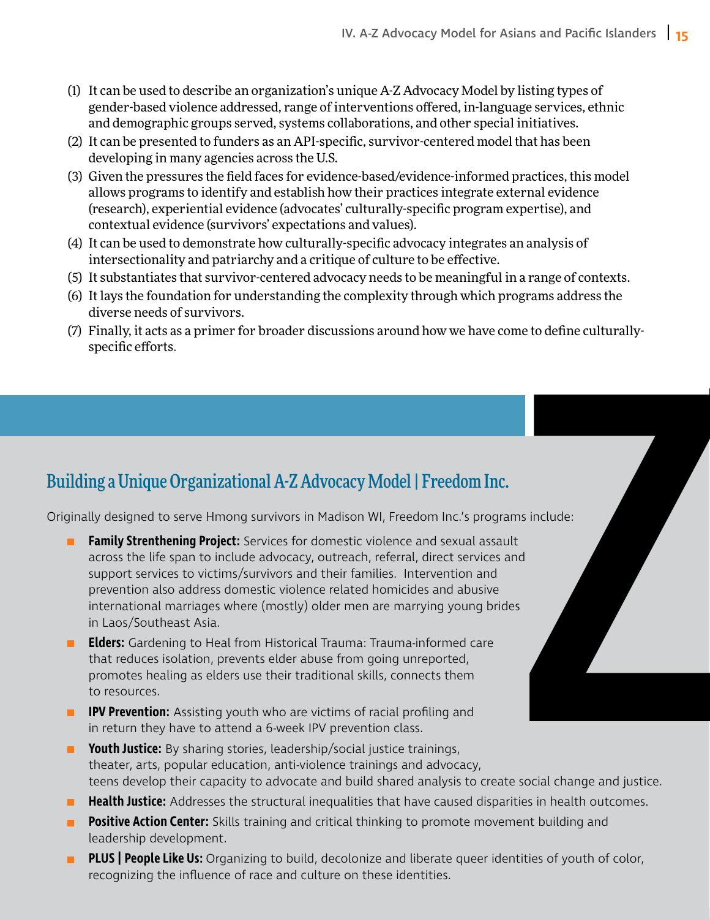(1) It can be used to describe an organization's unique A-Z Advocacy Model by listing types of gender-based violence addressed, range of interventions offered, in-language services, ethnic and demographic groups served, systems collaborations, and other special initiatives.
(2) It can be presented to funders as an API-specific, survivor-centered model that has been developing in many agencies across the U.S.
(3) Given the pressures the field faces for evidence-based/evidence-informed practices, this model allows programs to identify and establish how their practices integrate external evidence (research), experiential evidence (advocates' culturally-specific program expertise), and contextual evidence (survivors' expectations and values).
(4) It can be used to demonstrate how culturally-specific advocacy integrates an analysis of intersectionality and patriarchy and a critique of culture to be effective.
(5) It substantiates that survivor-centered advocacy needs to be meaningful in a range of contexts.
(6) It lays the foundation for understanding the complexity through which programs address the diverse needs of survivors.
(7) Finally, it acts as a primer for broader discussions around how we have come to define culturally-specific efforts.

## Building a Unique Organizational A-Z Advocacy Model | Freedom Inc.

Originally designed to serve Hmong survivors in Madison WI, Freedom Inc.'s programs include:

- **Family Strenthening Project:** Services for domestic violence and sexual assault across the life span to include advocacy, outreach, referral, direct services and support services to victims/survivors and their families. Intervention and prevention also address domestic violence related homicides and abusive international marriages where (mostly) older men are marrying young brides in Laos/Southeast Asia.
- **Elders:** Gardening to Heal from Historical Trauma: Trauma-informed care that reduces isolation, prevents elder abuse from going unreported, promotes healing as elders use their traditional skills, connects them to resources.
- **IPV Prevention:** Assisting youth who are victims of racial profiling and in return they have to attend a 6-week IPV prevention class.
- **Youth Justice:** By sharing stories, leadership/social justice trainings, theater, arts, popular education, anti-violence trainings and advocacy, teens develop their capacity to advocate and build shared analysis to create social change and justice.
- **Health Justice:** Addresses the structural inequalities that have caused disparities in health outcomes.
- **Positive Action Center:** Skills training and critical thinking to promote movement building and leadership development.
- **PLUS | People Like Us:** Organizing to build, decolonize and liberate queer identities of youth of color, recognizing the influence of race and culture on these identities.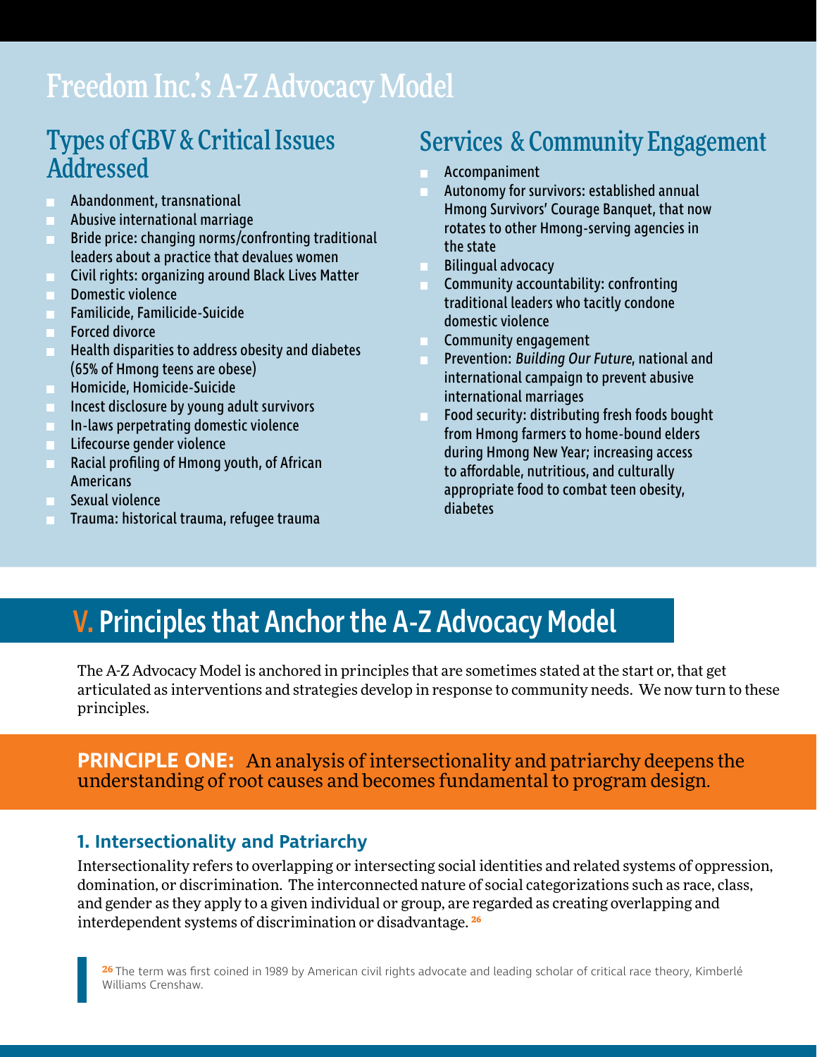# Freedom Inc.'s A-Z Advocacy Model

## Types of GBV & Critical Issues Addressed

- Abandonment, transnational
- Abusive international marriage
- Bride price: changing norms/confronting traditional leaders about a practice that devalues women
- Civil rights: organizing around Black Lives Matter
- Domestic violence
- Familicide, Familicide-Suicide
- Forced divorce
- Health disparities to address obesity and diabetes (65% of Hmong teens are obese)
- Homicide, Homicide-Suicide
- Incest disclosure by young adult survivors
- In-laws perpetrating domestic violence
- Lifecourse gender violence
- Racial profiling of Hmong youth, of African Americans
- Sexual violence
- Trauma: historical trauma, refugee trauma

## Services & Community Engagement

- Accompaniment
- Autonomy for survivors: established annual Hmong Survivors' Courage Banquet, that now rotates to other Hmong-serving agencies in the state
- Bilingual advocacy
- Community accountability: confronting traditional leaders who tacitly condone domestic violence
- Community engagement
- Prevention: *Building Our Future*, national and international campaign to prevent abusive international marriages
- Food security: distributing fresh foods bought from Hmong farmers to home-bound elders during Hmong New Year; increasing access to affordable, nutritious, and culturally appropriate food to combat teen obesity, diabetes

# V. Principles that Anchor the A-Z Advocacy Model

The A-Z Advocacy Model is anchored in principles that are sometimes stated at the start or, that get articulated as interventions and strategies develop in response to community needs. We now turn to these principles.

**PRINCIPLE ONE:** An analysis of intersectionality and patriarchy deepens the understanding of root causes and becomes fundamental to program design.

### 1. Intersectionality and Patriarchy

Intersectionality refers to overlapping or intersecting social identities and related systems of oppression, domination, or discrimination. The interconnected nature of social categorizations such as race, class, and gender as they apply to a given individual or group, are regarded as creating overlapping and interdependent systems of discrimination or disadvantage.[26]

[26] The term was first coined in 1989 by American civil rights advocate and leading scholar of critical race theory, Kimberlé Williams Crenshaw.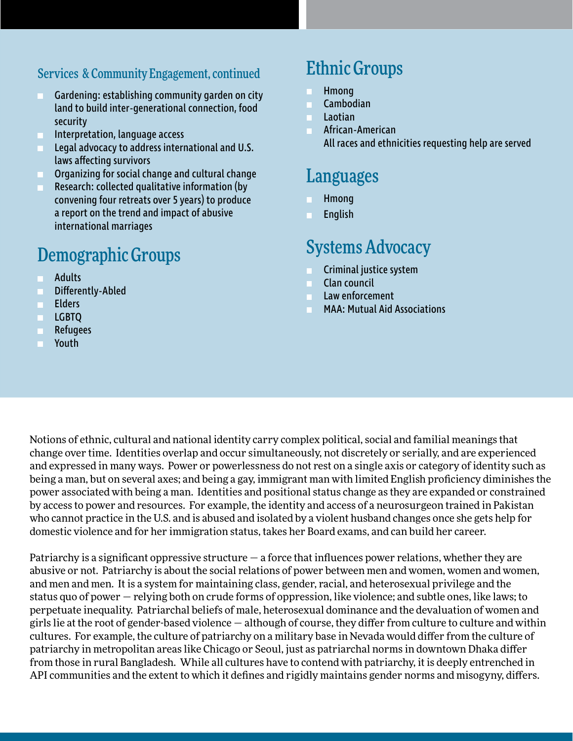### Services & Community Engagement, continued

- Gardening: establishing community garden on city land to build inter-generational connection, food security
- Interpretation, language access
- Legal advocacy to address international and U.S. laws affecting survivors
- Organizing for social change and cultural change
- Research: collected qualitative information (by convening four retreats over 5 years) to produce a report on the trend and impact of abusive international marriages

## Demographic Groups

- Adults
- Differently-Abled
- Elders
- LGBTQ
- Refugees
- Youth

## Ethnic Groups

- Hmong
- Cambodian
- Laotian
- African-American

  All races and ethnicities requesting help are served

## Languages

- Hmong
- English

## Systems Advocacy

- Criminal justice system
- Clan council
- Law enforcement
- MAA: Mutual Aid Associations

Notions of ethnic, cultural and national identity carry complex political, social and familial meanings that change over time. Identities overlap and occur simultaneously, not discretely or serially, and are experienced and expressed in many ways. Power or powerlessness do not rest on a single axis or category of identity such as being a man, but on several axes; and being a gay, immigrant man with limited English proficiency diminishes the power associated with being a man. Identities and positional status change as they are expanded or constrained by access to power and resources. For example, the identity and access of a neurosurgeon trained in Pakistan who cannot practice in the U.S. and is abused and isolated by a violent husband changes once she gets help for domestic violence and for her immigration status, takes her Board exams, and can build her career.

Patriarchy is a significant oppressive structure — a force that influences power relations, whether they are abusive or not. Patriarchy is about the social relations of power between men and women, women and women, and men and men. It is a system for maintaining class, gender, racial, and heterosexual privilege and the status quo of power — relying both on crude forms of oppression, like violence; and subtle ones, like laws; to perpetuate inequality. Patriarchal beliefs of male, heterosexual dominance and the devaluation of women and girls lie at the root of gender-based violence — although of course, they differ from culture to culture and within cultures. For example, the culture of patriarchy on a military base in Nevada would differ from the culture of patriarchy in metropolitan areas like Chicago or Seoul, just as patriarchal norms in downtown Dhaka differ from those in rural Bangladesh. While all cultures have to contend with patriarchy, it is deeply entrenched in API communities and the extent to which it defines and rigidly maintains gender norms and misogyny, differs.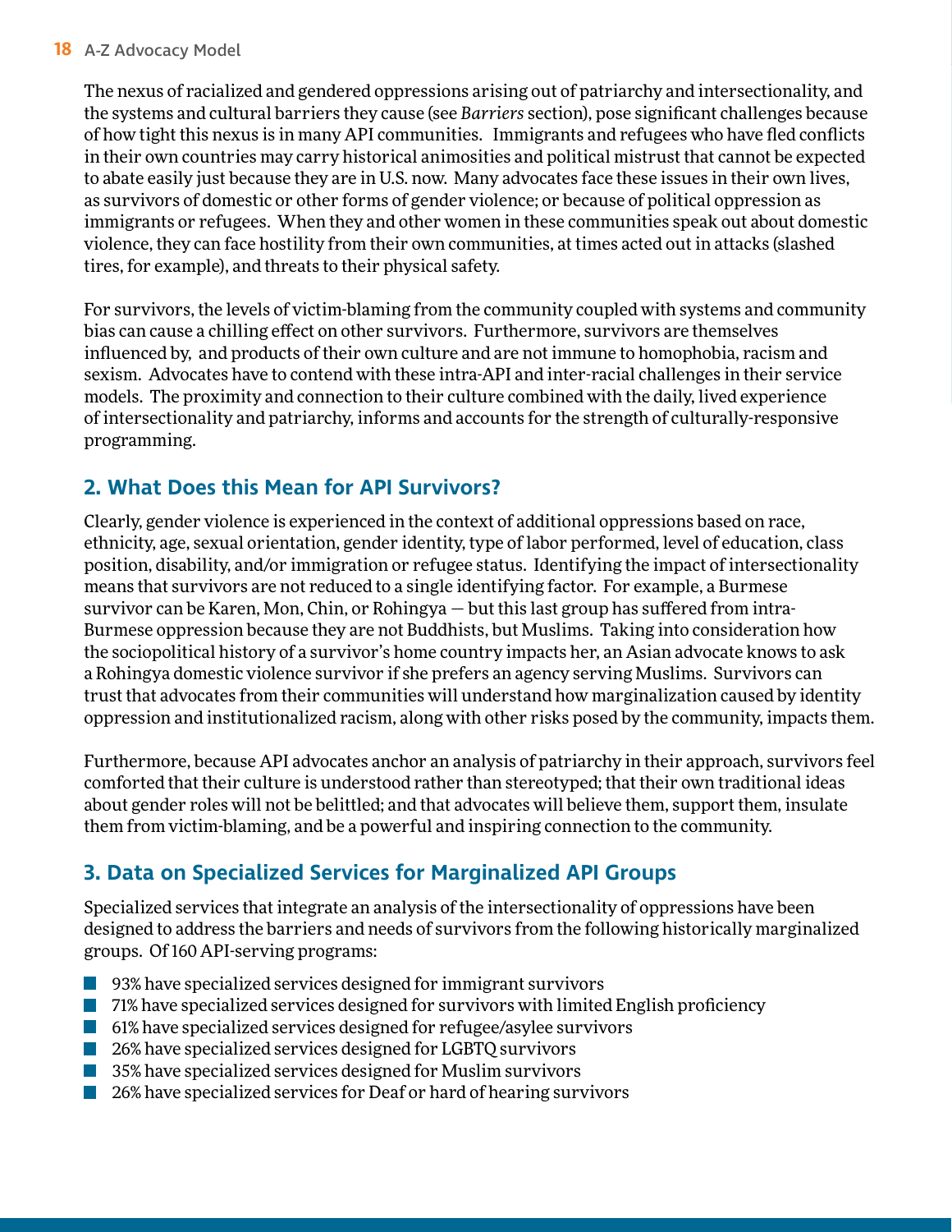The nexus of racialized and gendered oppressions arising out of patriarchy and intersectionality, and the systems and cultural barriers they cause (see *Barriers* section), pose significant challenges because of how tight this nexus is in many API communities. Immigrants and refugees who have fled conflicts in their own countries may carry historical animosities and political mistrust that cannot be expected to abate easily just because they are in U.S. now. Many advocates face these issues in their own lives, as survivors of domestic or other forms of gender violence; or because of political oppression as immigrants or refugees. When they and other women in these communities speak out about domestic violence, they can face hostility from their own communities, at times acted out in attacks (slashed tires, for example), and threats to their physical safety.

For survivors, the levels of victim-blaming from the community coupled with systems and community bias can cause a chilling effect on other survivors. Furthermore, survivors are themselves influenced by, and products of their own culture and are not immune to homophobia, racism and sexism. Advocates have to contend with these intra-API and inter-racial challenges in their service models. The proximity and connection to their culture combined with the daily, lived experience of intersectionality and patriarchy, informs and accounts for the strength of culturally-responsive programming.

## 2. What Does this Mean for API Survivors?

Clearly, gender violence is experienced in the context of additional oppressions based on race, ethnicity, age, sexual orientation, gender identity, type of labor performed, level of education, class position, disability, and/or immigration or refugee status. Identifying the impact of intersectionality means that survivors are not reduced to a single identifying factor. For example, a Burmese survivor can be Karen, Mon, Chin, or Rohingya — but this last group has suffered from intra-Burmese oppression because they are not Buddhists, but Muslims. Taking into consideration how the sociopolitical history of a survivor's home country impacts her, an Asian advocate knows to ask a Rohingya domestic violence survivor if she prefers an agency serving Muslims. Survivors can trust that advocates from their communities will understand how marginalization caused by identity oppression and institutionalized racism, along with other risks posed by the community, impacts them.

Furthermore, because API advocates anchor an analysis of patriarchy in their approach, survivors feel comforted that their culture is understood rather than stereotyped; that their own traditional ideas about gender roles will not be belittled; and that advocates will believe them, support them, insulate them from victim-blaming, and be a powerful and inspiring connection to the community.

## 3. Data on Specialized Services for Marginalized API Groups

Specialized services that integrate an analysis of the intersectionality of oppressions have been designed to address the barriers and needs of survivors from the following historically marginalized groups. Of 160 API-serving programs:

- 93% have specialized services designed for immigrant survivors
- 71% have specialized services designed for survivors with limited English proficiency
- 61% have specialized services designed for refugee/asylee survivors
- 26% have specialized services designed for LGBTQ survivors
- 35% have specialized services designed for Muslim survivors
- 26% have specialized services for Deaf or hard of hearing survivors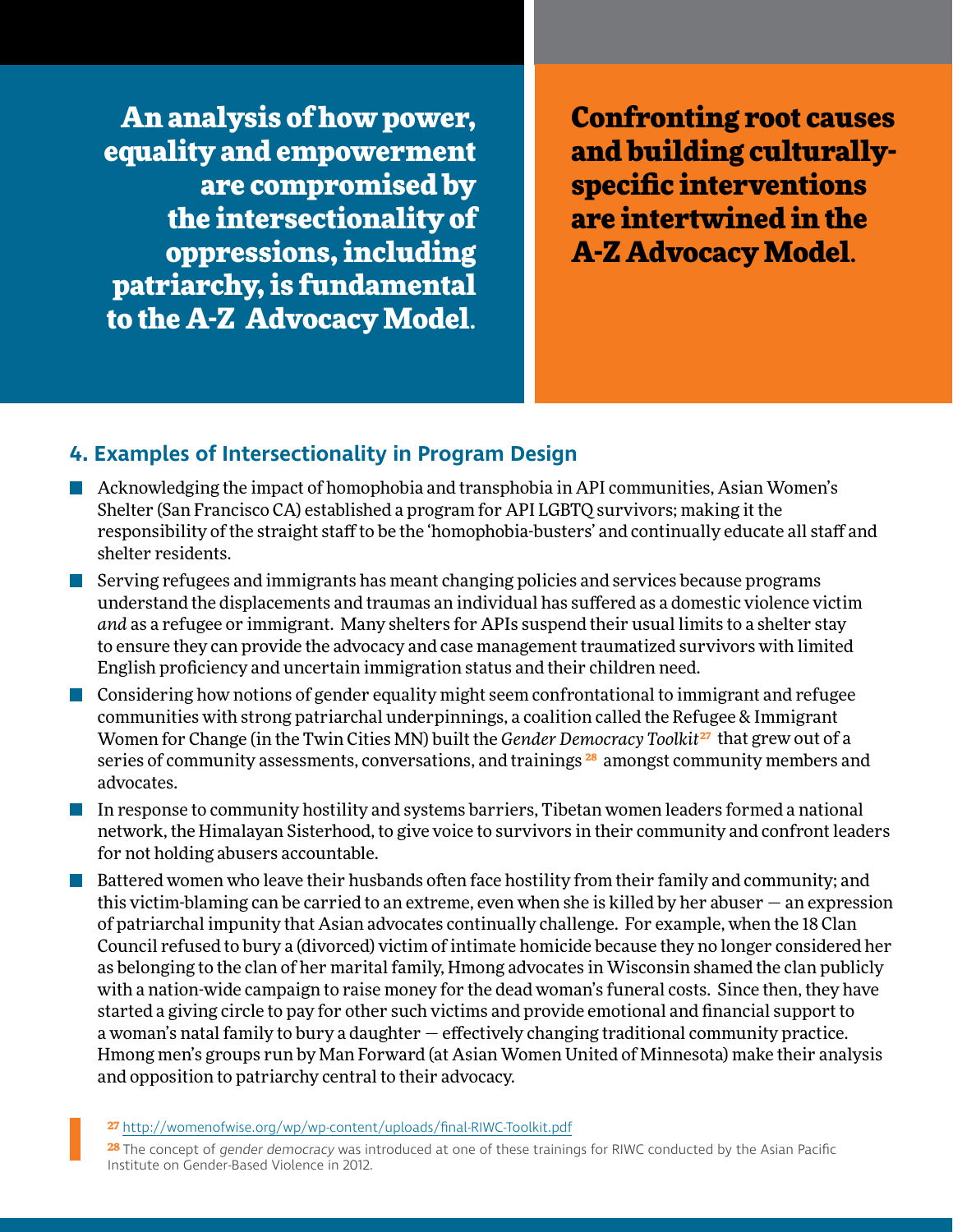**An analysis of how power, equality and empowerment are compromised by the intersectionality of oppressions, including patriarchy, is fundamental to the A-Z Advocacy Model.**

**Confronting root causes and building culturally-specific interventions are intertwined in the A-Z Advocacy Model.**

## 4. Examples of Intersectionality in Program Design

- Acknowledging the impact of homophobia and transphobia in API communities, Asian Women's Shelter (San Francisco CA) established a program for API LGBTQ survivors; making it the responsibility of the straight staff to be the 'homophobia-busters' and continually educate all staff and shelter residents.
- Serving refugees and immigrants has meant changing policies and services because programs understand the displacements and traumas an individual has suffered as a domestic violence victim *and* as a refugee or immigrant. Many shelters for APIs suspend their usual limits to a shelter stay to ensure they can provide the advocacy and case management traumatized survivors with limited English proficiency and uncertain immigration status and their children need.
- Considering how notions of gender equality might seem confrontational to immigrant and refugee communities with strong patriarchal underpinnings, a coalition called the Refugee & Immigrant Women for Change (in the Twin Cities MN) built the *Gender Democracy Toolkit*[27] that grew out of a series of community assessments, conversations, and trainings [28] amongst community members and advocates.
- In response to community hostility and systems barriers, Tibetan women leaders formed a national network, the Himalayan Sisterhood, to give voice to survivors in their community and confront leaders for not holding abusers accountable.
- Battered women who leave their husbands often face hostility from their family and community; and this victim-blaming can be carried to an extreme, even when she is killed by her abuser — an expression of patriarchal impunity that Asian advocates continually challenge. For example, when the 18 Clan Council refused to bury a (divorced) victim of intimate homicide because they no longer considered her as belonging to the clan of her marital family, Hmong advocates in Wisconsin shamed the clan publicly with a nation-wide campaign to raise money for the dead woman's funeral costs. Since then, they have started a giving circle to pay for other such victims and provide emotional and financial support to a woman's natal family to bury a daughter — effectively changing traditional community practice. Hmong men's groups run by Man Forward (at Asian Women United of Minnesota) make their analysis and opposition to patriarchy central to their advocacy.

[27] http://womenofwise.org/wp/wp-content/uploads/final-RIWC-Toolkit.pdf

[28] The concept of *gender democracy* was introduced at one of these trainings for RIWC conducted by the Asian Pacific Institute on Gender-Based Violence in 2012.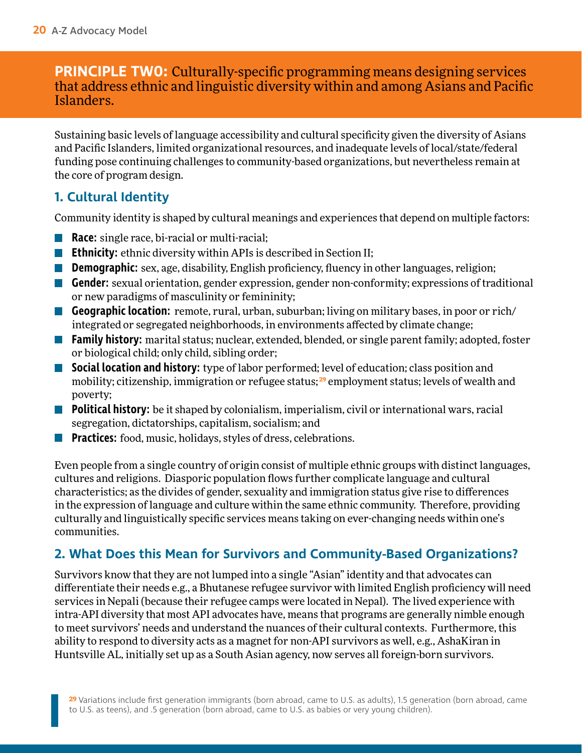## PRINCIPLE TWO: Culturally-specific programming means designing services that address ethnic and linguistic diversity within and among Asians and Pacific Islanders.

Sustaining basic levels of language accessibility and cultural specificity given the diversity of Asians and Pacific Islanders, limited organizational resources, and inadequate levels of local/state/federal funding pose continuing challenges to community-based organizations, but nevertheless remain at the core of program design.

### 1. Cultural Identity

Community identity is shaped by cultural meanings and experiences that depend on multiple factors:

- **Race:** single race, bi-racial or multi-racial;
- **Ethnicity:** ethnic diversity within APIs is described in Section II;
- **Demographic:** sex, age, disability, English proficiency, fluency in other languages, religion;
- **Gender:** sexual orientation, gender expression, gender non-conformity; expressions of traditional or new paradigms of masculinity or femininity;
- **Geographic location:** remote, rural, urban, suburban; living on military bases, in poor or rich/integrated or segregated neighborhoods, in environments affected by climate change;
- **Family history:** marital status; nuclear, extended, blended, or single parent family; adopted, foster or biological child; only child, sibling order;
- **Social location and history:** type of labor performed; level of education; class position and mobility; citizenship, immigration or refugee status;[29] employment status; levels of wealth and poverty;
- **Political history:** be it shaped by colonialism, imperialism, civil or international wars, racial segregation, dictatorships, capitalism, socialism; and
- **Practices:** food, music, holidays, styles of dress, celebrations.

Even people from a single country of origin consist of multiple ethnic groups with distinct languages, cultures and religions. Diasporic population flows further complicate language and cultural characteristics; as the divides of gender, sexuality and immigration status give rise to differences in the expression of language and culture within the same ethnic community. Therefore, providing culturally and linguistically specific services means taking on ever-changing needs within one's communities.

### 2. What Does this Mean for Survivors and Community-Based Organizations?

Survivors know that they are not lumped into a single "Asian" identity and that advocates can differentiate their needs e.g., a Bhutanese refugee survivor with limited English proficiency will need services in Nepali (because their refugee camps were located in Nepal). The lived experience with intra-API diversity that most API advocates have, means that programs are generally nimble enough to meet survivors' needs and understand the nuances of their cultural contexts. Furthermore, this ability to respond to diversity acts as a magnet for non-API survivors as well, e.g., AshaKiran in Huntsville AL, initially set up as a South Asian agency, now serves all foreign-born survivors.

[29] Variations include first generation immigrants (born abroad, came to U.S. as adults), 1.5 generation (born abroad, came to U.S. as teens), and .5 generation (born abroad, came to U.S. as babies or very young children).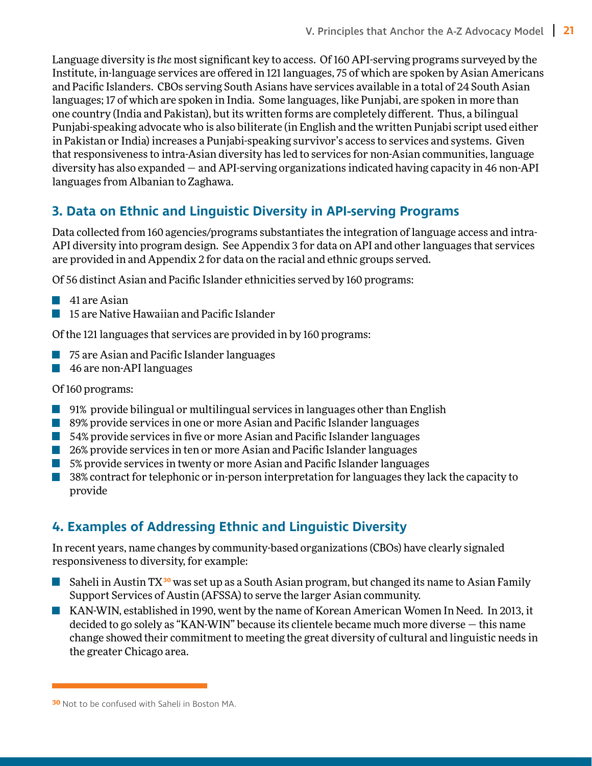Language diversity is *the* most significant key to access. Of 160 API-serving programs surveyed by the Institute, in-language services are offered in 121 languages, 75 of which are spoken by Asian Americans and Pacific Islanders. CBOs serving South Asians have services available in a total of 24 South Asian languages; 17 of which are spoken in India. Some languages, like Punjabi, are spoken in more than one country (India and Pakistan), but its written forms are completely different. Thus, a bilingual Punjabi-speaking advocate who is also biliterate (in English and the written Punjabi script used either in Pakistan or India) increases a Punjabi-speaking survivor's access to services and systems. Given that responsiveness to intra-Asian diversity has led to services for non-Asian communities, language diversity has also expanded — and API-serving organizations indicated having capacity in 46 non-API languages from Albanian to Zaghawa.

## 3. Data on Ethnic and Linguistic Diversity in API-serving Programs

Data collected from 160 agencies/programs substantiates the integration of language access and intra-API diversity into program design. See Appendix 3 for data on API and other languages that services are provided in and Appendix 2 for data on the racial and ethnic groups served.

Of 56 distinct Asian and Pacific Islander ethnicities served by 160 programs:

- 41 are Asian
- 15 are Native Hawaiian and Pacific Islander

Of the 121 languages that services are provided in by 160 programs:

- 75 are Asian and Pacific Islander languages
- 46 are non-API languages

Of 160 programs:

- 91% provide bilingual or multilingual services in languages other than English
- 89% provide services in one or more Asian and Pacific Islander languages
- 54% provide services in five or more Asian and Pacific Islander languages
- 26% provide services in ten or more Asian and Pacific Islander languages
- 5% provide services in twenty or more Asian and Pacific Islander languages
- 38% contract for telephonic or in-person interpretation for languages they lack the capacity to provide

## 4. Examples of Addressing Ethnic and Linguistic Diversity

In recent years, name changes by community-based organizations (CBOs) have clearly signaled responsiveness to diversity, for example:

- Saheli in Austin TX[30] was set up as a South Asian program, but changed its name to Asian Family Support Services of Austin (AFSSA) to serve the larger Asian community.
- KAN-WIN, established in 1990, went by the name of Korean American Women In Need. In 2013, it decided to go solely as "KAN-WIN" because its clientele became much more diverse — this name change showed their commitment to meeting the great diversity of cultural and linguistic needs in the greater Chicago area.

---

[30] Not to be confused with Saheli in Boston MA.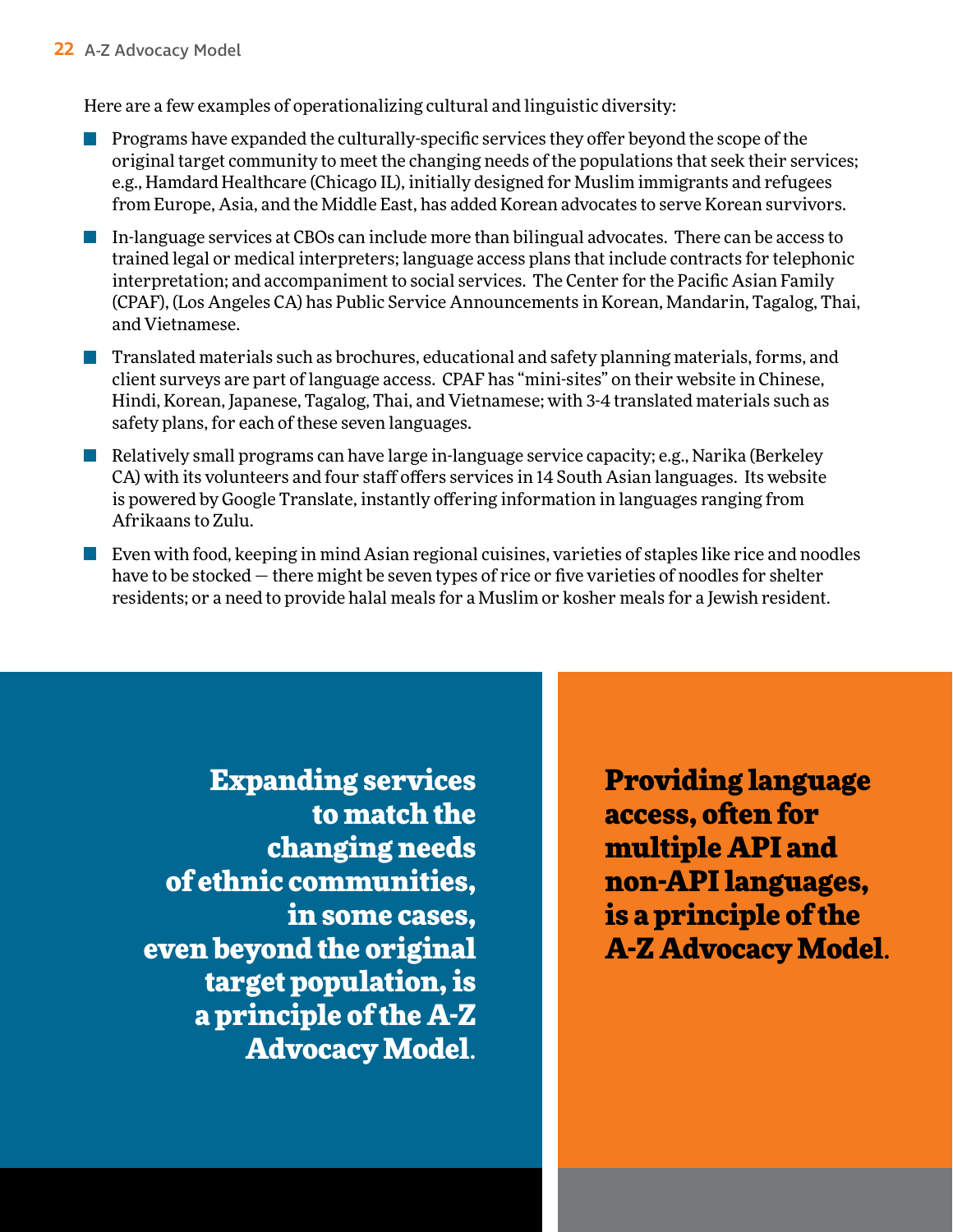Here are a few examples of operationalizing cultural and linguistic diversity:

- Programs have expanded the culturally-specific services they offer beyond the scope of the original target community to meet the changing needs of the populations that seek their services; e.g., Hamdard Healthcare (Chicago IL), initially designed for Muslim immigrants and refugees from Europe, Asia, and the Middle East, has added Korean advocates to serve Korean survivors.
- In-language services at CBOs can include more than bilingual advocates. There can be access to trained legal or medical interpreters; language access plans that include contracts for telephonic interpretation; and accompaniment to social services. The Center for the Pacific Asian Family (CPAF), (Los Angeles CA) has Public Service Announcements in Korean, Mandarin, Tagalog, Thai, and Vietnamese.
- Translated materials such as brochures, educational and safety planning materials, forms, and client surveys are part of language access. CPAF has "mini-sites" on their website in Chinese, Hindi, Korean, Japanese, Tagalog, Thai, and Vietnamese; with 3-4 translated materials such as safety plans, for each of these seven languages.
- Relatively small programs can have large in-language service capacity; e.g., Narika (Berkeley CA) with its volunteers and four staff offers services in 14 South Asian languages. Its website is powered by Google Translate, instantly offering information in languages ranging from Afrikaans to Zulu.
- Even with food, keeping in mind Asian regional cuisines, varieties of staples like rice and noodles have to be stocked — there might be seven types of rice or five varieties of noodles for shelter residents; or a need to provide halal meals for a Muslim or kosher meals for a Jewish resident.

**Expanding services to match the changing needs of ethnic communities, in some cases, even beyond the original target population, is a principle of the A-Z Advocacy Model.**

**Providing language access, often for multiple API and non-API languages, is a principle of the A-Z Advocacy Model.**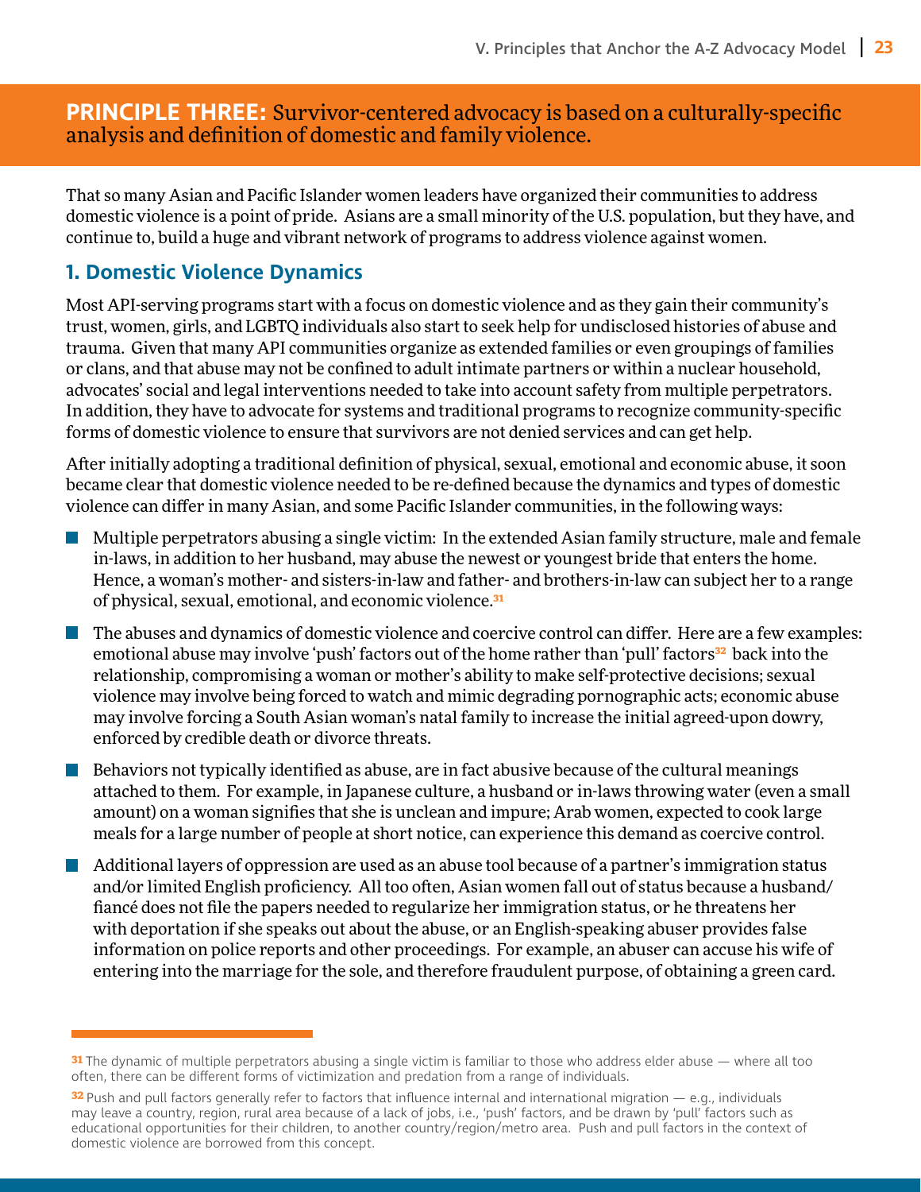## PRINCIPLE THREE: Survivor-centered advocacy is based on a culturally-specific analysis and definition of domestic and family violence.

That so many Asian and Pacific Islander women leaders have organized their communities to address domestic violence is a point of pride. Asians are a small minority of the U.S. population, but they have, and continue to, build a huge and vibrant network of programs to address violence against women.

### 1. Domestic Violence Dynamics

Most API-serving programs start with a focus on domestic violence and as they gain their community's trust, women, girls, and LGBTQ individuals also start to seek help for undisclosed histories of abuse and trauma. Given that many API communities organize as extended families or even groupings of families or clans, and that abuse may not be confined to adult intimate partners or within a nuclear household, advocates' social and legal interventions needed to take into account safety from multiple perpetrators. In addition, they have to advocate for systems and traditional programs to recognize community-specific forms of domestic violence to ensure that survivors are not denied services and can get help.

After initially adopting a traditional definition of physical, sexual, emotional and economic abuse, it soon became clear that domestic violence needed to be re-defined because the dynamics and types of domestic violence can differ in many Asian, and some Pacific Islander communities, in the following ways:

- Multiple perpetrators abusing a single victim: In the extended Asian family structure, male and female in-laws, in addition to her husband, may abuse the newest or youngest bride that enters the home. Hence, a woman's mother- and sisters-in-law and father- and brothers-in-law can subject her to a range of physical, sexual, emotional, and economic violence.[31]
- The abuses and dynamics of domestic violence and coercive control can differ. Here are a few examples: emotional abuse may involve 'push' factors out of the home rather than 'pull' factors[32] back into the relationship, compromising a woman or mother's ability to make self-protective decisions; sexual violence may involve being forced to watch and mimic degrading pornographic acts; economic abuse may involve forcing a South Asian woman's natal family to increase the initial agreed-upon dowry, enforced by credible death or divorce threats.
- Behaviors not typically identified as abuse, are in fact abusive because of the cultural meanings attached to them. For example, in Japanese culture, a husband or in-laws throwing water (even a small amount) on a woman signifies that she is unclean and impure; Arab women, expected to cook large meals for a large number of people at short notice, can experience this demand as coercive control.
- Additional layers of oppression are used as an abuse tool because of a partner's immigration status and/or limited English proficiency. All too often, Asian women fall out of status because a husband/fiancé does not file the papers needed to regularize her immigration status, or he threatens her with deportation if she speaks out about the abuse, or an English-speaking abuser provides false information on police reports and other proceedings. For example, an abuser can accuse his wife of entering into the marriage for the sole, and therefore fraudulent purpose, of obtaining a green card.

---

[31] The dynamic of multiple perpetrators abusing a single victim is familiar to those who address elder abuse — where all too often, there can be different forms of victimization and predation from a range of individuals.

[32] Push and pull factors generally refer to factors that influence internal and international migration — e.g., individuals may leave a country, region, rural area because of a lack of jobs, i.e., 'push' factors, and be drawn by 'pull' factors such as educational opportunities for their children, to another country/region/metro area. Push and pull factors in the context of domestic violence are borrowed from this concept.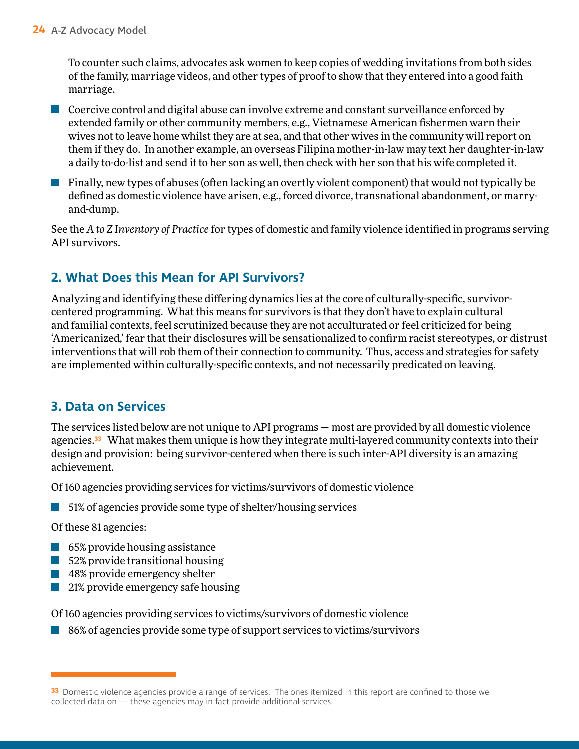To counter such claims, advocates ask women to keep copies of wedding invitations from both sides of the family, marriage videos, and other types of proof to show that they entered into a good faith marriage.

- Coercive control and digital abuse can involve extreme and constant surveillance enforced by extended family or other community members, e.g., Vietnamese American fishermen warn their wives not to leave home whilst they are at sea, and that other wives in the community will report on them if they do. In another example, an overseas Filipina mother-in-law may text her daughter-in-law a daily to-do-list and send it to her son as well, then check with her son that his wife completed it.
- Finally, new types of abuses (often lacking an overtly violent component) that would not typically be defined as domestic violence have arisen, e.g., forced divorce, transnational abandonment, or marry-and-dump.

See the *A to Z Inventory of Practice* for types of domestic and family violence identified in programs serving API survivors.

## 2. What Does this Mean for API Survivors?

Analyzing and identifying these differing dynamics lies at the core of culturally-specific, survivor-centered programming. What this means for survivors is that they don't have to explain cultural and familial contexts, feel scrutinized because they are not acculturated or feel criticized for being 'Americanized,' fear that their disclosures will be sensationalized to confirm racist stereotypes, or distrust interventions that will rob them of their connection to community. Thus, access and strategies for safety are implemented within culturally-specific contexts, and not necessarily predicated on leaving.

## 3. Data on Services

The services listed below are not unique to API programs — most are provided by all domestic violence agencies.[33] What makes them unique is how they integrate multi-layered community contexts into their design and provision: being survivor-centered when there is such inter-API diversity is an amazing achievement.

Of 160 agencies providing services for victims/survivors of domestic violence

- 51% of agencies provide some type of shelter/housing services

Of these 81 agencies:

- 65% provide housing assistance
- 52% provide transitional housing
- 48% provide emergency shelter
- 21% provide emergency safe housing

Of 160 agencies providing services to victims/survivors of domestic violence

- 86% of agencies provide some type of support services to victims/survivors

---

[33] Domestic violence agencies provide a range of services. The ones itemized in this report are confined to those we collected data on — these agencies may in fact provide additional services.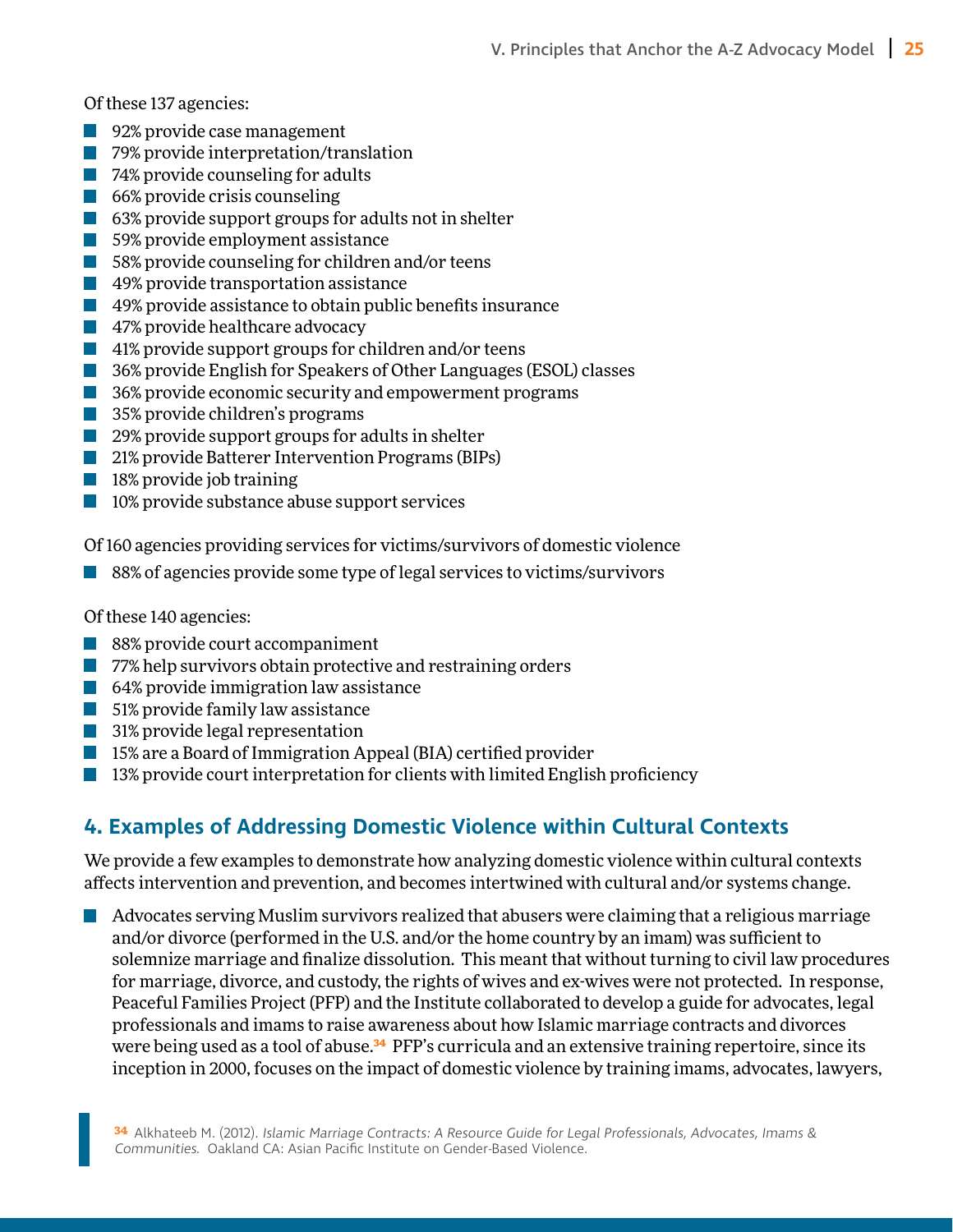Of these 137 agencies:

- 92% provide case management
- 79% provide interpretation/translation
- 74% provide counseling for adults
- 66% provide crisis counseling
- 63% provide support groups for adults not in shelter
- 59% provide employment assistance
- 58% provide counseling for children and/or teens
- 49% provide transportation assistance
- 49% provide assistance to obtain public benefits insurance
- 47% provide healthcare advocacy
- 41% provide support groups for children and/or teens
- 36% provide English for Speakers of Other Languages (ESOL) classes
- 36% provide economic security and empowerment programs
- 35% provide children's programs
- 29% provide support groups for adults in shelter
- 21% provide Batterer Intervention Programs (BIPs)
- 18% provide job training
- 10% provide substance abuse support services

Of 160 agencies providing services for victims/survivors of domestic violence

- 88% of agencies provide some type of legal services to victims/survivors

Of these 140 agencies:

- 88% provide court accompaniment
- 77% help survivors obtain protective and restraining orders
- 64% provide immigration law assistance
- 51% provide family law assistance
- 31% provide legal representation
- 15% are a Board of Immigration Appeal (BIA) certified provider
- 13% provide court interpretation for clients with limited English proficiency

## 4. Examples of Addressing Domestic Violence within Cultural Contexts

We provide a few examples to demonstrate how analyzing domestic violence within cultural contexts affects intervention and prevention, and becomes intertwined with cultural and/or systems change.

- Advocates serving Muslim survivors realized that abusers were claiming that a religious marriage and/or divorce (performed in the U.S. and/or the home country by an imam) was sufficient to solemnize marriage and finalize dissolution. This meant that without turning to civil law procedures for marriage, divorce, and custody, the rights of wives and ex-wives were not protected. In response, Peaceful Families Project (PFP) and the Institute collaborated to develop a guide for advocates, legal professionals and imams to raise awareness about how Islamic marriage contracts and divorces were being used as a tool of abuse.[34] PFP's curricula and an extensive training repertoire, since its inception in 2000, focuses on the impact of domestic violence by training imams, advocates, lawyers,

[34] Alkhateeb M. (2012). *Islamic Marriage Contracts: A Resource Guide for Legal Professionals, Advocates, Imams & Communities.* Oakland CA: Asian Pacific Institute on Gender-Based Violence.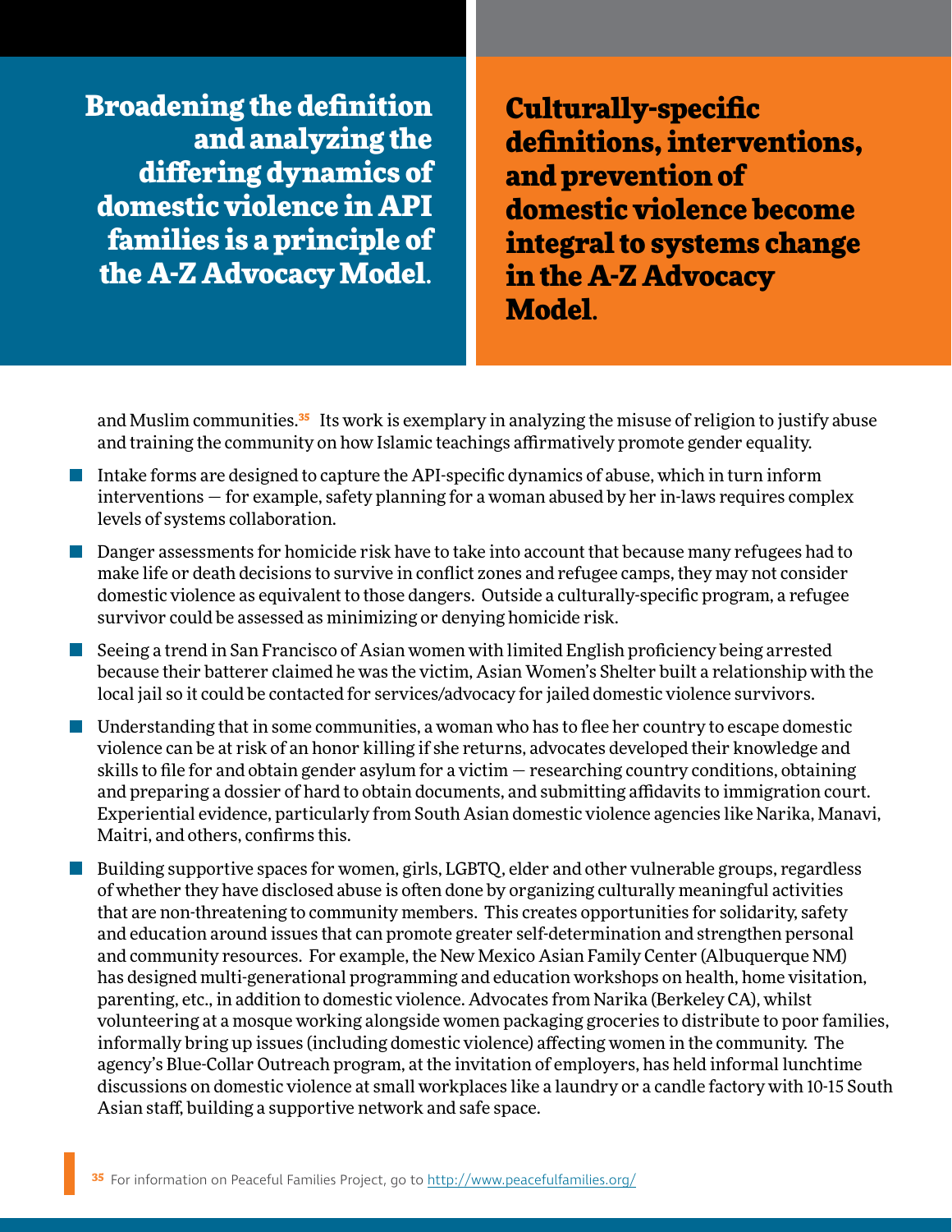**Broadening the definition and analyzing the differing dynamics of domestic violence in API families is a principle of the A-Z Advocacy Model.**

**Culturally-specific definitions, interventions, and prevention of domestic violence become integral to systems change in the A-Z Advocacy Model.**

and Muslim communities.[35] Its work is exemplary in analyzing the misuse of religion to justify abuse and training the community on how Islamic teachings affirmatively promote gender equality.

- Intake forms are designed to capture the API-specific dynamics of abuse, which in turn inform interventions — for example, safety planning for a woman abused by her in-laws requires complex levels of systems collaboration.
- Danger assessments for homicide risk have to take into account that because many refugees had to make life or death decisions to survive in conflict zones and refugee camps, they may not consider domestic violence as equivalent to those dangers. Outside a culturally-specific program, a refugee survivor could be assessed as minimizing or denying homicide risk.
- Seeing a trend in San Francisco of Asian women with limited English proficiency being arrested because their batterer claimed he was the victim, Asian Women's Shelter built a relationship with the local jail so it could be contacted for services/advocacy for jailed domestic violence survivors.
- Understanding that in some communities, a woman who has to flee her country to escape domestic violence can be at risk of an honor killing if she returns, advocates developed their knowledge and skills to file for and obtain gender asylum for a victim — researching country conditions, obtaining and preparing a dossier of hard to obtain documents, and submitting affidavits to immigration court. Experiential evidence, particularly from South Asian domestic violence agencies like Narika, Manavi, Maitri, and others, confirms this.
- Building supportive spaces for women, girls, LGBTQ, elder and other vulnerable groups, regardless of whether they have disclosed abuse is often done by organizing culturally meaningful activities that are non-threatening to community members. This creates opportunities for solidarity, safety and education around issues that can promote greater self-determination and strengthen personal and community resources. For example, the New Mexico Asian Family Center (Albuquerque NM) has designed multi-generational programming and education workshops on health, home visitation, parenting, etc., in addition to domestic violence. Advocates from Narika (Berkeley CA), whilst volunteering at a mosque working alongside women packaging groceries to distribute to poor families, informally bring up issues (including domestic violence) affecting women in the community. The agency's Blue-Collar Outreach program, at the invitation of employers, has held informal lunchtime discussions on domestic violence at small workplaces like a laundry or a candle factory with 10-15 South Asian staff, building a supportive network and safe space.

[35] For information on Peaceful Families Project, go to http://www.peacefulfamilies.org/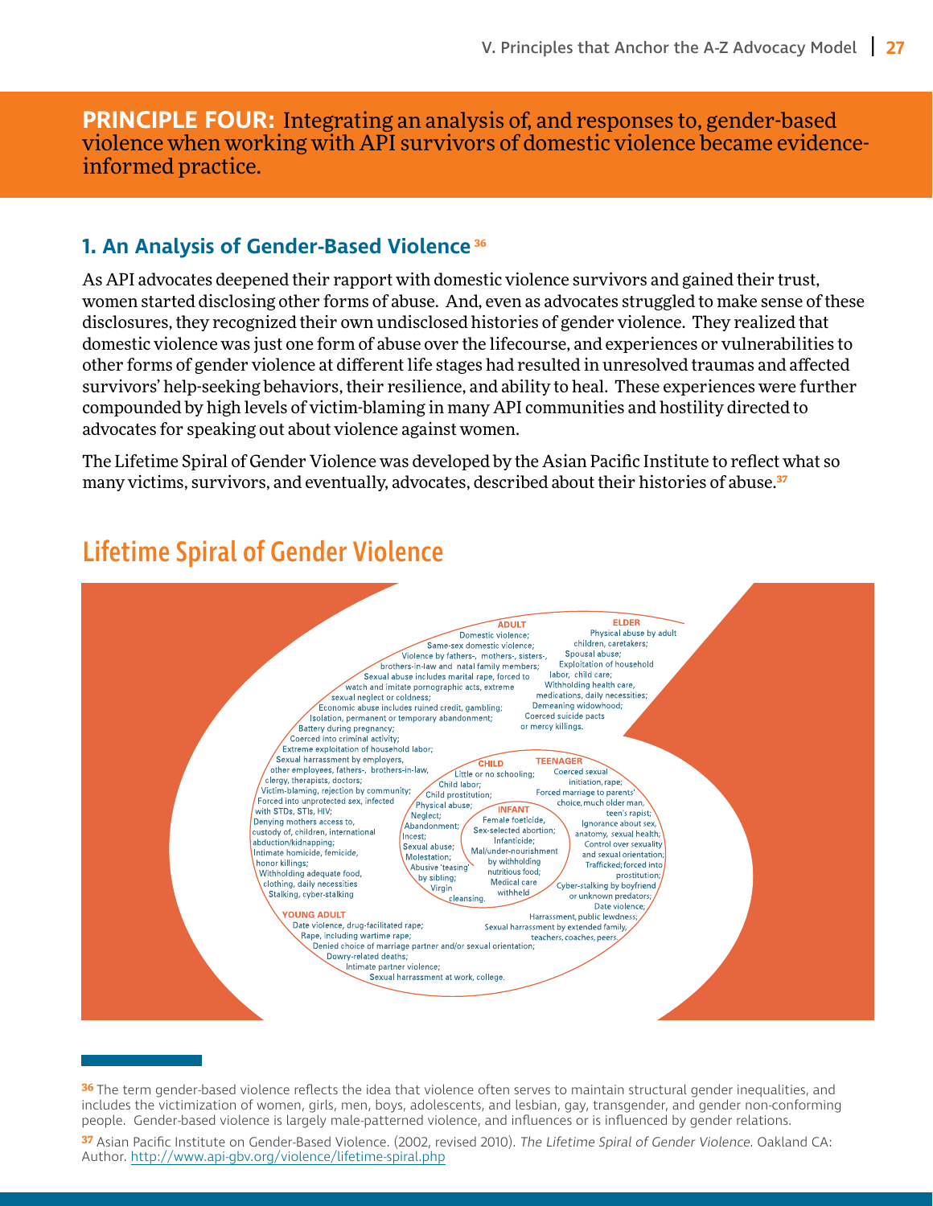**PRINCIPLE FOUR:** Integrating an analysis of, and responses to, gender-based violence when working with API survivors of domestic violence became evidence-informed practice.

### 1. An Analysis of Gender-Based Violence [36]

As API advocates deepened their rapport with domestic violence survivors and gained their trust, women started disclosing other forms of abuse. And, even as advocates struggled to make sense of these disclosures, they recognized their own undisclosed histories of gender violence. They realized that domestic violence was just one form of abuse over the lifecourse, and experiences or vulnerabilities to other forms of gender violence at different life stages had resulted in unresolved traumas and affected survivors' help-seeking behaviors, their resilience, and ability to heal. These experiences were further compounded by high levels of victim-blaming in many API communities and hostility directed to advocates for speaking out about violence against women.

The Lifetime Spiral of Gender Violence was developed by the Asian Pacific Institute to reflect what so many victims, survivors, and eventually, advocates, described about their histories of abuse.[37]

## Lifetime Spiral of Gender Violence

**INFANT**
Female foeticide, Sex-selected abortion; Infanticide; Mal/under-nourishment by withholding nutritious food; Medical care withheld

**CHILD**
Little or no schooling; Child labor; Child prostitution; Physical abuse; Neglect; Abandonment; Incest; Sexual abuse; Molestation; Abusive 'teasing' by sibling; Virgin cleansing.

**TEENAGER**
Coerced sexual initiation, rape; Forced marriage to parents' choice, much older man, teen's rapist; Ignorance about sex, anatomy, sexual health; Control over sexuality and sexual orientation; Trafficked; forced into prostitution; Cyber-stalking by boyfriend or unknown predators; Date violence; Harrassment, public lewdness; Sexual harrassment by extended family, teachers, coaches, peers,

**YOUNG ADULT**
Date violence, drug-facilitated rape; Rape, including wartime rape; Denied choice of marriage partner and/or sexual orientation; Dowry-related deaths; Intimate partner violence; Sexual harrassment at work, college.

**ADULT**
Domestic violence; Same-sex domestic violence; Violence by fathers-, mothers-, sisters-, brothers-in-law, and natal family members; Sexual abuse includes marital rape, forced to watch and imitate pornographic acts, extreme sexual neglect or coldness; Economic abuse includes ruined credit, gambling; Isolation, permanent or temporary abandonment; Battery during pregnancy; Coerced into criminal activity; Extreme exploitation of household labor; Sexual harrassment by employers, other employees, fathers-, brothers-in-law, clergy, therapists, doctors; Victim-blaming, rejection by community; Forced into unprotected sex, infected with STDs, STIs, HIV; Denying mothers access to, custody of, children, international abduction/kidnapping; Intimate homicide, femicide, honor killings; Withholding adequate food, clothing, daily necessities Stalking, cyber-stalking

**ELDER**
Physical abuse by adult children, caretakers; Spousal abuse; Exploitation of household labor, child care; Withholding health care, medications, daily necessities; Demeaning widowhood; Coerced suicide pacts or mercy killings.

---

[36] The term gender-based violence reflects the idea that violence often serves to maintain structural gender inequalities, and includes the victimization of women, girls, men, boys, adolescents, and lesbian, gay, transgender, and gender non-conforming people. Gender-based violence is largely male-patterned violence, and influences or is influenced by gender relations.

[37] Asian Pacific Institute on Gender-Based Violence. (2002, revised 2010). *The Lifetime Spiral of Gender Violence.* Oakland CA: Author. http://www.api-gbv.org/violence/lifetime-spiral.php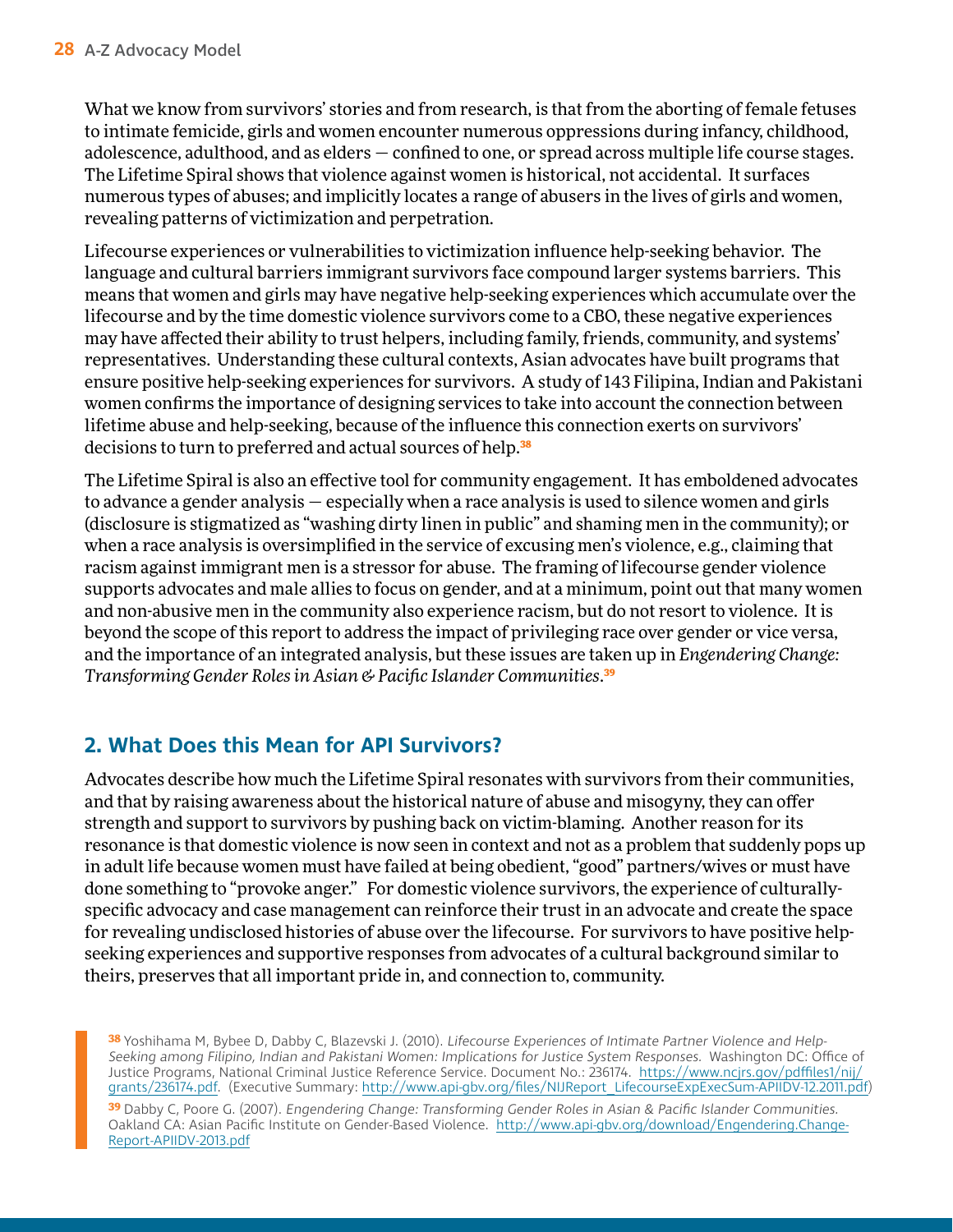What we know from survivors' stories and from research, is that from the aborting of female fetuses to intimate femicide, girls and women encounter numerous oppressions during infancy, childhood, adolescence, adulthood, and as elders — confined to one, or spread across multiple life course stages. The Lifetime Spiral shows that violence against women is historical, not accidental. It surfaces numerous types of abuses; and implicitly locates a range of abusers in the lives of girls and women, revealing patterns of victimization and perpetration.

Lifecourse experiences or vulnerabilities to victimization influence help-seeking behavior. The language and cultural barriers immigrant survivors face compound larger systems barriers. This means that women and girls may have negative help-seeking experiences which accumulate over the lifecourse and by the time domestic violence survivors come to a CBO, these negative experiences may have affected their ability to trust helpers, including family, friends, community, and systems' representatives. Understanding these cultural contexts, Asian advocates have built programs that ensure positive help-seeking experiences for survivors. A study of 143 Filipina, Indian and Pakistani women confirms the importance of designing services to take into account the connection between lifetime abuse and help-seeking, because of the influence this connection exerts on survivors' decisions to turn to preferred and actual sources of help.[38]

The Lifetime Spiral is also an effective tool for community engagement. It has emboldened advocates to advance a gender analysis — especially when a race analysis is used to silence women and girls (disclosure is stigmatized as "washing dirty linen in public" and shaming men in the community); or when a race analysis is oversimplified in the service of excusing men's violence, e.g., claiming that racism against immigrant men is a stressor for abuse. The framing of lifecourse gender violence supports advocates and male allies to focus on gender, and at a minimum, point out that many women and non-abusive men in the community also experience racism, but do not resort to violence. It is beyond the scope of this report to address the impact of privileging race over gender or vice versa, and the importance of an integrated analysis, but these issues are taken up in *Engendering Change: Transforming Gender Roles in Asian & Pacific Islander Communities*.[39]

## 2. What Does this Mean for API Survivors?

Advocates describe how much the Lifetime Spiral resonates with survivors from their communities, and that by raising awareness about the historical nature of abuse and misogyny, they can offer strength and support to survivors by pushing back on victim-blaming. Another reason for its resonance is that domestic violence is now seen in context and not as a problem that suddenly pops up in adult life because women must have failed at being obedient, "good" partners/wives or must have done something to "provoke anger." For domestic violence survivors, the experience of culturally-specific advocacy and case management can reinforce their trust in an advocate and create the space for revealing undisclosed histories of abuse over the lifecourse. For survivors to have positive help-seeking experiences and supportive responses from advocates of a cultural background similar to theirs, preserves that all important pride in, and connection to, community.

[38] Yoshihama M, Bybee D, Dabby C, Blazevski J. (2010). *Lifecourse Experiences of Intimate Partner Violence and Help-Seeking among Filipino, Indian and Pakistani Women: Implications for Justice System Responses.* Washington DC: Office of Justice Programs, National Criminal Justice Reference Service. Document No.: 236174. https://www.ncjrs.gov/pdffiles1/nij/grants/236174.pdf. (Executive Summary: http://www.api-gbv.org/files/NIJReport_LifecourseExpExecSum-APIIDV-12.2011.pdf)

[39] Dabby C, Poore G. (2007). *Engendering Change: Transforming Gender Roles in Asian & Pacific Islander Communities.* Oakland CA: Asian Pacific Institute on Gender-Based Violence. http://www.api-gbv.org/download/Engendering.Change-Report-APIIDV-2013.pdf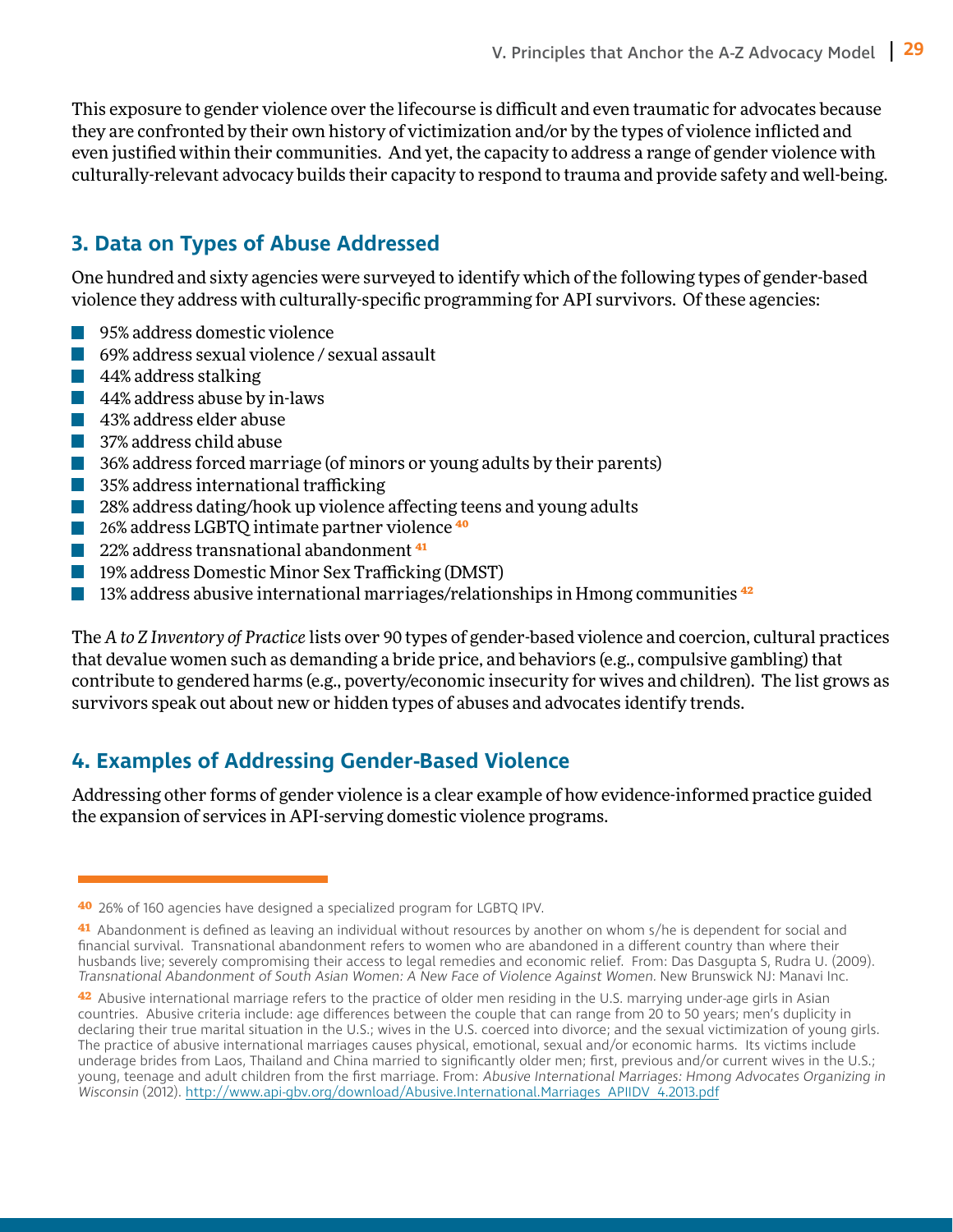This exposure to gender violence over the lifecourse is difficult and even traumatic for advocates because they are confronted by their own history of victimization and/or by the types of violence inflicted and even justified within their communities. And yet, the capacity to address a range of gender violence with culturally-relevant advocacy builds their capacity to respond to trauma and provide safety and well-being.

## 3. Data on Types of Abuse Addressed

One hundred and sixty agencies were surveyed to identify which of the following types of gender-based violence they address with culturally-specific programming for API survivors. Of these agencies:

- 95% address domestic violence
- 69% address sexual violence / sexual assault
- 44% address stalking
- 44% address abuse by in-laws
- 43% address elder abuse
- 37% address child abuse
- 36% address forced marriage (of minors or young adults by their parents)
- 35% address international trafficking
- 28% address dating/hook up violence affecting teens and young adults
- 26% address LGBTQ intimate partner violence [40]
- 22% address transnational abandonment [41]
- 19% address Domestic Minor Sex Trafficking (DMST)
- 13% address abusive international marriages/relationships in Hmong communities [42]

The *A to Z Inventory of Practice* lists over 90 types of gender-based violence and coercion, cultural practices that devalue women such as demanding a bride price, and behaviors (e.g., compulsive gambling) that contribute to gendered harms (e.g., poverty/economic insecurity for wives and children). The list grows as survivors speak out about new or hidden types of abuses and advocates identify trends.

## 4. Examples of Addressing Gender-Based Violence

Addressing other forms of gender violence is a clear example of how evidence-informed practice guided the expansion of services in API-serving domestic violence programs.

---

[40] 26% of 160 agencies have designed a specialized program for LGBTQ IPV.

[41] Abandonment is defined as leaving an individual without resources by another on whom s/he is dependent for social and financial survival. Transnational abandonment refers to women who are abandoned in a different country than where their husbands live; severely compromising their access to legal remedies and economic relief. From: Das Dasgupta S, Rudra U. (2009). *Transnational Abandonment of South Asian Women: A New Face of Violence Against Women.* New Brunswick NJ: Manavi Inc.

[42] Abusive international marriage refers to the practice of older men residing in the U.S. marrying under-age girls in Asian countries. Abusive criteria include: age differences between the couple that can range from 20 to 50 years; men's duplicity in declaring their true marital situation in the U.S.; wives in the U.S. coerced into divorce; and the sexual victimization of young girls. The practice of abusive international marriages causes physical, emotional, sexual and/or economic harms. Its victims include underage brides from Laos, Thailand and China married to significantly older men; first, previous and/or current wives in the U.S.; young, teenage and adult children from the first marriage. From: *Abusive International Marriages: Hmong Advocates Organizing in Wisconsin* (2012). http://www.api-gbv.org/download/Abusive.International.Marriages_APIIDV_4.2013.pdf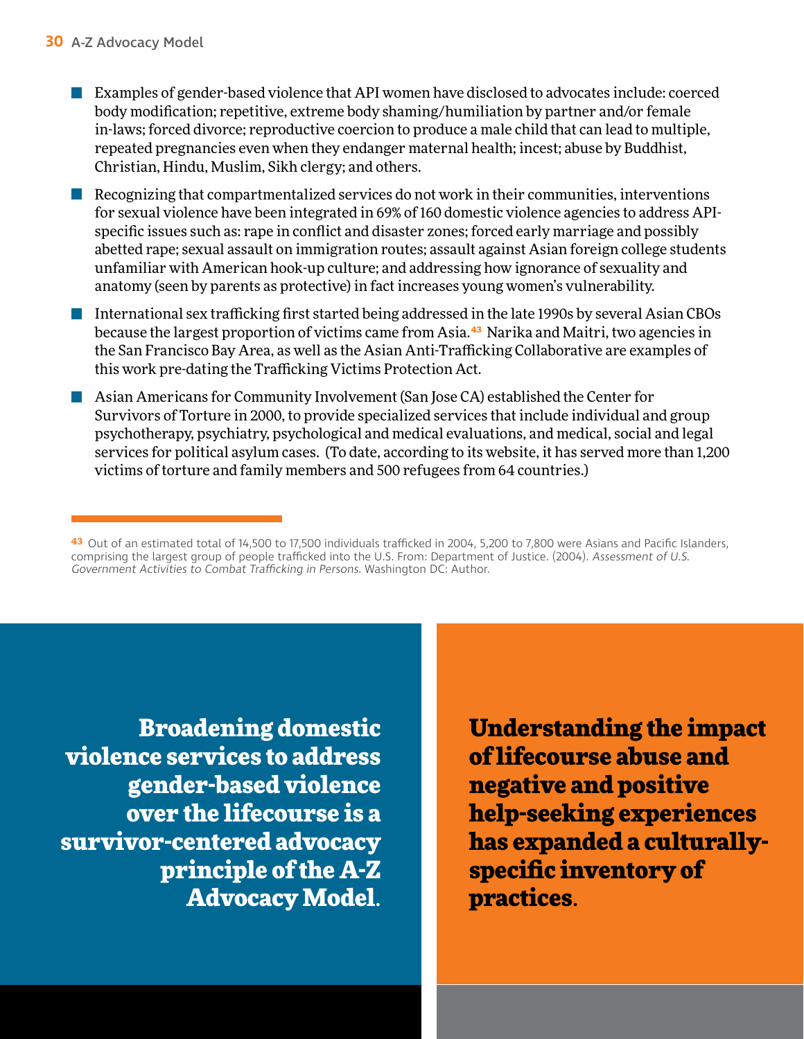- Examples of gender-based violence that API women have disclosed to advocates include: coerced body modification; repetitive, extreme body shaming/humiliation by partner and/or female in-laws; forced divorce; reproductive coercion to produce a male child that can lead to multiple, repeated pregnancies even when they endanger maternal health; incest; abuse by Buddhist, Christian, Hindu, Muslim, Sikh clergy; and others.
- Recognizing that compartmentalized services do not work in their communities, interventions for sexual violence have been integrated in 69% of 160 domestic violence agencies to address API-specific issues such as: rape in conflict and disaster zones; forced early marriage and possibly abetted rape; sexual assault on immigration routes; assault against Asian foreign college students unfamiliar with American hook-up culture; and addressing how ignorance of sexuality and anatomy (seen by parents as protective) in fact increases young women's vulnerability.
- International sex trafficking first started being addressed in the late 1990s by several Asian CBOs because the largest proportion of victims came from Asia.[43] Narika and Maitri, two agencies in the San Francisco Bay Area, as well as the Asian Anti-Trafficking Collaborative are examples of this work pre-dating the Trafficking Victims Protection Act.
- Asian Americans for Community Involvement (San Jose CA) established the Center for Survivors of Torture in 2000, to provide specialized services that include individual and group psychotherapy, psychiatry, psychological and medical evaluations, and medical, social and legal services for political asylum cases. (To date, according to its website, it has served more than 1,200 victims of torture and family members and 500 refugees from 64 countries.)

[43] Out of an estimated total of 14,500 to 17,500 individuals trafficked in 2004, 5,200 to 7,800 were Asians and Pacific Islanders, comprising the largest group of people trafficked into the U.S. From: Department of Justice. (2004). *Assessment of U.S. Government Activities to Combat Trafficking in Persons.* Washington DC: Author.

**Broadening domestic violence services to address gender-based violence over the lifecourse is a survivor-centered advocacy principle of the A-Z Advocacy Model.**

**Understanding the impact of lifecourse abuse and negative and positive help-seeking experiences has expanded a culturally-specific inventory of practices.**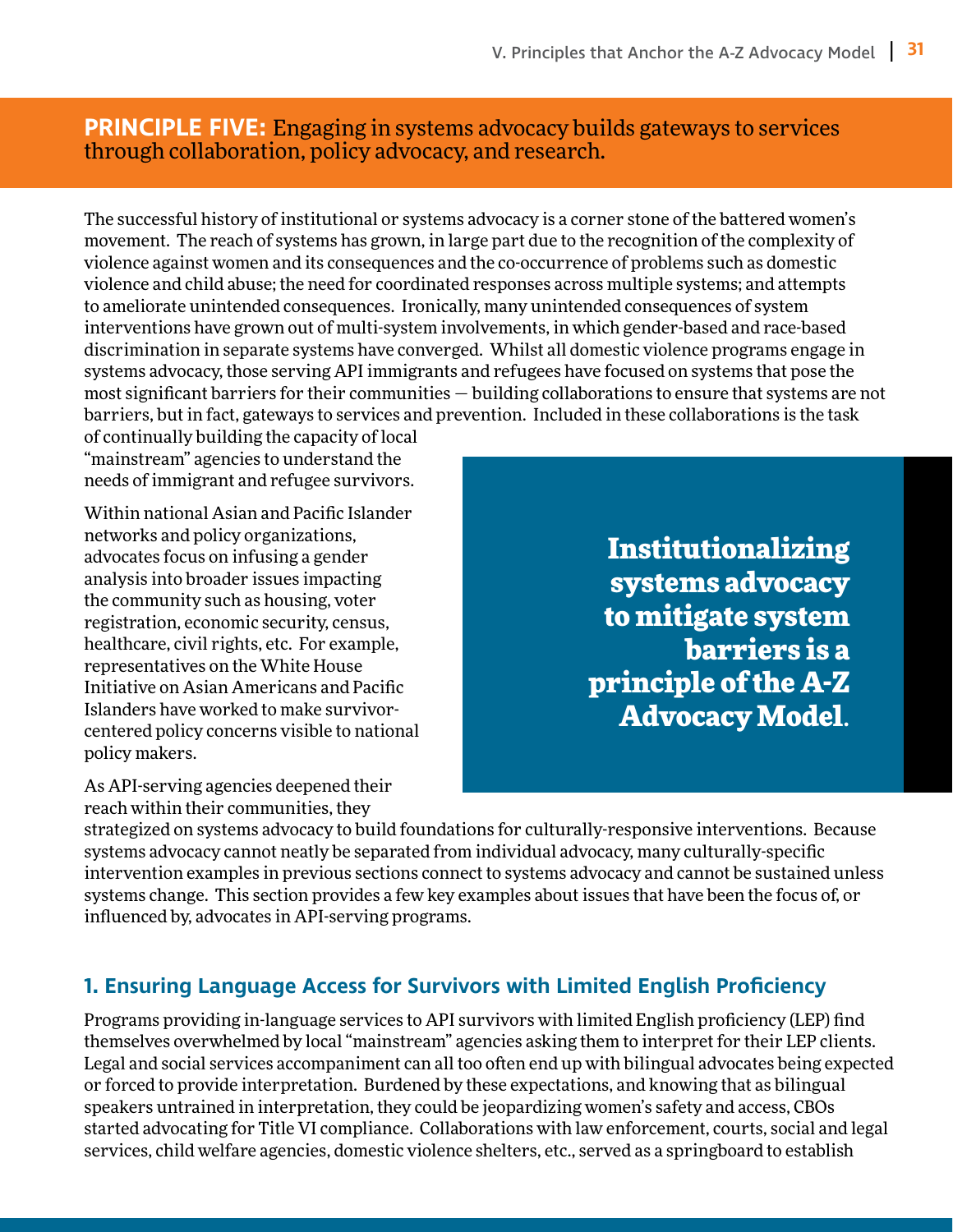## PRINCIPLE FIVE: Engaging in systems advocacy builds gateways to services through collaboration, policy advocacy, and research.

The successful history of institutional or systems advocacy is a corner stone of the battered women's movement. The reach of systems has grown, in large part due to the recognition of the complexity of violence against women and its consequences and the co-occurrence of problems such as domestic violence and child abuse; the need for coordinated responses across multiple systems; and attempts to ameliorate unintended consequences. Ironically, many unintended consequences of system interventions have grown out of multi-system involvements, in which gender-based and race-based discrimination in separate systems have converged. Whilst all domestic violence programs engage in systems advocacy, those serving API immigrants and refugees have focused on systems that pose the most significant barriers for their communities — building collaborations to ensure that systems are not barriers, but in fact, gateways to services and prevention. Included in these collaborations is the task of continually building the capacity of local "mainstream" agencies to understand the needs of immigrant and refugee survivors.

Within national Asian and Pacific Islander networks and policy organizations, advocates focus on infusing a gender analysis into broader issues impacting the community such as housing, voter registration, economic security, census, healthcare, civil rights, etc. For example, representatives on the White House Initiative on Asian Americans and Pacific Islanders have worked to make survivor-centered policy concerns visible to national policy makers.

**Institutionalizing systems advocacy to mitigate system barriers is a principle of the A-Z Advocacy Model.**

As API-serving agencies deepened their reach within their communities, they strategized on systems advocacy to build foundations for culturally-responsive interventions. Because systems advocacy cannot neatly be separated from individual advocacy, many culturally-specific intervention examples in previous sections connect to systems advocacy and cannot be sustained unless systems change. This section provides a few key examples about issues that have been the focus of, or influenced by, advocates in API-serving programs.

### 1. Ensuring Language Access for Survivors with Limited English Proficiency

Programs providing in-language services to API survivors with limited English proficiency (LEP) find themselves overwhelmed by local "mainstream" agencies asking them to interpret for their LEP clients. Legal and social services accompaniment can all too often end up with bilingual advocates being expected or forced to provide interpretation. Burdened by these expectations, and knowing that as bilingual speakers untrained in interpretation, they could be jeopardizing women's safety and access, CBOs started advocating for Title VI compliance. Collaborations with law enforcement, courts, social and legal services, child welfare agencies, domestic violence shelters, etc., served as a springboard to establish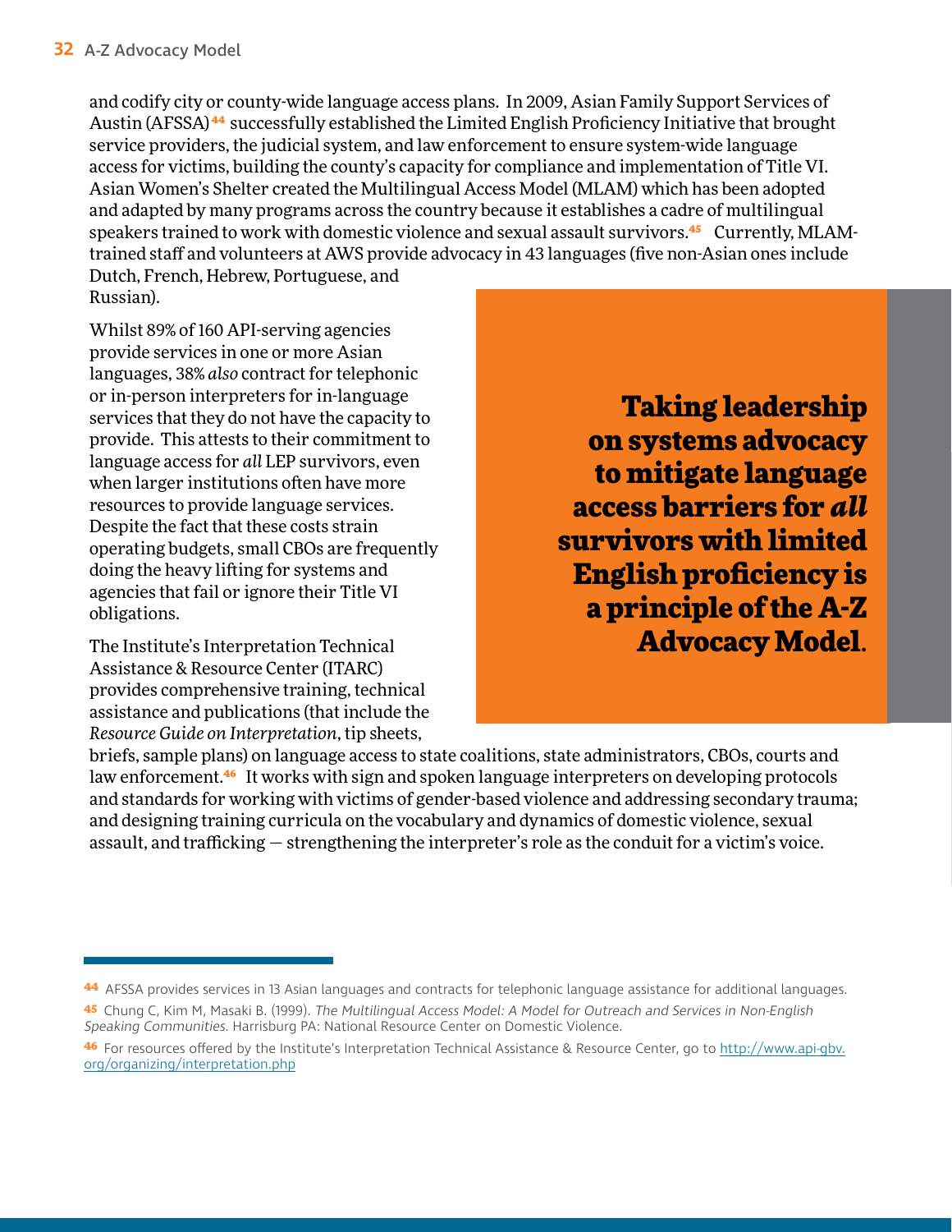and codify city or county-wide language access plans. In 2009, Asian Family Support Services of Austin (AFSSA)[44] successfully established the Limited English Proficiency Initiative that brought service providers, the judicial system, and law enforcement to ensure system-wide language access for victims, building the county's capacity for compliance and implementation of Title VI. Asian Women's Shelter created the Multilingual Access Model (MLAM) which has been adopted and adapted by many programs across the country because it establishes a cadre of multilingual speakers trained to work with domestic violence and sexual assault survivors.[45] Currently, MLAM-trained staff and volunteers at AWS provide advocacy in 43 languages (five non-Asian ones include Dutch, French, Hebrew, Portuguese, and Russian).

Whilst 89% of 160 API-serving agencies provide services in one or more Asian languages, 38% *also* contract for telephonic or in-person interpreters for in-language services that they do not have the capacity to provide. This attests to their commitment to language access for *all* LEP survivors, even when larger institutions often have more resources to provide language services. Despite the fact that these costs strain operating budgets, small CBOs are frequently doing the heavy lifting for systems and agencies that fail or ignore their Title VI obligations.

**Taking leadership on systems advocacy to mitigate language access barriers for *all* survivors with limited English proficiency is a principle of the A-Z Advocacy Model.**

The Institute's Interpretation Technical Assistance & Resource Center (ITARC) provides comprehensive training, technical assistance and publications (that include the *Resource Guide on Interpretation*, tip sheets, briefs, sample plans) on language access to state coalitions, state administrators, CBOs, courts and law enforcement.[46] It works with sign and spoken language interpreters on developing protocols and standards for working with victims of gender-based violence and addressing secondary trauma; and designing training curricula on the vocabulary and dynamics of domestic violence, sexual assault, and trafficking — strengthening the interpreter's role as the conduit for a victim's voice.

---

[44] AFSSA provides services in 13 Asian languages and contracts for telephonic language assistance for additional languages.

[45] Chung C, Kim M, Masaki B. (1999). *The Multilingual Access Model: A Model for Outreach and Services in Non-English Speaking Communities.* Harrisburg PA: National Resource Center on Domestic Violence.

[46] For resources offered by the Institute's Interpretation Technical Assistance & Resource Center, go to http://www.api-gbv.org/organizing/interpretation.php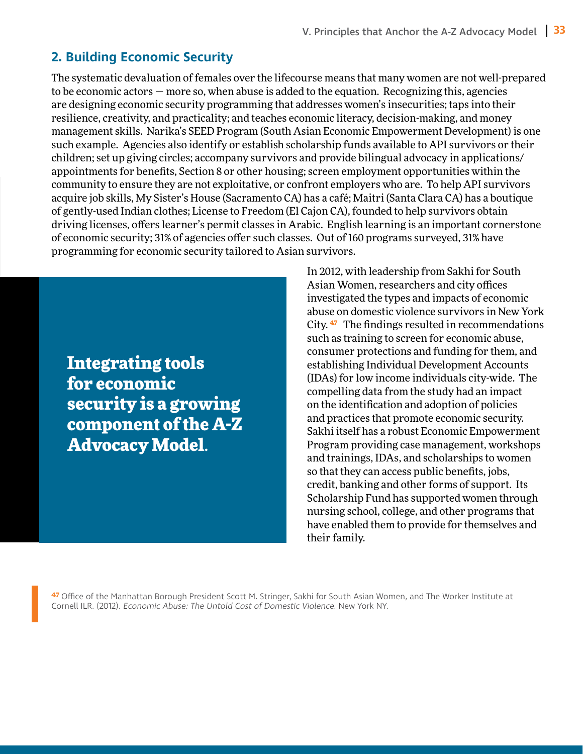## 2. Building Economic Security

The systematic devaluation of females over the lifecourse means that many women are not well-prepared to be economic actors — more so, when abuse is added to the equation. Recognizing this, agencies are designing economic security programming that addresses women's insecurities; taps into their resilience, creativity, and practicality; and teaches economic literacy, decision-making, and money management skills. Narika's SEED Program (South Asian Economic Empowerment Development) is one such example. Agencies also identify or establish scholarship funds available to API survivors or their children; set up giving circles; accompany survivors and provide bilingual advocacy in applications/ appointments for benefits, Section 8 or other housing; screen employment opportunities within the community to ensure they are not exploitative, or confront employers who are. To help API survivors acquire job skills, My Sister's House (Sacramento CA) has a café; Maitri (Santa Clara CA) has a boutique of gently-used Indian clothes; License to Freedom (El Cajon CA), founded to help survivors obtain driving licenses, offers learner's permit classes in Arabic. English learning is an important cornerstone of economic security; 31% of agencies offer such classes. Out of 160 programs surveyed, 31% have programming for economic security tailored to Asian survivors.

**Integrating tools for economic security is a growing component of the A-Z Advocacy Model.**

In 2012, with leadership from Sakhi for South Asian Women, researchers and city offices investigated the types and impacts of economic abuse on domestic violence survivors in New York City.[47] The findings resulted in recommendations such as training to screen for economic abuse, consumer protections and funding for them, and establishing Individual Development Accounts (IDAs) for low income individuals city-wide. The compelling data from the study had an impact on the identification and adoption of policies and practices that promote economic security. Sakhi itself has a robust Economic Empowerment Program providing case management, workshops and trainings, IDAs, and scholarships to women so that they can access public benefits, jobs, credit, banking and other forms of support. Its Scholarship Fund has supported women through nursing school, college, and other programs that have enabled them to provide for themselves and their family.

[47] Office of the Manhattan Borough President Scott M. Stringer, Sakhi for South Asian Women, and The Worker Institute at Cornell ILR. (2012). *Economic Abuse: The Untold Cost of Domestic Violence.* New York NY.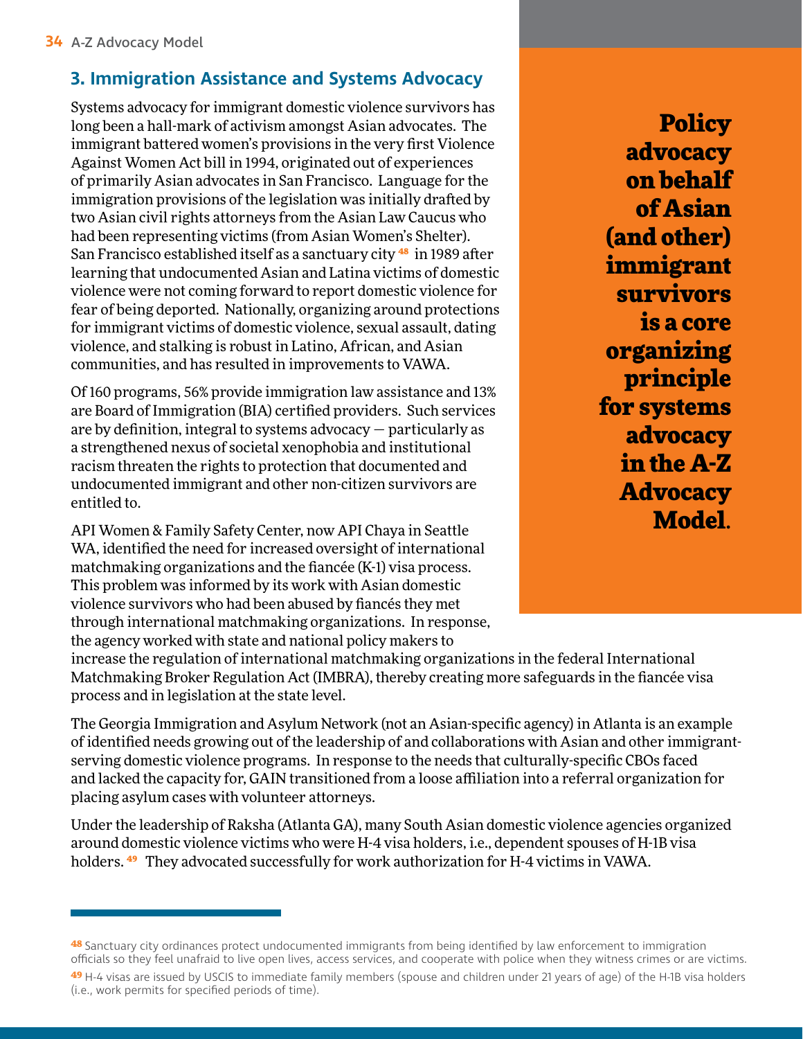## 3. Immigration Assistance and Systems Advocacy

Systems advocacy for immigrant domestic violence survivors has long been a hall-mark of activism amongst Asian advocates. The immigrant battered women's provisions in the very first Violence Against Women Act bill in 1994, originated out of experiences of primarily Asian advocates in San Francisco. Language for the immigration provisions of the legislation was initially drafted by two Asian civil rights attorneys from the Asian Law Caucus who had been representing victims (from Asian Women's Shelter). San Francisco established itself as a sanctuary city [48] in 1989 after learning that undocumented Asian and Latina victims of domestic violence were not coming forward to report domestic violence for fear of being deported. Nationally, organizing around protections for immigrant victims of domestic violence, sexual assault, dating violence, and stalking is robust in Latino, African, and Asian communities, and has resulted in improvements to VAWA.

**Policy advocacy on behalf of Asian (and other) immigrant survivors is a core organizing principle for systems advocacy in the A-Z Advocacy Model.**

Of 160 programs, 56% provide immigration law assistance and 13% are Board of Immigration (BIA) certified providers. Such services are by definition, integral to systems advocacy — particularly as a strengthened nexus of societal xenophobia and institutional racism threaten the rights to protection that documented and undocumented immigrant and other non-citizen survivors are entitled to.

API Women & Family Safety Center, now API Chaya in Seattle WA, identified the need for increased oversight of international matchmaking organizations and the fiancée (K-1) visa process. This problem was informed by its work with Asian domestic violence survivors who had been abused by fiancés they met through international matchmaking organizations. In response, the agency worked with state and national policy makers to increase the regulation of international matchmaking organizations in the federal International Matchmaking Broker Regulation Act (IMBRA), thereby creating more safeguards in the fiancée visa process and in legislation at the state level.

The Georgia Immigration and Asylum Network (not an Asian-specific agency) in Atlanta is an example of identified needs growing out of the leadership of and collaborations with Asian and other immigrant-serving domestic violence programs. In response to the needs that culturally-specific CBOs faced and lacked the capacity for, GAIN transitioned from a loose affiliation into a referral organization for placing asylum cases with volunteer attorneys.

Under the leadership of Raksha (Atlanta GA), many South Asian domestic violence agencies organized around domestic violence victims who were H-4 visa holders, i.e., dependent spouses of H-1B visa holders. [49] They advocated successfully for work authorization for H-4 victims in VAWA.

---

[48] Sanctuary city ordinances protect undocumented immigrants from being identified by law enforcement to immigration officials so they feel unafraid to live open lives, access services, and cooperate with police when they witness crimes or are victims.

[49] H-4 visas are issued by USCIS to immediate family members (spouse and children under 21 years of age) of the H-1B visa holders (i.e., work permits for specified periods of time).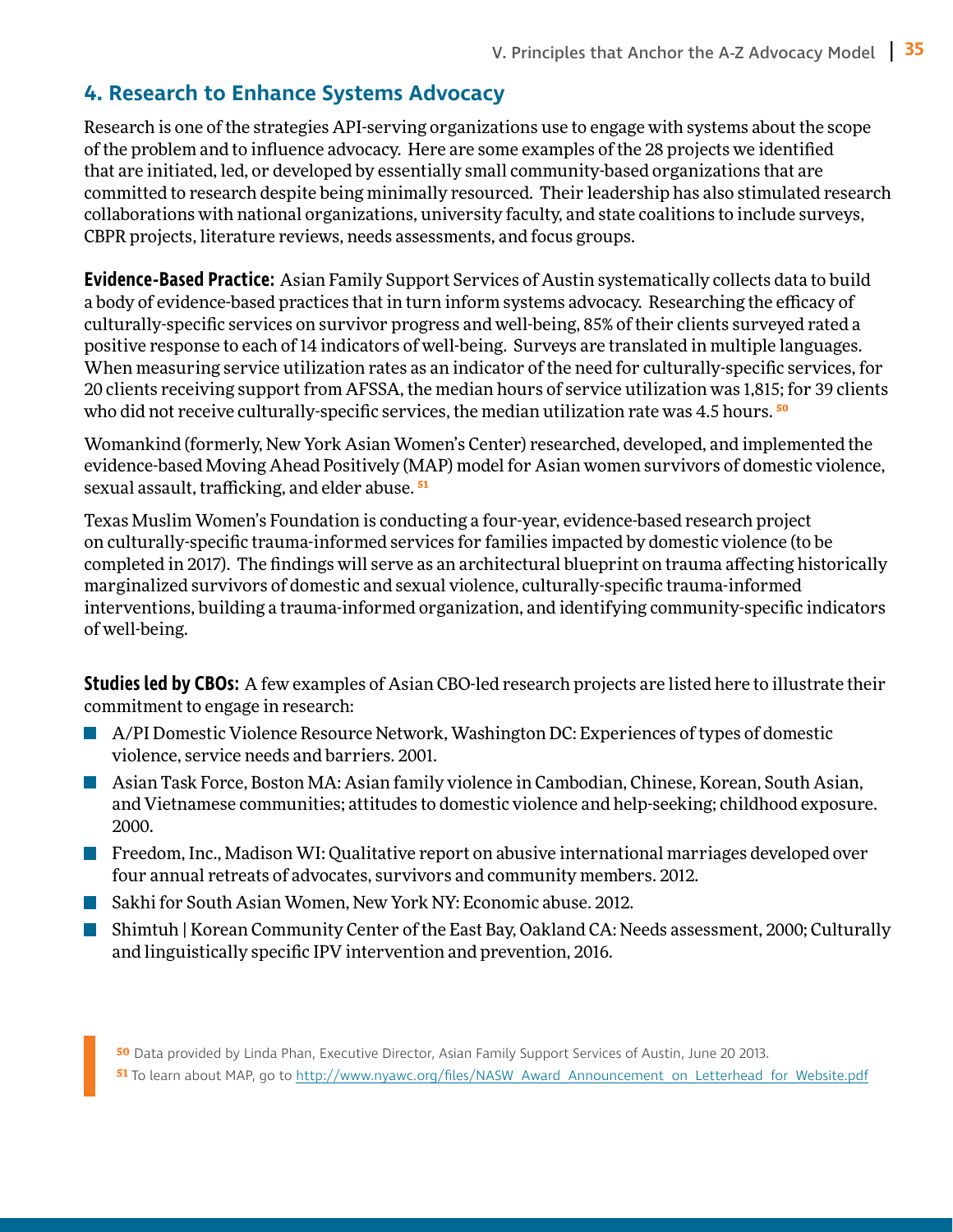## 4. Research to Enhance Systems Advocacy

Research is one of the strategies API-serving organizations use to engage with systems about the scope of the problem and to influence advocacy. Here are some examples of the 28 projects we identified that are initiated, led, or developed by essentially small community-based organizations that are committed to research despite being minimally resourced. Their leadership has also stimulated research collaborations with national organizations, university faculty, and state coalitions to include surveys, CBPR projects, literature reviews, needs assessments, and focus groups.

**Evidence-Based Practice:** Asian Family Support Services of Austin systematically collects data to build a body of evidence-based practices that in turn inform systems advocacy. Researching the efficacy of culturally-specific services on survivor progress and well-being, 85% of their clients surveyed rated a positive response to each of 14 indicators of well-being. Surveys are translated in multiple languages. When measuring service utilization rates as an indicator of the need for culturally-specific services, for 20 clients receiving support from AFSSA, the median hours of service utilization was 1,815; for 39 clients who did not receive culturally-specific services, the median utilization rate was 4.5 hours. [50]

Womankind (formerly, New York Asian Women's Center) researched, developed, and implemented the evidence-based Moving Ahead Positively (MAP) model for Asian women survivors of domestic violence, sexual assault, trafficking, and elder abuse. [51]

Texas Muslim Women's Foundation is conducting a four-year, evidence-based research project on culturally-specific trauma-informed services for families impacted by domestic violence (to be completed in 2017). The findings will serve as an architectural blueprint on trauma affecting historically marginalized survivors of domestic and sexual violence, culturally-specific trauma-informed interventions, building a trauma-informed organization, and identifying community-specific indicators of well-being.

**Studies led by CBOs:** A few examples of Asian CBO-led research projects are listed here to illustrate their commitment to engage in research:

- A/PI Domestic Violence Resource Network, Washington DC: Experiences of types of domestic violence, service needs and barriers. 2001.
- Asian Task Force, Boston MA: Asian family violence in Cambodian, Chinese, Korean, South Asian, and Vietnamese communities; attitudes to domestic violence and help-seeking; childhood exposure. 2000.
- Freedom, Inc., Madison WI: Qualitative report on abusive international marriages developed over four annual retreats of advocates, survivors and community members. 2012.
- Sakhi for South Asian Women, New York NY: Economic abuse. 2012.
- Shimtuh | Korean Community Center of the East Bay, Oakland CA: Needs assessment, 2000; Culturally and linguistically specific IPV intervention and prevention, 2016.

[50] Data provided by Linda Phan, Executive Director, Asian Family Support Services of Austin, June 20 2013.

[51] To learn about MAP, go to http://www.nyawc.org/files/NASW_Award_Announcement_on_Letterhead_for_Website.pdf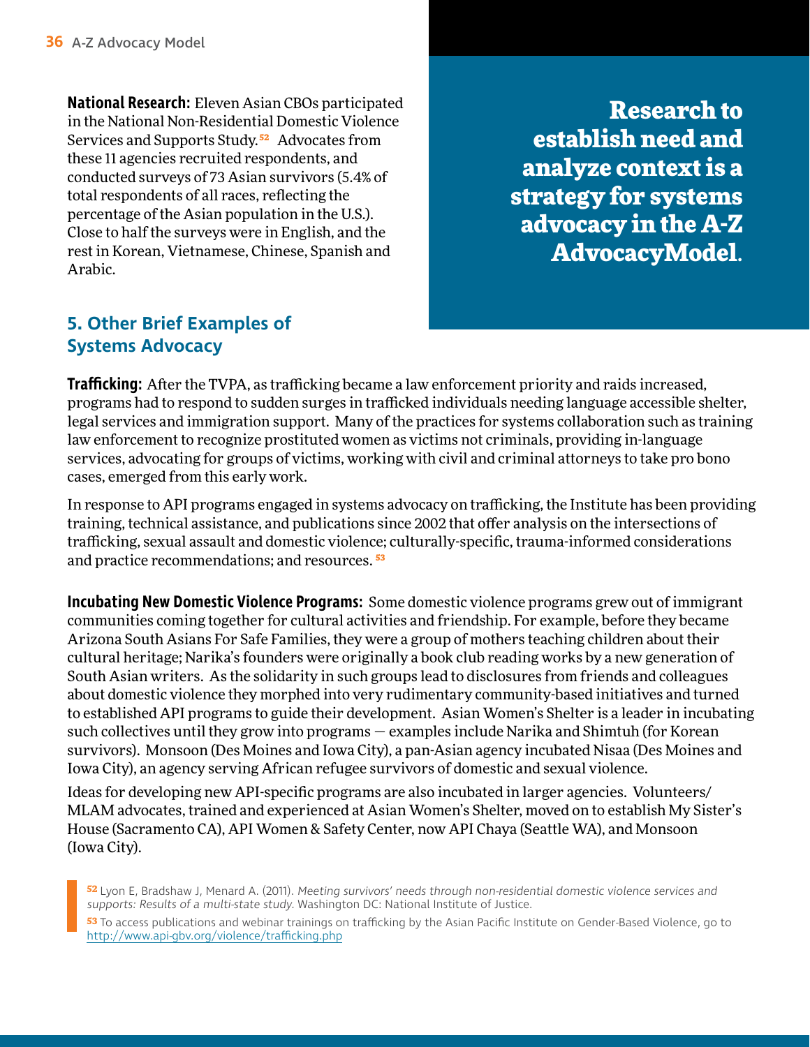**National Research:** Eleven Asian CBOs participated in the National Non-Residential Domestic Violence Services and Supports Study.[52] Advocates from these 11 agencies recruited respondents, and conducted surveys of 73 Asian survivors (5.4% of total respondents of all races, reflecting the percentage of the Asian population in the U.S.). Close to half the surveys were in English, and the rest in Korean, Vietnamese, Chinese, Spanish and Arabic.

**Research to establish need and analyze context is a strategy for systems advocacy in the A-Z AdvocacyModel.**

## 5. Other Brief Examples of Systems Advocacy

**Trafficking:** After the TVPA, as trafficking became a law enforcement priority and raids increased, programs had to respond to sudden surges in trafficked individuals needing language accessible shelter, legal services and immigration support. Many of the practices for systems collaboration such as training law enforcement to recognize prostituted women as victims not criminals, providing in-language services, advocating for groups of victims, working with civil and criminal attorneys to take pro bono cases, emerged from this early work.

In response to API programs engaged in systems advocacy on trafficking, the Institute has been providing training, technical assistance, and publications since 2002 that offer analysis on the intersections of trafficking, sexual assault and domestic violence; culturally-specific, trauma-informed considerations and practice recommendations; and resources.[53]

**Incubating New Domestic Violence Programs:** Some domestic violence programs grew out of immigrant communities coming together for cultural activities and friendship. For example, before they became Arizona South Asians For Safe Families, they were a group of mothers teaching children about their cultural heritage; Narika's founders were originally a book club reading works by a new generation of South Asian writers. As the solidarity in such groups lead to disclosures from friends and colleagues about domestic violence they morphed into very rudimentary community-based initiatives and turned to established API programs to guide their development. Asian Women's Shelter is a leader in incubating such collectives until they grow into programs — examples include Narika and Shimtuh (for Korean survivors). Monsoon (Des Moines and Iowa City), a pan-Asian agency incubated Nisaa (Des Moines and Iowa City), an agency serving African refugee survivors of domestic and sexual violence.

Ideas for developing new API-specific programs are also incubated in larger agencies. Volunteers/ MLAM advocates, trained and experienced at Asian Women's Shelter, moved on to establish My Sister's House (Sacramento CA), API Women & Safety Center, now API Chaya (Seattle WA), and Monsoon (Iowa City).

[52] Lyon E, Bradshaw J, Menard A. (2011). *Meeting survivors' needs through non-residential domestic violence services and supports: Results of a multi-state study.* Washington DC: National Institute of Justice.

[53] To access publications and webinar trainings on trafficking by the Asian Pacific Institute on Gender-Based Violence, go to http://www.api-gbv.org/violence/trafficking.php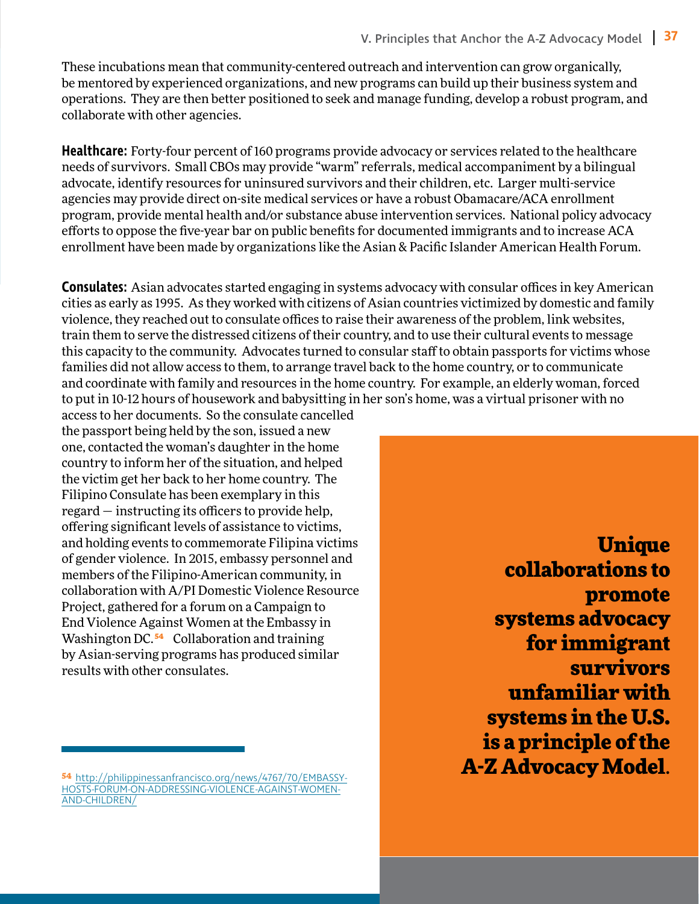These incubations mean that community-centered outreach and intervention can grow organically, be mentored by experienced organizations, and new programs can build up their business system and operations. They are then better positioned to seek and manage funding, develop a robust program, and collaborate with other agencies.

**Healthcare:** Forty-four percent of 160 programs provide advocacy or services related to the healthcare needs of survivors. Small CBOs may provide "warm" referrals, medical accompaniment by a bilingual advocate, identify resources for uninsured survivors and their children, etc. Larger multi-service agencies may provide direct on-site medical services or have a robust Obamacare/ACA enrollment program, provide mental health and/or substance abuse intervention services. National policy advocacy efforts to oppose the five-year bar on public benefits for documented immigrants and to increase ACA enrollment have been made by organizations like the Asian & Pacific Islander American Health Forum.

**Consulates:** Asian advocates started engaging in systems advocacy with consular offices in key American cities as early as 1995. As they worked with citizens of Asian countries victimized by domestic and family violence, they reached out to consulate offices to raise their awareness of the problem, link websites, train them to serve the distressed citizens of their country, and to use their cultural events to message this capacity to the community. Advocates turned to consular staff to obtain passports for victims whose families did not allow access to them, to arrange travel back to the home country, or to communicate and coordinate with family and resources in the home country. For example, an elderly woman, forced to put in 10-12 hours of housework and babysitting in her son's home, was a virtual prisoner with no access to her documents. So the consulate cancelled the passport being held by the son, issued a new one, contacted the woman's daughter in the home country to inform her of the situation, and helped the victim get her back to her home country. The Filipino Consulate has been exemplary in this regard — instructing its officers to provide help, offering significant levels of assistance to victims, and holding events to commemorate Filipina victims of gender violence. In 2015, embassy personnel and members of the Filipino-American community, in collaboration with A/PI Domestic Violence Resource Project, gathered for a forum on a Campaign to End Violence Against Women at the Embassy in Washington DC.[54] Collaboration and training by Asian-serving programs has produced similar results with other consulates.

**Unique collaborations to promote systems advocacy for immigrant survivors unfamiliar with systems in the U.S. is a principle of the A-Z Advocacy Model.**

[54] http://philippinessanfrancisco.org/news/4767/70/EMBASSY-HOSTS-FORUM-ON-ADDRESSING-VIOLENCE-AGAINST-WOMEN-AND-CHILDREN/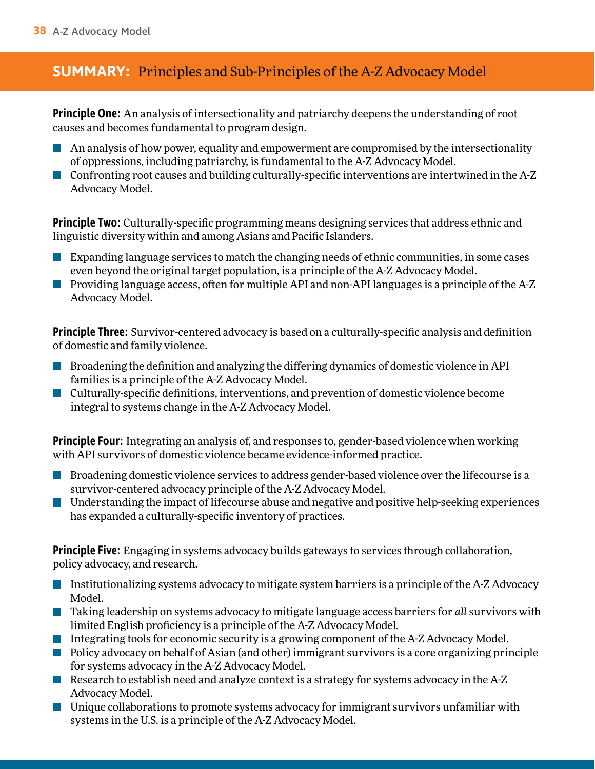## SUMMARY: Principles and Sub-Principles of the A-Z Advocacy Model

**Principle One:** An analysis of intersectionality and patriarchy deepens the understanding of root causes and becomes fundamental to program design.

- An analysis of how power, equality and empowerment are compromised by the intersectionality of oppressions, including patriarchy, is fundamental to the A-Z Advocacy Model.
- Confronting root causes and building culturally-specific interventions are intertwined in the A-Z Advocacy Model.

**Principle Two:** Culturally-specific programming means designing services that address ethnic and linguistic diversity within and among Asians and Pacific Islanders.

- Expanding language services to match the changing needs of ethnic communities, in some cases even beyond the original target population, is a principle of the A-Z Advocacy Model.
- Providing language access, often for multiple API and non-API languages is a principle of the A-Z Advocacy Model.

**Principle Three:** Survivor-centered advocacy is based on a culturally-specific analysis and definition of domestic and family violence.

- Broadening the definition and analyzing the differing dynamics of domestic violence in API families is a principle of the A-Z Advocacy Model.
- Culturally-specific definitions, interventions, and prevention of domestic violence become integral to systems change in the A-Z Advocacy Model.

**Principle Four:** Integrating an analysis of, and responses to, gender-based violence when working with API survivors of domestic violence became evidence-informed practice.

- Broadening domestic violence services to address gender-based violence over the lifecourse is a survivor-centered advocacy principle of the A-Z Advocacy Model.
- Understanding the impact of lifecourse abuse and negative and positive help-seeking experiences has expanded a culturally-specific inventory of practices.

**Principle Five:** Engaging in systems advocacy builds gateways to services through collaboration, policy advocacy, and research.

- Institutionalizing systems advocacy to mitigate system barriers is a principle of the A-Z Advocacy Model.
- Taking leadership on systems advocacy to mitigate language access barriers for *all* survivors with limited English proficiency is a principle of the A-Z Advocacy Model.
- Integrating tools for economic security is a growing component of the A-Z Advocacy Model.
- Policy advocacy on behalf of Asian (and other) immigrant survivors is a core organizing principle for systems advocacy in the A-Z Advocacy Model.
- Research to establish need and analyze context is a strategy for systems advocacy in the A-Z Advocacy Model.
- Unique collaborations to promote systems advocacy for immigrant survivors unfamiliar with systems in the U.S. is a principle of the A-Z Advocacy Model.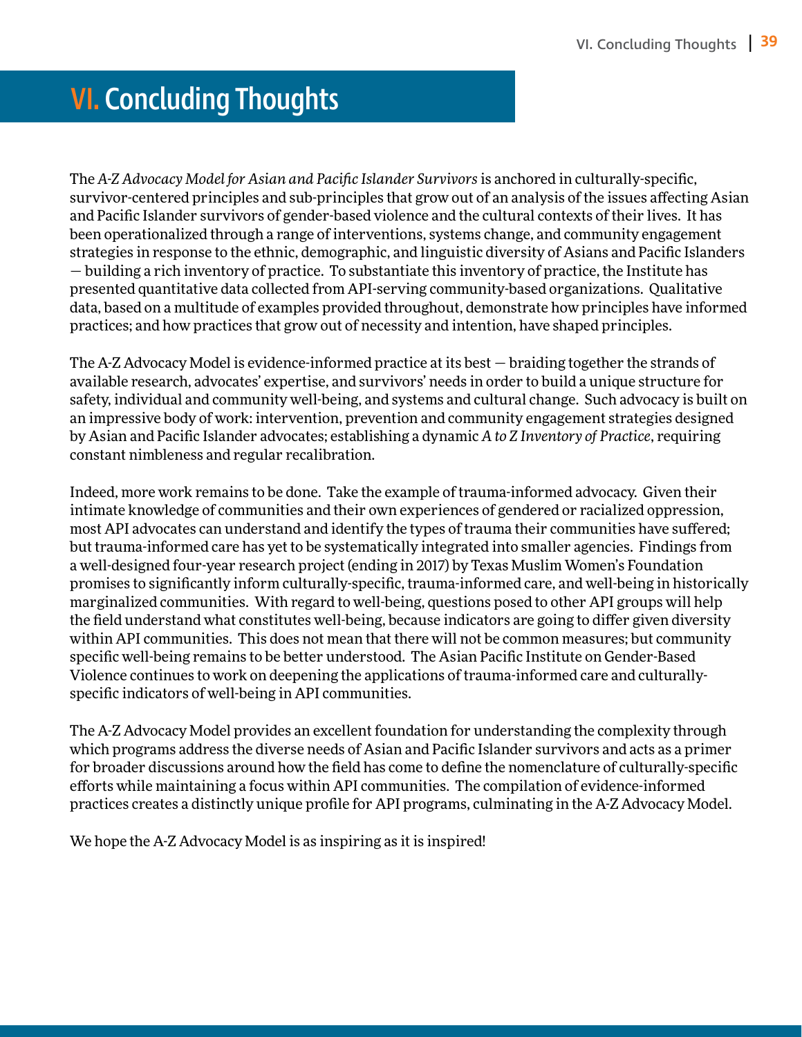# VI. Concluding Thoughts

The *A-Z Advocacy Model for Asian and Pacific Islander Survivors* is anchored in culturally-specific, survivor-centered principles and sub-principles that grow out of an analysis of the issues affecting Asian and Pacific Islander survivors of gender-based violence and the cultural contexts of their lives. It has been operationalized through a range of interventions, systems change, and community engagement strategies in response to the ethnic, demographic, and linguistic diversity of Asians and Pacific Islanders — building a rich inventory of practice. To substantiate this inventory of practice, the Institute has presented quantitative data collected from API-serving community-based organizations. Qualitative data, based on a multitude of examples provided throughout, demonstrate how principles have informed practices; and how practices that grow out of necessity and intention, have shaped principles.

The A-Z Advocacy Model is evidence-informed practice at its best — braiding together the strands of available research, advocates' expertise, and survivors' needs in order to build a unique structure for safety, individual and community well-being, and systems and cultural change. Such advocacy is built on an impressive body of work: intervention, prevention and community engagement strategies designed by Asian and Pacific Islander advocates; establishing a dynamic *A to Z Inventory of Practice*, requiring constant nimbleness and regular recalibration.

Indeed, more work remains to be done. Take the example of trauma-informed advocacy. Given their intimate knowledge of communities and their own experiences of gendered or racialized oppression, most API advocates can understand and identify the types of trauma their communities have suffered; but trauma-informed care has yet to be systematically integrated into smaller agencies. Findings from a well-designed four-year research project (ending in 2017) by Texas Muslim Women's Foundation promises to significantly inform culturally-specific, trauma-informed care, and well-being in historically marginalized communities. With regard to well-being, questions posed to other API groups will help the field understand what constitutes well-being, because indicators are going to differ given diversity within API communities. This does not mean that there will not be common measures; but community specific well-being remains to be better understood. The Asian Pacific Institute on Gender-Based Violence continues to work on deepening the applications of trauma-informed care and culturally-specific indicators of well-being in API communities.

The A-Z Advocacy Model provides an excellent foundation for understanding the complexity through which programs address the diverse needs of Asian and Pacific Islander survivors and acts as a primer for broader discussions around how the field has come to define the nomenclature of culturally-specific efforts while maintaining a focus within API communities. The compilation of evidence-informed practices creates a distinctly unique profile for API programs, culminating in the A-Z Advocacy Model.

We hope the A-Z Advocacy Model is as inspiring as it is inspired!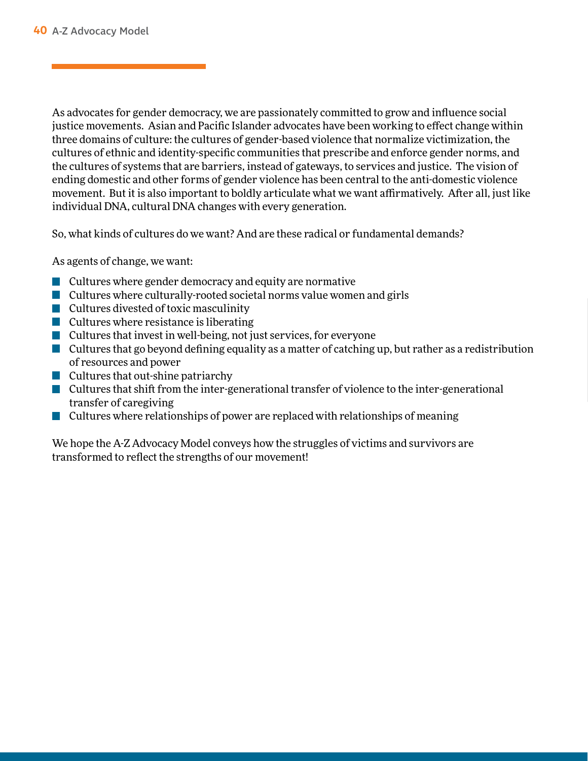As advocates for gender democracy, we are passionately committed to grow and influence social justice movements. Asian and Pacific Islander advocates have been working to effect change within three domains of culture: the cultures of gender-based violence that normalize victimization, the cultures of ethnic and identity-specific communities that prescribe and enforce gender norms, and the cultures of systems that are barriers, instead of gateways, to services and justice. The vision of ending domestic and other forms of gender violence has been central to the anti-domestic violence movement. But it is also important to boldly articulate what we want affirmatively. After all, just like individual DNA, cultural DNA changes with every generation.

So, what kinds of cultures do we want? And are these radical or fundamental demands?

As agents of change, we want:

- Cultures where gender democracy and equity are normative
- Cultures where culturally-rooted societal norms value women and girls
- Cultures divested of toxic masculinity
- Cultures where resistance is liberating
- Cultures that invest in well-being, not just services, for everyone
- Cultures that go beyond defining equality as a matter of catching up, but rather as a redistribution of resources and power
- Cultures that out-shine patriarchy
- Cultures that shift from the inter-generational transfer of violence to the inter-generational transfer of caregiving
- Cultures where relationships of power are replaced with relationships of meaning

We hope the A-Z Advocacy Model conveys how the struggles of victims and survivors are transformed to reflect the strengths of our movement!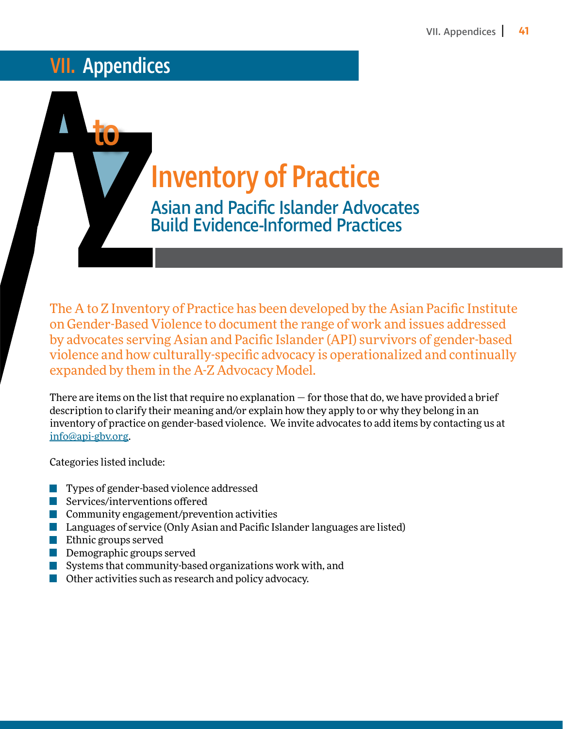# VII. Appendices

# A to Z Inventory of Practice

## Asian and Pacific Islander Advocates Build Evidence-Informed Practices

The A to Z Inventory of Practice has been developed by the Asian Pacific Institute on Gender-Based Violence to document the range of work and issues addressed by advocates serving Asian and Pacific Islander (API) survivors of gender-based violence and how culturally-specific advocacy is operationalized and continually expanded by them in the A-Z Advocacy Model.

There are items on the list that require no explanation — for those that do, we have provided a brief description to clarify their meaning and/or explain how they apply to or why they belong in an inventory of practice on gender-based violence. We invite advocates to add items by contacting us at info@api-gbv.org.

Categories listed include:

- Types of gender-based violence addressed
- Services/interventions offered
- Community engagement/prevention activities
- Languages of service (Only Asian and Pacific Islander languages are listed)
- Ethnic groups served
- Demographic groups served
- Systems that community-based organizations work with, and
- Other activities such as research and policy advocacy.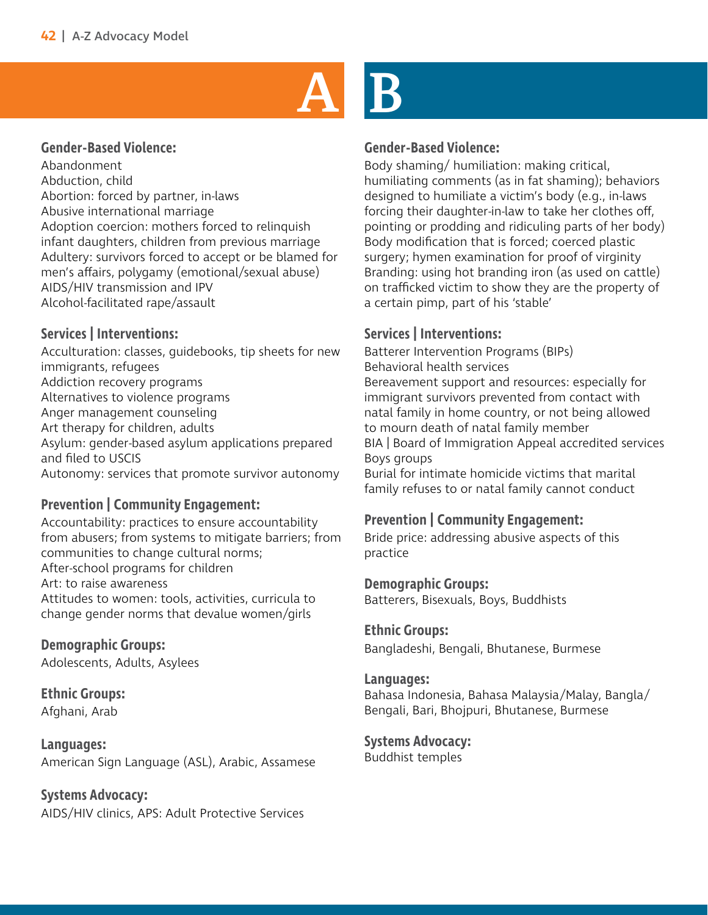# A

### Gender-Based Violence:

Abandonment
Abduction, child
Abortion: forced by partner, in-laws
Abusive international marriage
Adoption coercion: mothers forced to relinquish infant daughters, children from previous marriage
Adultery: survivors forced to accept or be blamed for men's affairs, polygamy (emotional/sexual abuse)
AIDS/HIV transmission and IPV
Alcohol-facilitated rape/assault

### Services | Interventions:

Acculturation: classes, guidebooks, tip sheets for new immigrants, refugees
Addiction recovery programs
Alternatives to violence programs
Anger management counseling
Art therapy for children, adults
Asylum: gender-based asylum applications prepared and filed to USCIS
Autonomy: services that promote survivor autonomy

### Prevention | Community Engagement:

Accountability: practices to ensure accountability from abusers; from systems to mitigate barriers; from communities to change cultural norms;
After-school programs for children
Art: to raise awareness
Attitudes to women: tools, activities, curricula to change gender norms that devalue women/girls

### Demographic Groups:

Adolescents, Adults, Asylees

### Ethnic Groups:

Afghani, Arab

### Languages:

American Sign Language (ASL), Arabic, Assamese

### Systems Advocacy:

AIDS/HIV clinics, APS: Adult Protective Services

# B

### Gender-Based Violence:

Body shaming/ humiliation: making critical, humiliating comments (as in fat shaming); behaviors designed to humiliate a victim's body (e.g., in-laws forcing their daughter-in-law to take her clothes off, pointing or prodding and ridiculing parts of her body)
Body modification that is forced; coerced plastic surgery; hymen examination for proof of virginity
Branding: using hot branding iron (as used on cattle) on trafficked victim to show they are the property of a certain pimp, part of his 'stable'

### Services | Interventions:

Batterer Intervention Programs (BIPs)
Behavioral health services
Bereavement support and resources: especially for immigrant survivors prevented from contact with natal family in home country, or not being allowed to mourn death of natal family member
BIA | Board of Immigration Appeal accredited services
Boys groups
Burial for intimate homicide victims that marital family refuses to or natal family cannot conduct

### Prevention | Community Engagement:

Bride price: addressing abusive aspects of this practice

### Demographic Groups:

Batterers, Bisexuals, Boys, Buddhists

### Ethnic Groups:

Bangladeshi, Bengali, Bhutanese, Burmese

### Languages:

Bahasa Indonesia, Bahasa Malaysia/Malay, Bangla/ Bengali, Bari, Bhojpuri, Bhutanese, Burmese

### Systems Advocacy:

Buddhist temples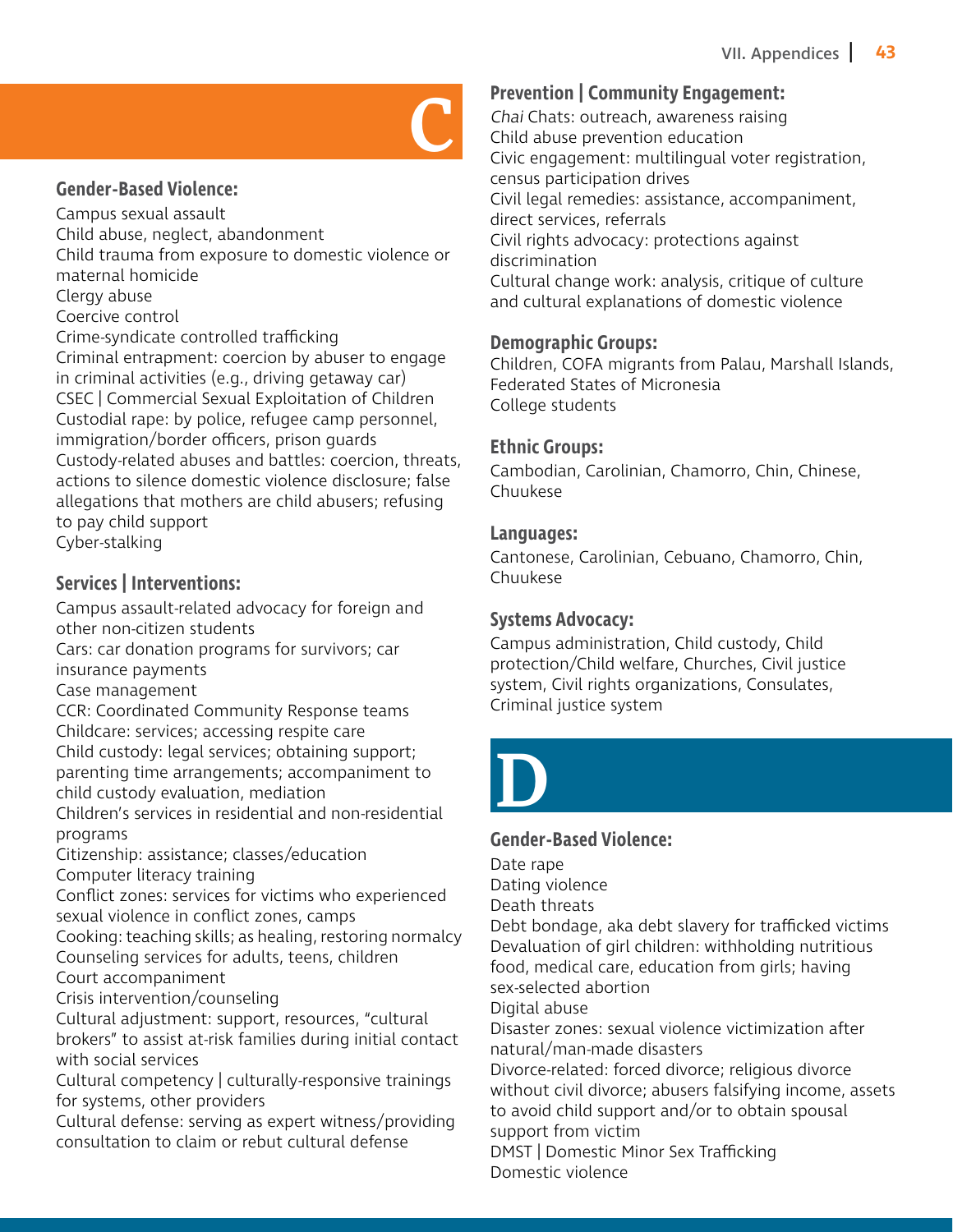# C

## Gender-Based Violence:

Campus sexual assault
Child abuse, neglect, abandonment
Child trauma from exposure to domestic violence or maternal homicide
Clergy abuse
Coercive control
Crime-syndicate controlled trafficking
Criminal entrapment: coercion by abuser to engage in criminal activities (e.g., driving getaway car)
CSEC | Commercial Sexual Exploitation of Children
Custodial rape: by police, refugee camp personnel, immigration/border officers, prison guards
Custody-related abuses and battles: coercion, threats, actions to silence domestic violence disclosure; false allegations that mothers are child abusers; refusing to pay child support
Cyber-stalking

## Services | Interventions:

Campus assault-related advocacy for foreign and other non-citizen students
Cars: car donation programs for survivors; car insurance payments
Case management
CCR: Coordinated Community Response teams
Childcare: services; accessing respite care
Child custody: legal services; obtaining support; parenting time arrangements; accompaniment to child custody evaluation, mediation
Children's services in residential and non-residential programs
Citizenship: assistance; classes/education
Computer literacy training
Conflict zones: services for victims who experienced sexual violence in conflict zones, camps
Cooking: teaching skills; as healing, restoring normalcy
Counseling services for adults, teens, children
Court accompaniment
Crisis intervention/counseling
Cultural adjustment: support, resources, "cultural brokers" to assist at-risk families during initial contact with social services
Cultural competency | culturally-responsive trainings for systems, other providers
Cultural defense: serving as expert witness/providing consultation to claim or rebut cultural defense

## Prevention | Community Engagement:

*Chai* Chats: outreach, awareness raising
Child abuse prevention education
Civic engagement: multilingual voter registration, census participation drives
Civil legal remedies: assistance, accompaniment, direct services, referrals
Civil rights advocacy: protections against discrimination
Cultural change work: analysis, critique of culture and cultural explanations of domestic violence

## Demographic Groups:

Children, COFA migrants from Palau, Marshall Islands, Federated States of Micronesia
College students

## Ethnic Groups:

Cambodian, Carolinian, Chamorro, Chin, Chinese, Chuukese

## Languages:

Cantonese, Carolinian, Cebuano, Chamorro, Chin, Chuukese

## Systems Advocacy:

Campus administration, Child custody, Child protection/Child welfare, Churches, Civil justice system, Civil rights organizations, Consulates, Criminal justice system

# D

## Gender-Based Violence:

Date rape
Dating violence
Death threats
Debt bondage, aka debt slavery for trafficked victims
Devaluation of girl children: withholding nutritious food, medical care, education from girls; having sex-selected abortion
Digital abuse
Disaster zones: sexual violence victimization after natural/man-made disasters
Divorce-related: forced divorce; religious divorce without civil divorce; abusers falsifying income, assets to avoid child support and/or to obtain spousal support from victim
DMST | Domestic Minor Sex Trafficking
Domestic violence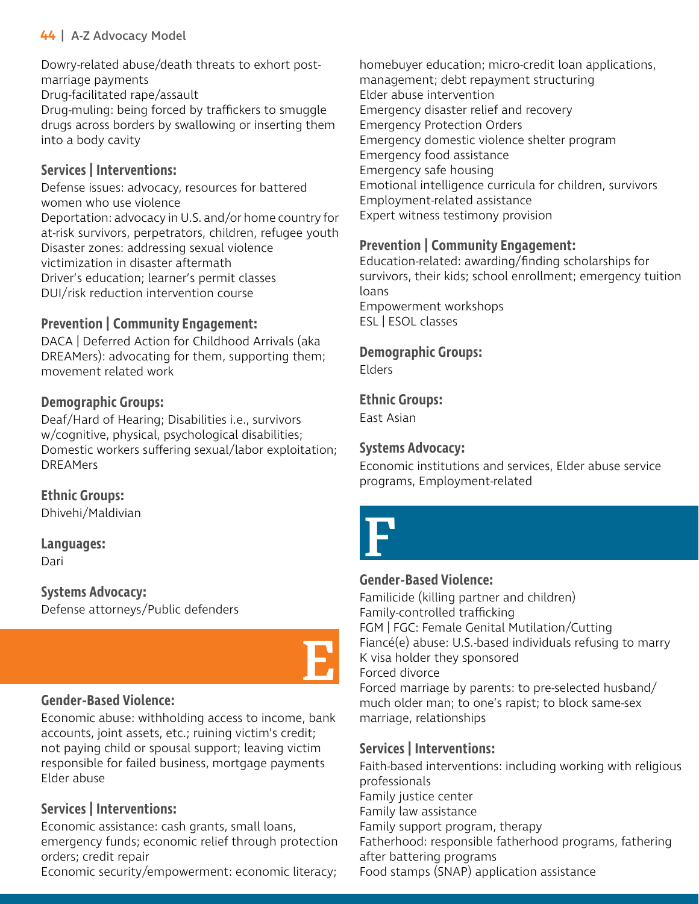Dowry-related abuse/death threats to exhort post-marriage payments
Drug-facilitated rape/assault
Drug-muling: being forced by traffickers to smuggle drugs across borders by swallowing or inserting them into a body cavity

### Services | Interventions:

Defense issues: advocacy, resources for battered women who use violence
Deportation: advocacy in U.S. and/or home country for at-risk survivors, perpetrators, children, refugee youth
Disaster zones: addressing sexual violence victimization in disaster aftermath
Driver's education; learner's permit classes
DUI/risk reduction intervention course

### Prevention | Community Engagement:

DACA | Deferred Action for Childhood Arrivals (aka DREAMers): advocating for them, supporting them; movement related work

### Demographic Groups:

Deaf/Hard of Hearing; Disabilities i.e., survivors w/cognitive, physical, psychological disabilities; Domestic workers suffering sexual/labor exploitation; DREAMers

### Ethnic Groups:

Dhivehi/Maldivian

### Languages:

Dari

### Systems Advocacy:

Defense attorneys/Public defenders

## E

### Gender-Based Violence:

Economic abuse: withholding access to income, bank accounts, joint assets, etc.; ruining victim's credit; not paying child or spousal support; leaving victim responsible for failed business, mortgage payments
Elder abuse

### Services | Interventions:

Economic assistance: cash grants, small loans, emergency funds; economic relief through protection orders; credit repair
Economic security/empowerment: economic literacy; homebuyer education; micro-credit loan applications, management; debt repayment structuring
Elder abuse intervention
Emergency disaster relief and recovery
Emergency Protection Orders
Emergency domestic violence shelter program
Emergency food assistance
Emergency safe housing
Emotional intelligence curricula for children, survivors
Employment-related assistance
Expert witness testimony provision

### Prevention | Community Engagement:

Education-related: awarding/finding scholarships for survivors, their kids; school enrollment; emergency tuition loans
Empowerment workshops
ESL | ESOL classes

### Demographic Groups:

Elders

### Ethnic Groups:

East Asian

### Systems Advocacy:

Economic institutions and services, Elder abuse service programs, Employment-related

## F

### Gender-Based Violence:

Familicide (killing partner and children)
Family-controlled trafficking
FGM | FGC: Female Genital Mutilation/Cutting
Fiancé(e) abuse: U.S.-based individuals refusing to marry K visa holder they sponsored
Forced divorce
Forced marriage by parents: to pre-selected husband/much older man; to one's rapist; to block same-sex marriage, relationships

### Services | Interventions:

Faith-based interventions: including working with religious professionals
Family justice center
Family law assistance
Family support program, therapy
Fatherhood: responsible fatherhood programs, fathering after battering programs
Food stamps (SNAP) application assistance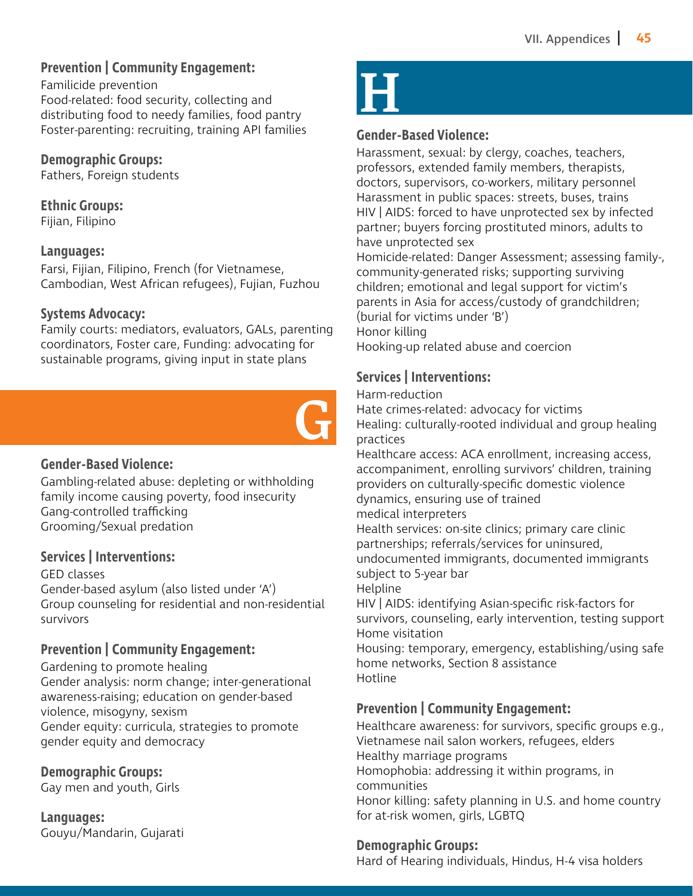### Prevention | Community Engagement:

Familicide prevention
Food-related: food security, collecting and distributing food to needy families, food pantry
Foster-parenting: recruiting, training API families

### Demographic Groups:

Fathers, Foreign students

### Ethnic Groups:

Fijian, Filipino

### Languages:

Farsi, Fijian, Filipino, French (for Vietnamese, Cambodian, West African refugees), Fujian, Fuzhou

### Systems Advocacy:

Family courts: mediators, evaluators, GALs, parenting coordinators, Foster care, Funding: advocating for sustainable programs, giving input in state plans

## G

### Gender-Based Violence:

Gambling-related abuse: depleting or withholding family income causing poverty, food insecurity
Gang-controlled trafficking
Grooming/Sexual predation

### Services | Interventions:

GED classes
Gender-based asylum (also listed under 'A')
Group counseling for residential and non-residential survivors

### Prevention | Community Engagement:

Gardening to promote healing
Gender analysis: norm change; inter-generational awareness-raising; education on gender-based violence, misogyny, sexism
Gender equity: curricula, strategies to promote gender equity and democracy

### Demographic Groups:

Gay men and youth, Girls

### Languages:

Gouyu/Mandarin, Gujarati

## H

### Gender-Based Violence:

Harassment, sexual: by clergy, coaches, teachers, professors, extended family members, therapists, doctors, supervisors, co-workers, military personnel
Harassment in public spaces: streets, buses, trains
HIV | AIDS: forced to have unprotected sex by infected partner; buyers forcing prostituted minors, adults to have unprotected sex
Homicide-related: Danger Assessment; assessing family-, community-generated risks; supporting surviving children; emotional and legal support for victim's parents in Asia for access/custody of grandchildren; (burial for victims under 'B')
Honor killing
Hooking-up related abuse and coercion

### Services | Interventions:

Harm-reduction
Hate crimes-related: advocacy for victims
Healing: culturally-rooted individual and group healing practices
Healthcare access: ACA enrollment, increasing access, accompaniment, enrolling survivors' children, training providers on culturally-specific domestic violence dynamics, ensuring use of trained medical interpreters
Health services: on-site clinics; primary care clinic partnerships; referrals/services for uninsured, undocumented immigrants, documented immigrants subject to 5-year bar
Helpline
HIV | AIDS: identifying Asian-specific risk-factors for survivors, counseling, early intervention, testing support
Home visitation
Housing: temporary, emergency, establishing/using safe home networks, Section 8 assistance
Hotline

### Prevention | Community Engagement:

Healthcare awareness: for survivors, specific groups e.g., Vietnamese nail salon workers, refugees, elders
Healthy marriage programs
Homophobia: addressing it within programs, in communities
Honor killing: safety planning in U.S. and home country for at-risk women, girls, LGBTQ

### Demographic Groups:

Hard of Hearing individuals, Hindus, H-4 visa holders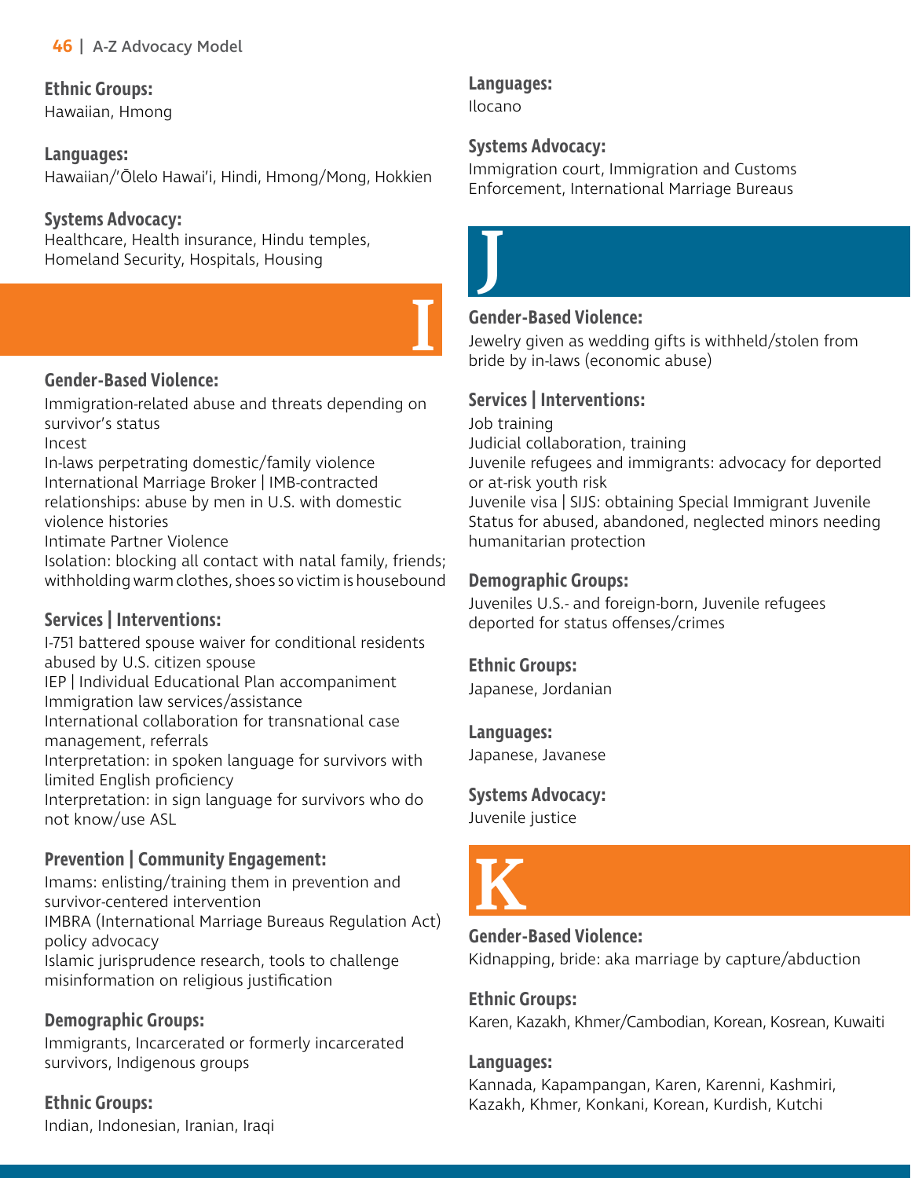**Ethnic Groups:**
Hawaiian, Hmong

**Languages:**
Hawaiian/ʻŌlelo Hawaiʻi, Hindi, Hmong/Mong, Hokkien

**Systems Advocacy:**
Healthcare, Health insurance, Hindu temples, Homeland Security, Hospitals, Housing

# I

**Gender-Based Violence:**
Immigration-related abuse and threats depending on survivor's status
Incest
In-laws perpetrating domestic/family violence
International Marriage Broker | IMB-contracted relationships: abuse by men in U.S. with domestic violence histories
Intimate Partner Violence
Isolation: blocking all contact with natal family, friends; withholding warm clothes, shoes so victim is housebound

**Services | Interventions:**
I-751 battered spouse waiver for conditional residents abused by U.S. citizen spouse
IEP | Individual Educational Plan accompaniment
Immigration law services/assistance
International collaboration for transnational case management, referrals
Interpretation: in spoken language for survivors with limited English proficiency
Interpretation: in sign language for survivors who do not know/use ASL

**Prevention | Community Engagement:**
Imams: enlisting/training them in prevention and survivor-centered intervention
IMBRA (International Marriage Bureaus Regulation Act) policy advocacy
Islamic jurisprudence research, tools to challenge misinformation on religious justification

**Demographic Groups:**
Immigrants, Incarcerated or formerly incarcerated survivors, Indigenous groups

**Ethnic Groups:**
Indian, Indonesian, Iranian, Iraqi

**Languages:**
Ilocano

**Systems Advocacy:**
Immigration court, Immigration and Customs Enforcement, International Marriage Bureaus

# J

**Gender-Based Violence:**
Jewelry given as wedding gifts is withheld/stolen from bride by in-laws (economic abuse)

**Services | Interventions:**
Job training
Judicial collaboration, training
Juvenile refugees and immigrants: advocacy for deported or at-risk youth risk
Juvenile visa | SIJS: obtaining Special Immigrant Juvenile Status for abused, abandoned, neglected minors needing humanitarian protection

**Demographic Groups:**
Juveniles U.S.- and foreign-born, Juvenile refugees deported for status offenses/crimes

**Ethnic Groups:**
Japanese, Jordanian

**Languages:**
Japanese, Javanese

**Systems Advocacy:**
Juvenile justice

# K

**Gender-Based Violence:**
Kidnapping, bride: aka marriage by capture/abduction

**Ethnic Groups:**
Karen, Kazakh, Khmer/Cambodian, Korean, Kosrean, Kuwaiti

**Languages:**
Kannada, Kapampangan, Karen, Karenni, Kashmiri, Kazakh, Khmer, Konkani, Korean, Kurdish, Kutchi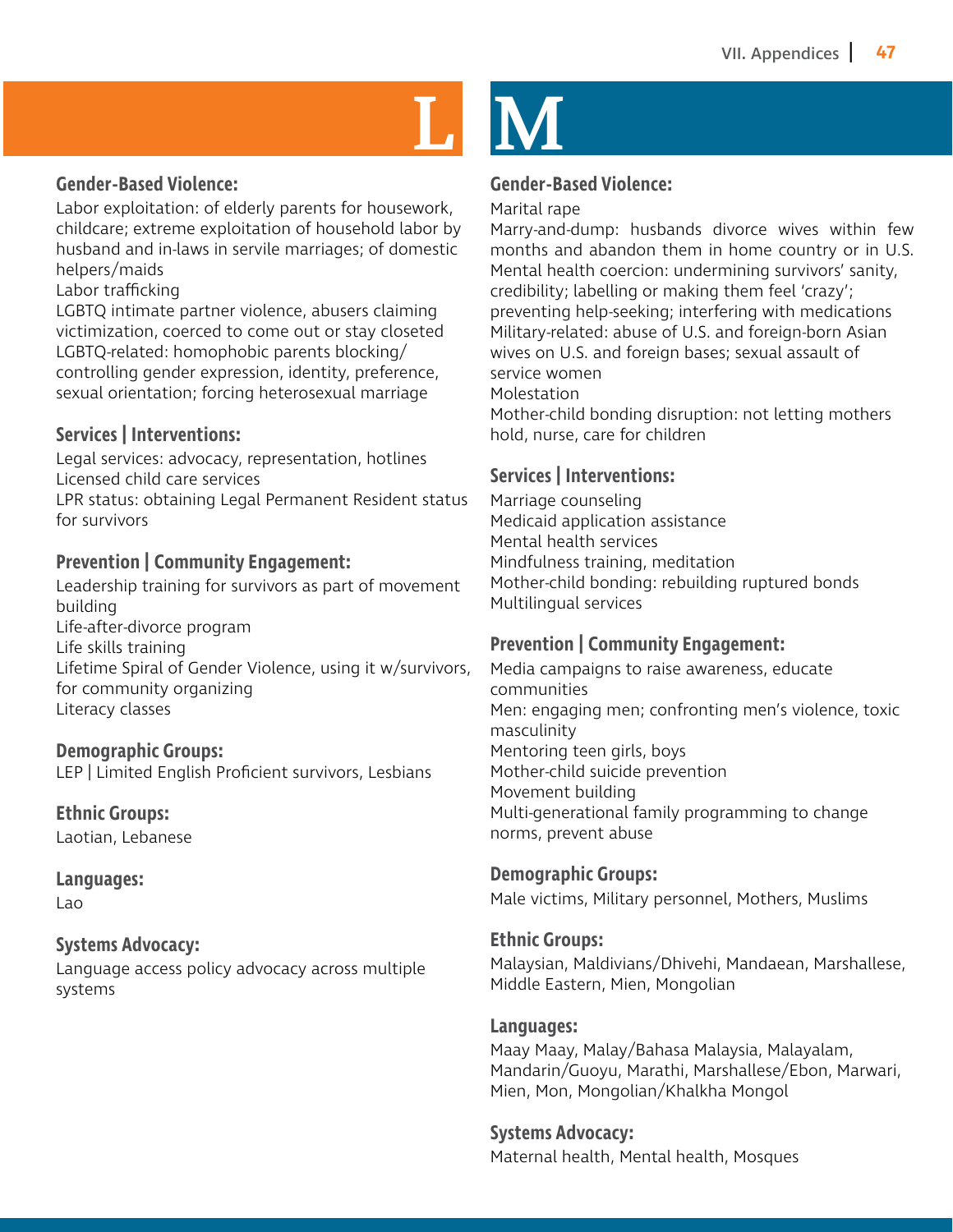# L

### Gender-Based Violence:

Labor exploitation: of elderly parents for housework, childcare; extreme exploitation of household labor by husband and in-laws in servile marriages; of domestic helpers/maids
Labor trafficking
LGBTQ intimate partner violence, abusers claiming victimization, coerced to come out or stay closeted
LGBTQ-related: homophobic parents blocking/ controlling gender expression, identity, preference, sexual orientation; forcing heterosexual marriage

### Services | Interventions:

Legal services: advocacy, representation, hotlines
Licensed child care services
LPR status: obtaining Legal Permanent Resident status for survivors

### Prevention | Community Engagement:

Leadership training for survivors as part of movement building
Life-after-divorce program
Life skills training
Lifetime Spiral of Gender Violence, using it w/survivors, for community organizing
Literacy classes

### Demographic Groups:

LEP | Limited English Proficient survivors, Lesbians

### Ethnic Groups:

Laotian, Lebanese

### Languages:

Lao

### Systems Advocacy:

Language access policy advocacy across multiple systems

# M

### Gender-Based Violence:

Marital rape
Marry-and-dump: husbands divorce wives within few months and abandon them in home country or in U.S.
Mental health coercion: undermining survivors' sanity, credibility; labelling or making them feel 'crazy'; preventing help-seeking; interfering with medications
Military-related: abuse of U.S. and foreign-born Asian wives on U.S. and foreign bases; sexual assault of service women
Molestation
Mother-child bonding disruption: not letting mothers hold, nurse, care for children

### Services | Interventions:

Marriage counseling
Medicaid application assistance
Mental health services
Mindfulness training, meditation
Mother-child bonding: rebuilding ruptured bonds
Multilingual services

### Prevention | Community Engagement:

Media campaigns to raise awareness, educate communities
Men: engaging men; confronting men's violence, toxic masculinity
Mentoring teen girls, boys
Mother-child suicide prevention
Movement building
Multi-generational family programming to change norms, prevent abuse

### Demographic Groups:

Male victims, Military personnel, Mothers, Muslims

### Ethnic Groups:

Malaysian, Maldivians/Dhivehi, Mandaean, Marshallese, Middle Eastern, Mien, Mongolian

### Languages:

Maay Maay, Malay/Bahasa Malaysia, Malayalam, Mandarin/Guoyu, Marathi, Marshallese/Ebon, Marwari, Mien, Mon, Mongolian/Khalkha Mongol

### Systems Advocacy:

Maternal health, Mental health, Mosques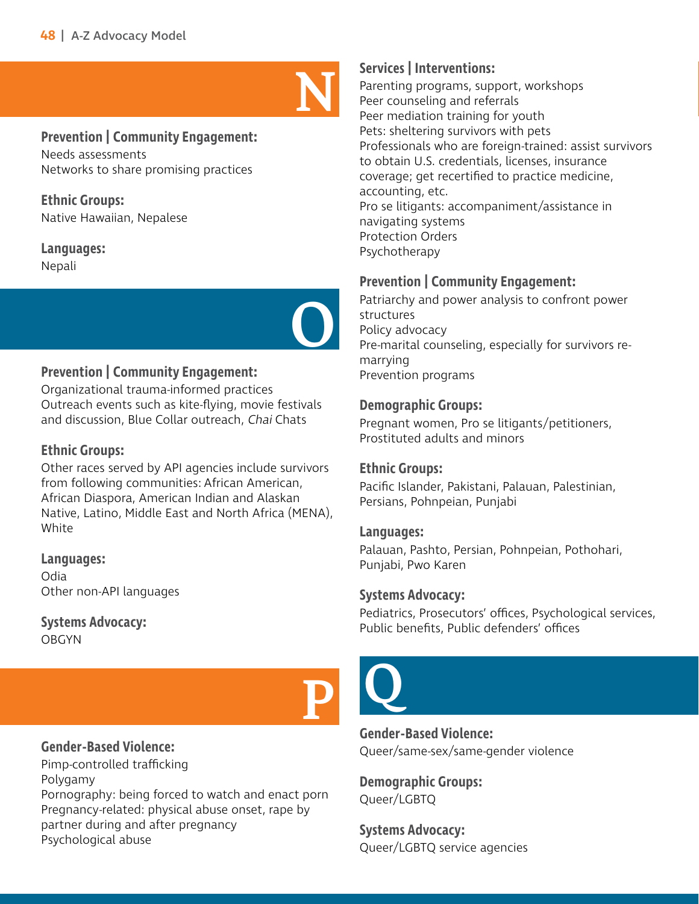# N

### Prevention | Community Engagement:
Needs assessments
Networks to share promising practices

### Ethnic Groups:
Native Hawaiian, Nepalese

### Languages:
Nepali

# O

### Prevention | Community Engagement:
Organizational trauma-informed practices
Outreach events such as kite-flying, movie festivals and discussion, Blue Collar outreach, *Chai* Chats

### Ethnic Groups:
Other races served by API agencies include survivors from following communities: African American, African Diaspora, American Indian and Alaskan Native, Latino, Middle East and North Africa (MENA), White

### Languages:
Odia
Other non-API languages

### Systems Advocacy:
OBGYN

# P

### Gender-Based Violence:
Pimp-controlled trafficking
Polygamy
Pornography: being forced to watch and enact porn
Pregnancy-related: physical abuse onset, rape by partner during and after pregnancy
Psychological abuse

### Services | Interventions:
Parenting programs, support, workshops
Peer counseling and referrals
Peer mediation training for youth
Pets: sheltering survivors with pets
Professionals who are foreign-trained: assist survivors to obtain U.S. credentials, licenses, insurance coverage; get recertified to practice medicine, accounting, etc.
Pro se litigants: accompaniment/assistance in navigating systems
Protection Orders
Psychotherapy

### Prevention | Community Engagement:
Patriarchy and power analysis to confront power structures
Policy advocacy
Pre-marital counseling, especially for survivors re-marrying
Prevention programs

### Demographic Groups:
Pregnant women, Pro se litigants/petitioners, Prostituted adults and minors

### Ethnic Groups:
Pacific Islander, Pakistani, Palauan, Palestinian, Persians, Pohnpeian, Punjabi

### Languages:
Palauan, Pashto, Persian, Pohnpeian, Pothohari, Punjabi, Pwo Karen

### Systems Advocacy:
Pediatrics, Prosecutors' offices, Psychological services, Public benefits, Public defenders' offices

# Q

### Gender-Based Violence:
Queer/same-sex/same-gender violence

### Demographic Groups:
Queer/LGBTQ

### Systems Advocacy:
Queer/LGBTQ service agencies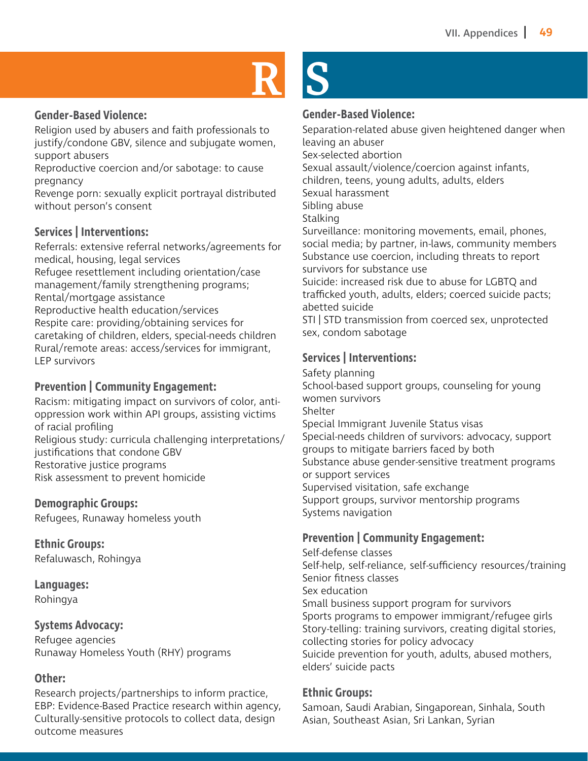# R

### Gender-Based Violence:

Religion used by abusers and faith professionals to justify/condone GBV, silence and subjugate women, support abusers
Reproductive coercion and/or sabotage: to cause pregnancy
Revenge porn: sexually explicit portrayal distributed without person's consent

### Services | Interventions:

Referrals: extensive referral networks/agreements for medical, housing, legal services
Refugee resettlement including orientation/case management/family strengthening programs;
Rental/mortgage assistance
Reproductive health education/services
Respite care: providing/obtaining services for caretaking of children, elders, special-needs children
Rural/remote areas: access/services for immigrant, LEP survivors

### Prevention | Community Engagement:

Racism: mitigating impact on survivors of color, anti-oppression work within API groups, assisting victims of racial profiling
Religious study: curricula challenging interpretations/justifications that condone GBV
Restorative justice programs
Risk assessment to prevent homicide

### Demographic Groups:

Refugees, Runaway homeless youth

### Ethnic Groups:

Refaluwasch, Rohingya

### Languages:

Rohingya

### Systems Advocacy:

Refugee agencies
Runaway Homeless Youth (RHY) programs

### Other:

Research projects/partnerships to inform practice, EBP: Evidence-Based Practice research within agency, Culturally-sensitive protocols to collect data, design outcome measures

# S

### Gender-Based Violence:

Separation-related abuse given heightened danger when leaving an abuser
Sex-selected abortion
Sexual assault/violence/coercion against infants, children, teens, young adults, adults, elders
Sexual harassment
Sibling abuse
Stalking
Surveillance: monitoring movements, email, phones, social media; by partner, in-laws, community members
Substance use coercion, including threats to report survivors for substance use
Suicide: increased risk due to abuse for LGBTQ and trafficked youth, adults, elders; coerced suicide pacts; abetted suicide
STI | STD transmission from coerced sex, unprotected sex, condom sabotage

### Services | Interventions:

Safety planning
School-based support groups, counseling for young women survivors
Shelter
Special Immigrant Juvenile Status visas
Special-needs children of survivors: advocacy, support groups to mitigate barriers faced by both
Substance abuse gender-sensitive treatment programs or support services
Supervised visitation, safe exchange
Support groups, survivor mentorship programs
Systems navigation

### Prevention | Community Engagement:

Self-defense classes
Self-help, self-reliance, self-sufficiency resources/training
Senior fitness classes
Sex education
Small business support program for survivors
Sports programs to empower immigrant/refugee girls
Story-telling: training survivors, creating digital stories, collecting stories for policy advocacy
Suicide prevention for youth, adults, abused mothers, elders' suicide pacts

### Ethnic Groups:

Samoan, Saudi Arabian, Singaporean, Sinhala, South Asian, Southeast Asian, Sri Lankan, Syrian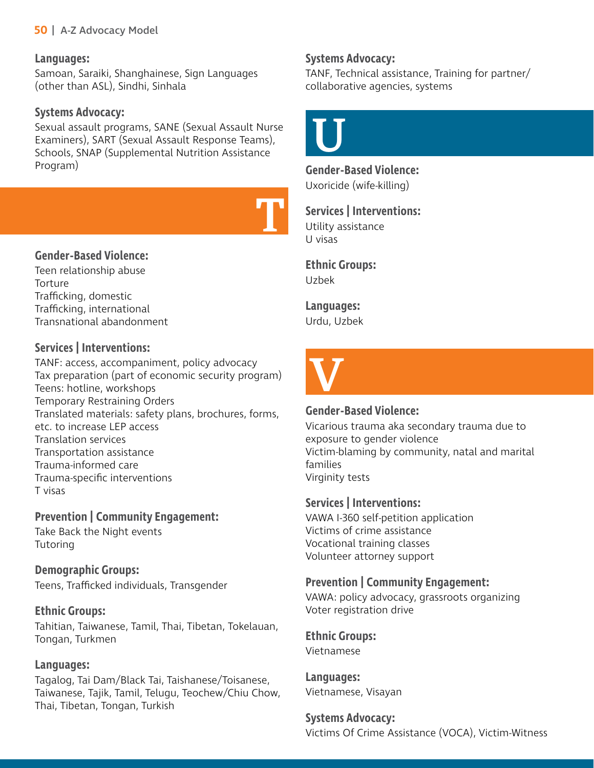**Languages:**
Samoan, Saraiki, Shanghainese, Sign Languages (other than ASL), Sindhi, Sinhala

**Systems Advocacy:**
Sexual assault programs, SANE (Sexual Assault Nurse Examiners), SART (Sexual Assault Response Teams), Schools, SNAP (Supplemental Nutrition Assistance Program)

# T

**Gender-Based Violence:**
Teen relationship abuse
Torture
Trafficking, domestic
Trafficking, international
Transnational abandonment

**Services | Interventions:**
TANF: access, accompaniment, policy advocacy
Tax preparation (part of economic security program)
Teens: hotline, workshops
Temporary Restraining Orders
Translated materials: safety plans, brochures, forms, etc. to increase LEP access
Translation services
Transportation assistance
Trauma-informed care
Trauma-specific interventions
T visas

**Prevention | Community Engagement:**
Take Back the Night events
Tutoring

**Demographic Groups:**
Teens, Trafficked individuals, Transgender

**Ethnic Groups:**
Tahitian, Taiwanese, Tamil, Thai, Tibetan, Tokelauan, Tongan, Turkmen

**Languages:**
Tagalog, Tai Dam/Black Tai, Taishanese/Toisanese, Taiwanese, Tajik, Tamil, Telugu, Teochew/Chiu Chow, Thai, Tibetan, Tongan, Turkish

**Systems Advocacy:**
TANF, Technical assistance, Training for partner/collaborative agencies, systems

# U

**Gender-Based Violence:**
Uxoricide (wife-killing)

**Services | Interventions:**
Utility assistance
U visas

**Ethnic Groups:**
Uzbek

**Languages:**
Urdu, Uzbek

# V

**Gender-Based Violence:**
Vicarious trauma aka secondary trauma due to exposure to gender violence
Victim-blaming by community, natal and marital families
Virginity tests

**Services | Interventions:**
VAWA I-360 self-petition application
Victims of crime assistance
Vocational training classes
Volunteer attorney support

**Prevention | Community Engagement:**
VAWA: policy advocacy, grassroots organizing
Voter registration drive

**Ethnic Groups:**
Vietnamese

**Languages:**
Vietnamese, Visayan

**Systems Advocacy:**
Victims Of Crime Assistance (VOCA), Victim-Witness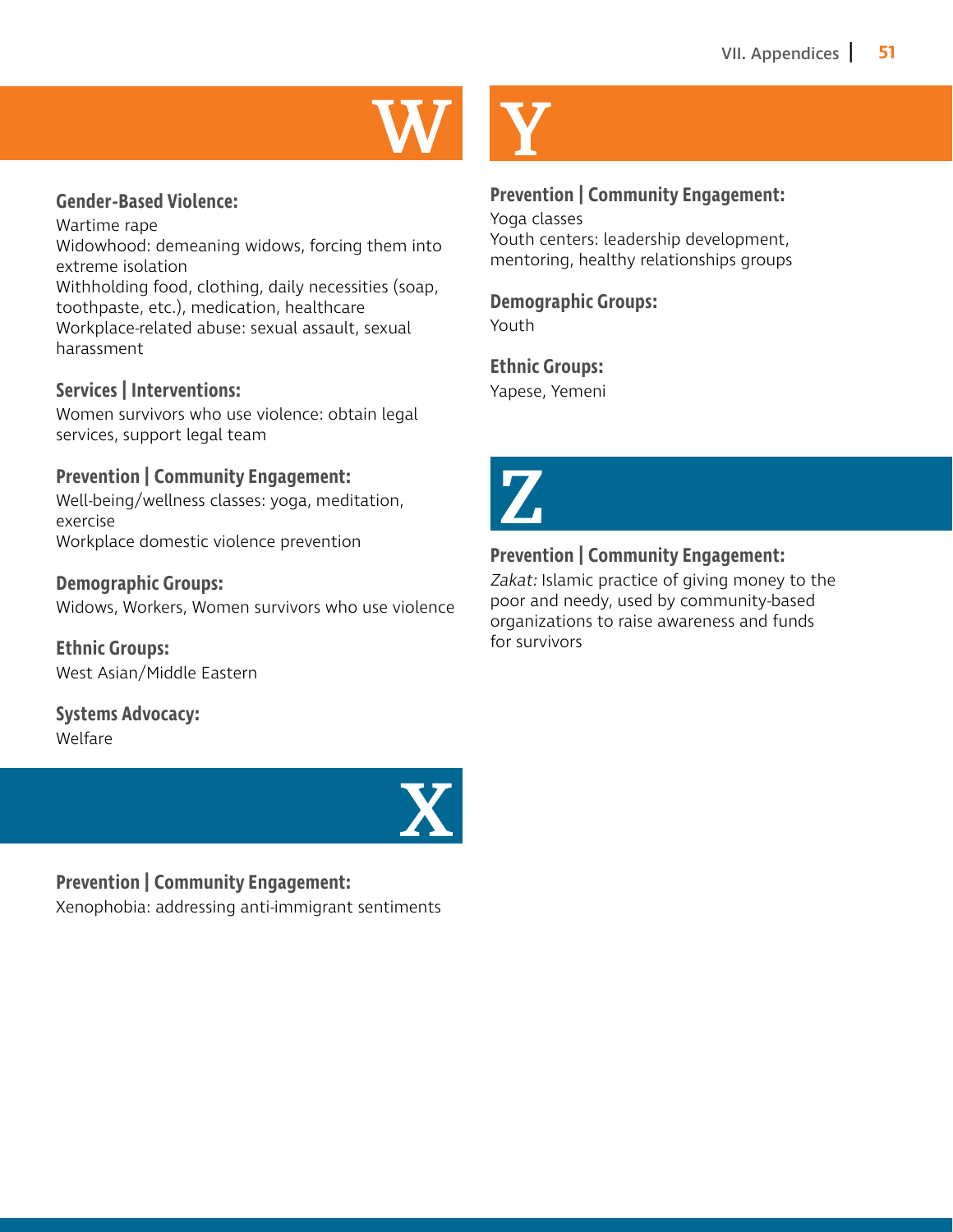# W

**Gender-Based Violence:**

Wartime rape
Widowhood: demeaning widows, forcing them into extreme isolation
Withholding food, clothing, daily necessities (soap, toothpaste, etc.), medication, healthcare
Workplace-related abuse: sexual assault, sexual harassment

**Services | Interventions:**

Women survivors who use violence: obtain legal services, support legal team

**Prevention | Community Engagement:**

Well-being/wellness classes: yoga, meditation, exercise
Workplace domestic violence prevention

**Demographic Groups:**

Widows, Workers, Women survivors who use violence

**Ethnic Groups:**

West Asian/Middle Eastern

**Systems Advocacy:**

Welfare

# X

**Prevention | Community Engagement:**

Xenophobia: addressing anti-immigrant sentiments

# Y

**Prevention | Community Engagement:**

Yoga classes
Youth centers: leadership development, mentoring, healthy relationships groups

**Demographic Groups:**

Youth

**Ethnic Groups:**

Yapese, Yemeni

# Z

**Prevention | Community Engagement:**

*Zakat:* Islamic practice of giving money to the poor and needy, used by community-based organizations to raise awareness and funds for survivors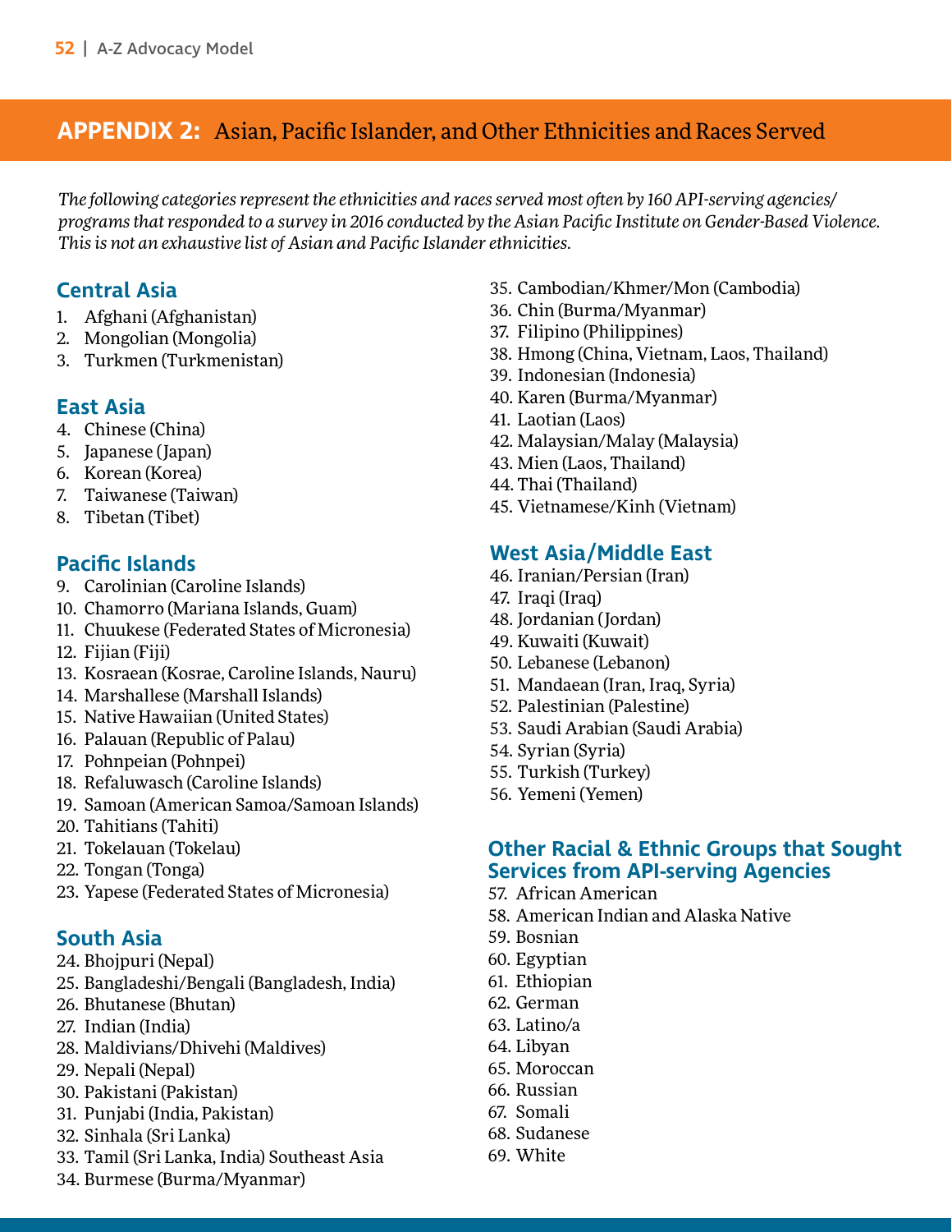## APPENDIX 2: Asian, Pacific Islander, and Other Ethnicities and Races Served

*The following categories represent the ethnicities and races served most often by 160 API-serving agencies/ programs that responded to a survey in 2016 conducted by the Asian Pacific Institute on Gender-Based Violence. This is not an exhaustive list of Asian and Pacific Islander ethnicities.*

### Central Asia

1. Afghani (Afghanistan)
2. Mongolian (Mongolia)
3. Turkmen (Turkmenistan)

### East Asia

4. Chinese (China)
5. Japanese (Japan)
6. Korean (Korea)
7. Taiwanese (Taiwan)
8. Tibetan (Tibet)

### Pacific Islands

9. Carolinian (Caroline Islands)
10. Chamorro (Mariana Islands, Guam)
11. Chuukese (Federated States of Micronesia)
12. Fijian (Fiji)
13. Kosraean (Kosrae, Caroline Islands, Nauru)
14. Marshallese (Marshall Islands)
15. Native Hawaiian (United States)
16. Palauan (Republic of Palau)
17. Pohnpeian (Pohnpei)
18. Refaluwasch (Caroline Islands)
19. Samoan (American Samoa/Samoan Islands)
20. Tahitians (Tahiti)
21. Tokelauan (Tokelau)
22. Tongan (Tonga)
23. Yapese (Federated States of Micronesia)

### South Asia

24. Bhojpuri (Nepal)
25. Bangladeshi/Bengali (Bangladesh, India)
26. Bhutanese (Bhutan)
27. Indian (India)
28. Maldivians/Dhivehi (Maldives)
29. Nepali (Nepal)
30. Pakistani (Pakistan)
31. Punjabi (India, Pakistan)
32. Sinhala (Sri Lanka)
33. Tamil (Sri Lanka, India) Southeast Asia
34. Burmese (Burma/Myanmar)
35. Cambodian/Khmer/Mon (Cambodia)
36. Chin (Burma/Myanmar)
37. Filipino (Philippines)
38. Hmong (China, Vietnam, Laos, Thailand)
39. Indonesian (Indonesia)
40. Karen (Burma/Myanmar)
41. Laotian (Laos)
42. Malaysian/Malay (Malaysia)
43. Mien (Laos, Thailand)
44. Thai (Thailand)
45. Vietnamese/Kinh (Vietnam)

### West Asia/Middle East

46. Iranian/Persian (Iran)
47. Iraqi (Iraq)
48. Jordanian (Jordan)
49. Kuwaiti (Kuwait)
50. Lebanese (Lebanon)
51. Mandaean (Iran, Iraq, Syria)
52. Palestinian (Palestine)
53. Saudi Arabian (Saudi Arabia)
54. Syrian (Syria)
55. Turkish (Turkey)
56. Yemeni (Yemen)

### Other Racial & Ethnic Groups that Sought Services from API-serving Agencies

57. African American
58. American Indian and Alaska Native
59. Bosnian
60. Egyptian
61. Ethiopian
62. German
63. Latino/a
64. Libyan
65. Moroccan
66. Russian
67. Somali
68. Sudanese
69. White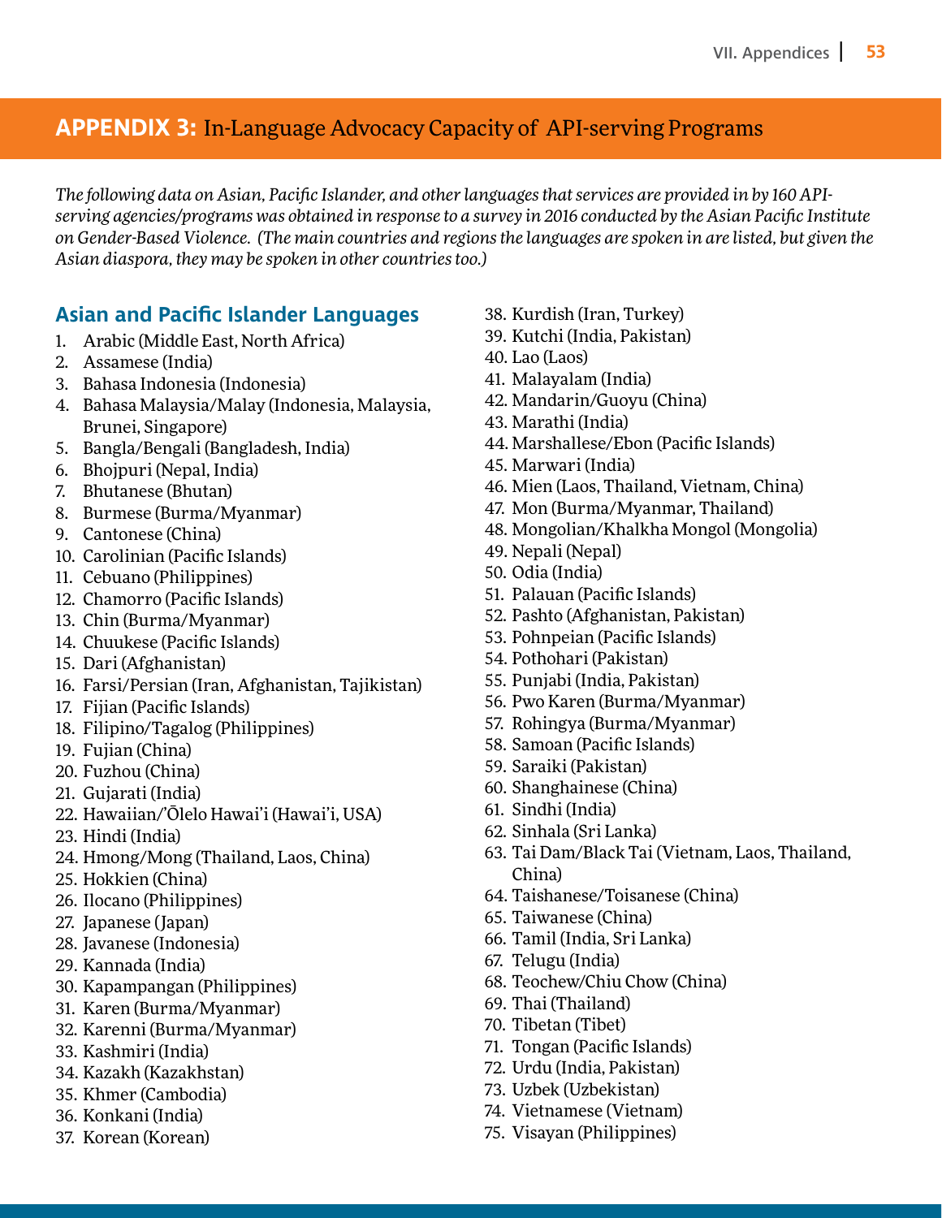## APPENDIX 3: In-Language Advocacy Capacity of API-serving Programs

*The following data on Asian, Pacific Islander, and other languages that services are provided in by 160 API-serving agencies/programs was obtained in response to a survey in 2016 conducted by the Asian Pacific Institute on Gender-Based Violence. (The main countries and regions the languages are spoken in are listed, but given the Asian diaspora, they may be spoken in other countries too.)*

### Asian and Pacific Islander Languages

1. Arabic (Middle East, North Africa)
2. Assamese (India)
3. Bahasa Indonesia (Indonesia)
4. Bahasa Malaysia/Malay (Indonesia, Malaysia, Brunei, Singapore)
5. Bangla/Bengali (Bangladesh, India)
6. Bhojpuri (Nepal, India)
7. Bhutanese (Bhutan)
8. Burmese (Burma/Myanmar)
9. Cantonese (China)
10. Carolinian (Pacific Islands)
11. Cebuano (Philippines)
12. Chamorro (Pacific Islands)
13. Chin (Burma/Myanmar)
14. Chuukese (Pacific Islands)
15. Dari (Afghanistan)
16. Farsi/Persian (Iran, Afghanistan, Tajikistan)
17. Fijian (Pacific Islands)
18. Filipino/Tagalog (Philippines)
19. Fujian (China)
20. Fuzhou (China)
21. Gujarati (India)
22. Hawaiian/'Ōlelo Hawai'i (Hawai'i, USA)
23. Hindi (India)
24. Hmong/Mong (Thailand, Laos, China)
25. Hokkien (China)
26. Ilocano (Philippines)
27. Japanese (Japan)
28. Javanese (Indonesia)
29. Kannada (India)
30. Kapampangan (Philippines)
31. Karen (Burma/Myanmar)
32. Karenni (Burma/Myanmar)
33. Kashmiri (India)
34. Kazakh (Kazakhstan)
35. Khmer (Cambodia)
36. Konkani (India)
37. Korean (Korean)
38. Kurdish (Iran, Turkey)
39. Kutchi (India, Pakistan)
40. Lao (Laos)
41. Malayalam (India)
42. Mandarin/Guoyu (China)
43. Marathi (India)
44. Marshallese/Ebon (Pacific Islands)
45. Marwari (India)
46. Mien (Laos, Thailand, Vietnam, China)
47. Mon (Burma/Myanmar, Thailand)
48. Mongolian/Khalkha Mongol (Mongolia)
49. Nepali (Nepal)
50. Odia (India)
51. Palauan (Pacific Islands)
52. Pashto (Afghanistan, Pakistan)
53. Pohnpeian (Pacific Islands)
54. Pothohari (Pakistan)
55. Punjabi (India, Pakistan)
56. Pwo Karen (Burma/Myanmar)
57. Rohingya (Burma/Myanmar)
58. Samoan (Pacific Islands)
59. Saraiki (Pakistan)
60. Shanghainese (China)
61. Sindhi (India)
62. Sinhala (Sri Lanka)
63. Tai Dam/Black Tai (Vietnam, Laos, Thailand, China)
64. Taishanese/Toisanese (China)
65. Taiwanese (China)
66. Tamil (India, Sri Lanka)
67. Telugu (India)
68. Teochew/Chiu Chow (China)
69. Thai (Thailand)
70. Tibetan (Tibet)
71. Tongan (Pacific Islands)
72. Urdu (India, Pakistan)
73. Uzbek (Uzbekistan)
74. Vietnamese (Vietnam)
75. Visayan (Philippines)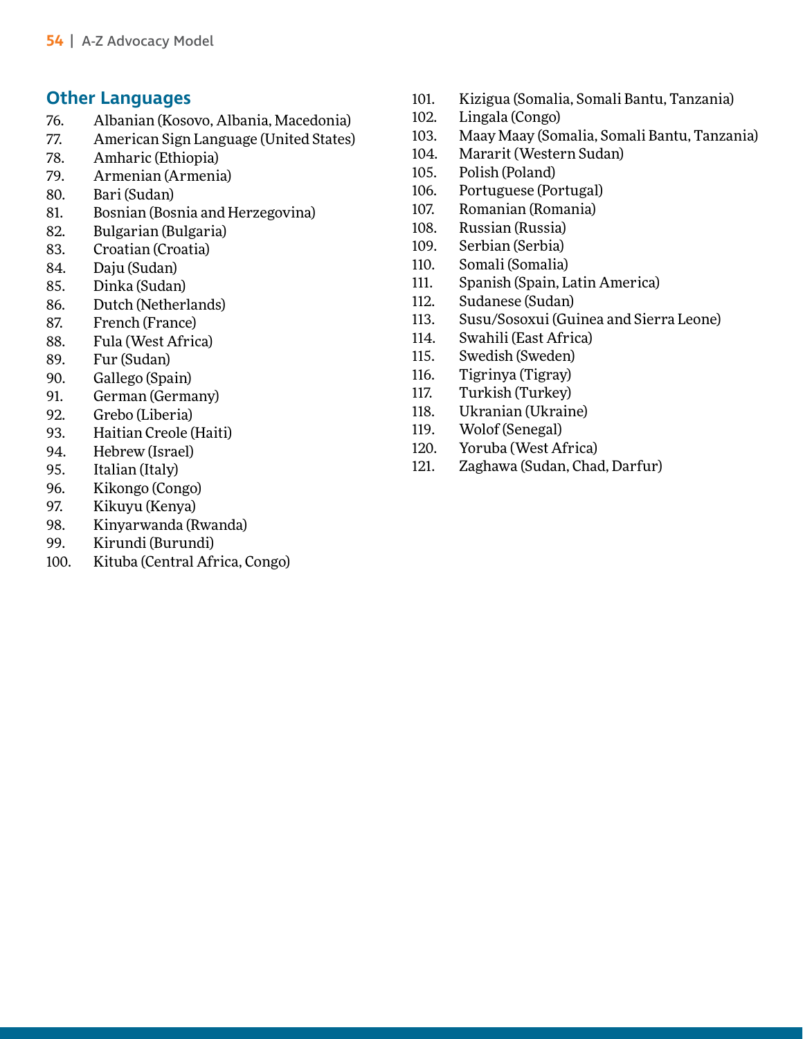## Other Languages

76. Albanian (Kosovo, Albania, Macedonia)
77. American Sign Language (United States)
78. Amharic (Ethiopia)
79. Armenian (Armenia)
80. Bari (Sudan)
81. Bosnian (Bosnia and Herzegovina)
82. Bulgarian (Bulgaria)
83. Croatian (Croatia)
84. Daju (Sudan)
85. Dinka (Sudan)
86. Dutch (Netherlands)
87. French (France)
88. Fula (West Africa)
89. Fur (Sudan)
90. Gallego (Spain)
91. German (Germany)
92. Grebo (Liberia)
93. Haitian Creole (Haiti)
94. Hebrew (Israel)
95. Italian (Italy)
96. Kikongo (Congo)
97. Kikuyu (Kenya)
98. Kinyarwanda (Rwanda)
99. Kirundi (Burundi)
100. Kituba (Central Africa, Congo)
101. Kizigua (Somalia, Somali Bantu, Tanzania)
102. Lingala (Congo)
103. Maay Maay (Somalia, Somali Bantu, Tanzania)
104. Mararit (Western Sudan)
105. Polish (Poland)
106. Portuguese (Portugal)
107. Romanian (Romania)
108. Russian (Russia)
109. Serbian (Serbia)
110. Somali (Somalia)
111. Spanish (Spain, Latin America)
112. Sudanese (Sudan)
113. Susu/Sosoxui (Guinea and Sierra Leone)
114. Swahili (East Africa)
115. Swedish (Sweden)
116. Tigrinya (Tigray)
117. Turkish (Turkey)
118. Ukranian (Ukraine)
119. Wolof (Senegal)
120. Yoruba (West Africa)
121. Zaghawa (Sudan, Chad, Darfur)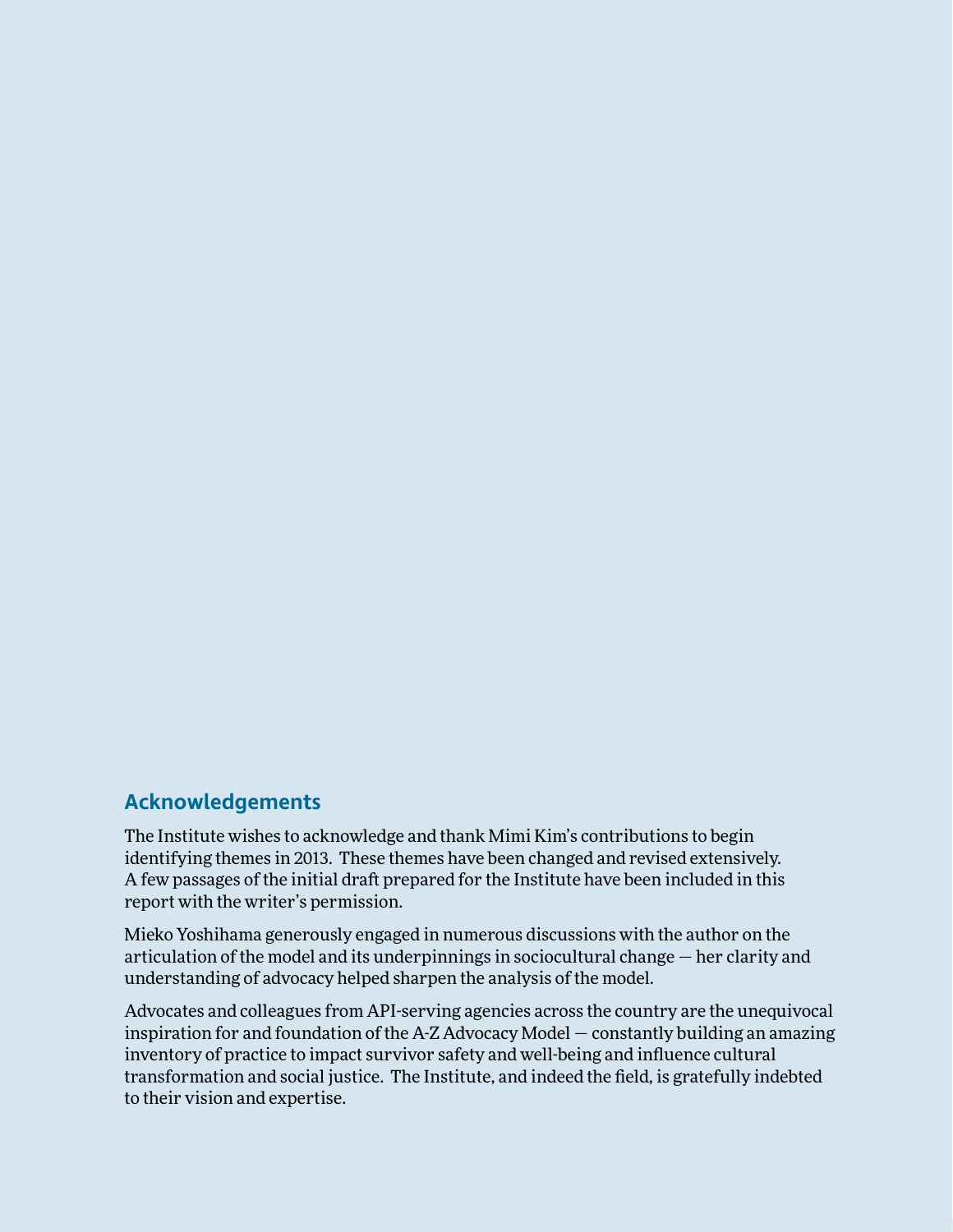## Acknowledgements

The Institute wishes to acknowledge and thank Mimi Kim's contributions to begin identifying themes in 2013. These themes have been changed and revised extensively. A few passages of the initial draft prepared for the Institute have been included in this report with the writer's permission.

Mieko Yoshihama generously engaged in numerous discussions with the author on the articulation of the model and its underpinnings in sociocultural change — her clarity and understanding of advocacy helped sharpen the analysis of the model.

Advocates and colleagues from API-serving agencies across the country are the unequivocal inspiration for and foundation of the A-Z Advocacy Model — constantly building an amazing inventory of practice to impact survivor safety and well-being and influence cultural transformation and social justice. The Institute, and indeed the field, is gratefully indebted to their vision and expertise.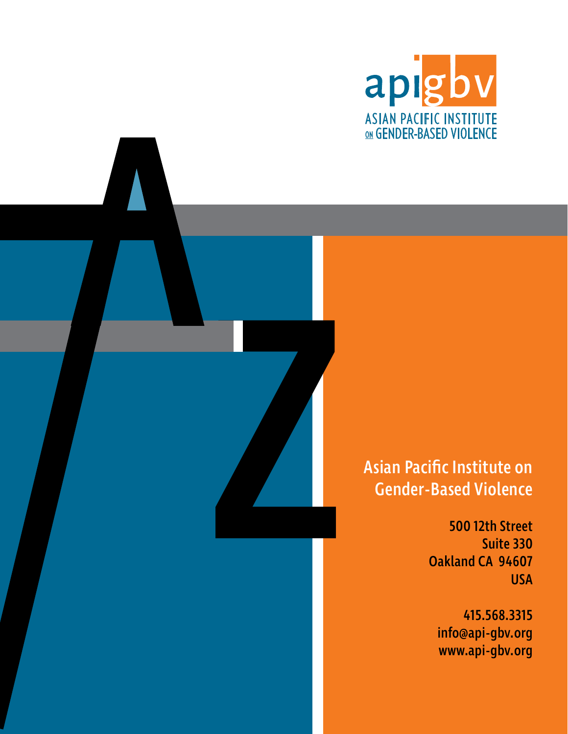apigbv

ASIAN PACIFIC INSTITUTE ON GENDER-BASED VIOLENCE

A Z

**Asian Pacific Institute on Gender-Based Violence**

500 12th Street
Suite 330
Oakland CA 94607
USA

415.568.3315
info@api-gbv.org
www.api-gbv.org